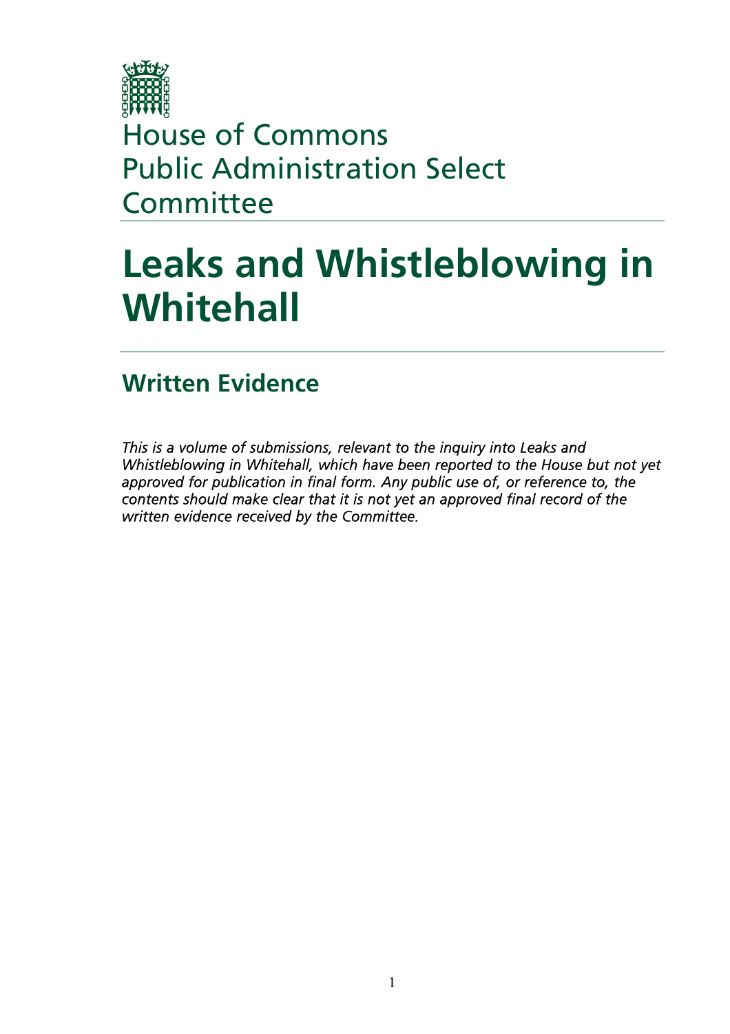House of Commons
Public Administration Select Committee

# Leaks and Whistleblowing in Whitehall

## Written Evidence

*This is a volume of submissions, relevant to the inquiry into Leaks and Whistleblowing in Whitehall, which have been reported to the House but not yet approved for publication in final form. Any public use of, or reference to, the contents should make clear that it is not yet an approved final record of the written evidence received by the Committee.*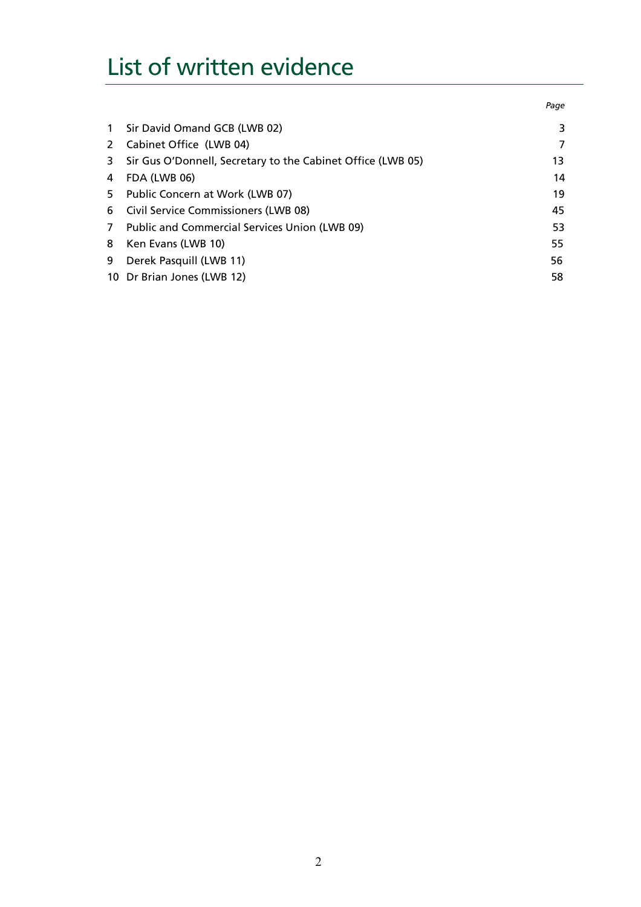# List of written evidence

| | | *Page* |
|---|---|---|
| 1 | Sir David Omand GCB (LWB 02) | 3 |
| 2 | Cabinet Office (LWB 04) | 7 |
| 3 | Sir Gus O'Donnell, Secretary to the Cabinet Office (LWB 05) | 13 |
| 4 | FDA (LWB 06) | 14 |
| 5 | Public Concern at Work (LWB 07) | 19 |
| 6 | Civil Service Commissioners (LWB 08) | 45 |
| 7 | Public and Commercial Services Union (LWB 09) | 53 |
| 8 | Ken Evans (LWB 10) | 55 |
| 9 | Derek Pasquill (LWB 11) | 56 |
| 10 | Dr Brian Jones (LWB 12) | 58 |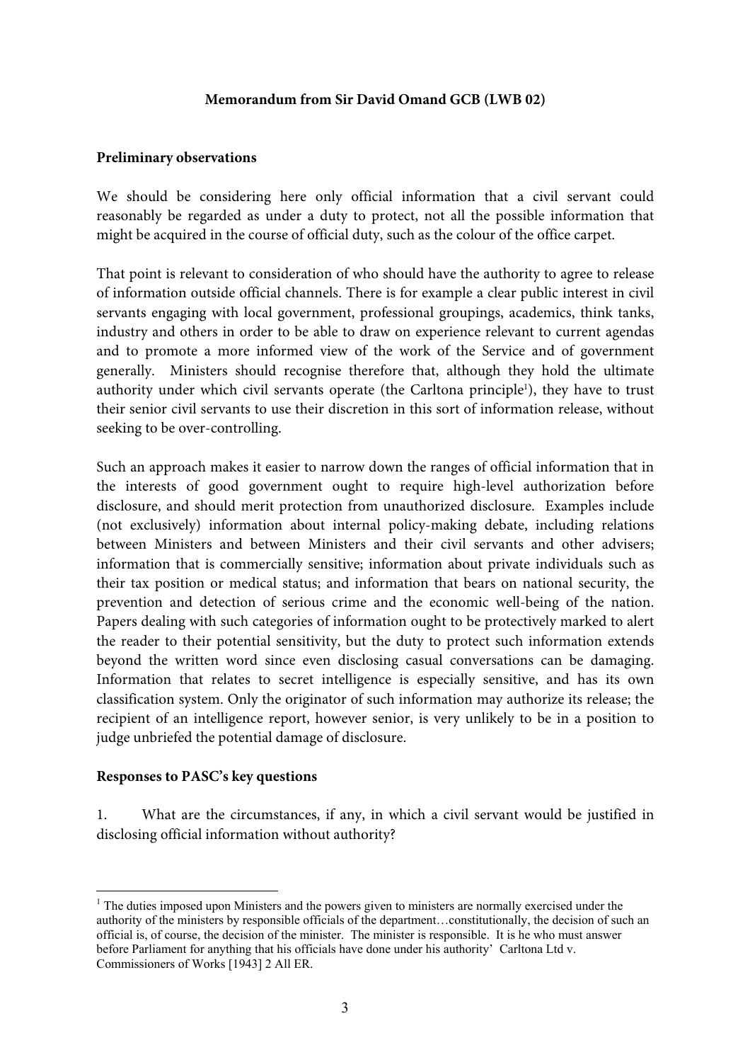**Memorandum from Sir David Omand GCB (LWB 02)**

**Preliminary observations**

We should be considering here only official information that a civil servant could reasonably be regarded as under a duty to protect, not all the possible information that might be acquired in the course of official duty, such as the colour of the office carpet.

That point is relevant to consideration of who should have the authority to agree to release of information outside official channels. There is for example a clear public interest in civil servants engaging with local government, professional groupings, academics, think tanks, industry and others in order to be able to draw on experience relevant to current agendas and to promote a more informed view of the work of the Service and of government generally. Ministers should recognise therefore that, although they hold the ultimate authority under which civil servants operate (the Carltona principle[1]), they have to trust their senior civil servants to use their discretion in this sort of information release, without seeking to be over-controlling.

Such an approach makes it easier to narrow down the ranges of official information that in the interests of good government ought to require high-level authorization before disclosure, and should merit protection from unauthorized disclosure. Examples include (not exclusively) information about internal policy-making debate, including relations between Ministers and between Ministers and their civil servants and other advisers; information that is commercially sensitive; information about private individuals such as their tax position or medical status; and information that bears on national security, the prevention and detection of serious crime and the economic well-being of the nation. Papers dealing with such categories of information ought to be protectively marked to alert the reader to their potential sensitivity, but the duty to protect such information extends beyond the written word since even disclosing casual conversations can be damaging. Information that relates to secret intelligence is especially sensitive, and has its own classification system. Only the originator of such information may authorize its release; the recipient of an intelligence report, however senior, is very unlikely to be in a position to judge unbriefed the potential damage of disclosure.

**Responses to PASC's key questions**

1. What are the circumstances, if any, in which a civil servant would be justified in disclosing official information without authority?

[1] The duties imposed upon Ministers and the powers given to ministers are normally exercised under the authority of the ministers by responsible officials of the department…constitutionally, the decision of such an official is, of course, the decision of the minister. The minister is responsible. It is he who must answer before Parliament for anything that his officials have done under his authority' Carltona Ltd v. Commissioners of Works [1943] 2 All ER.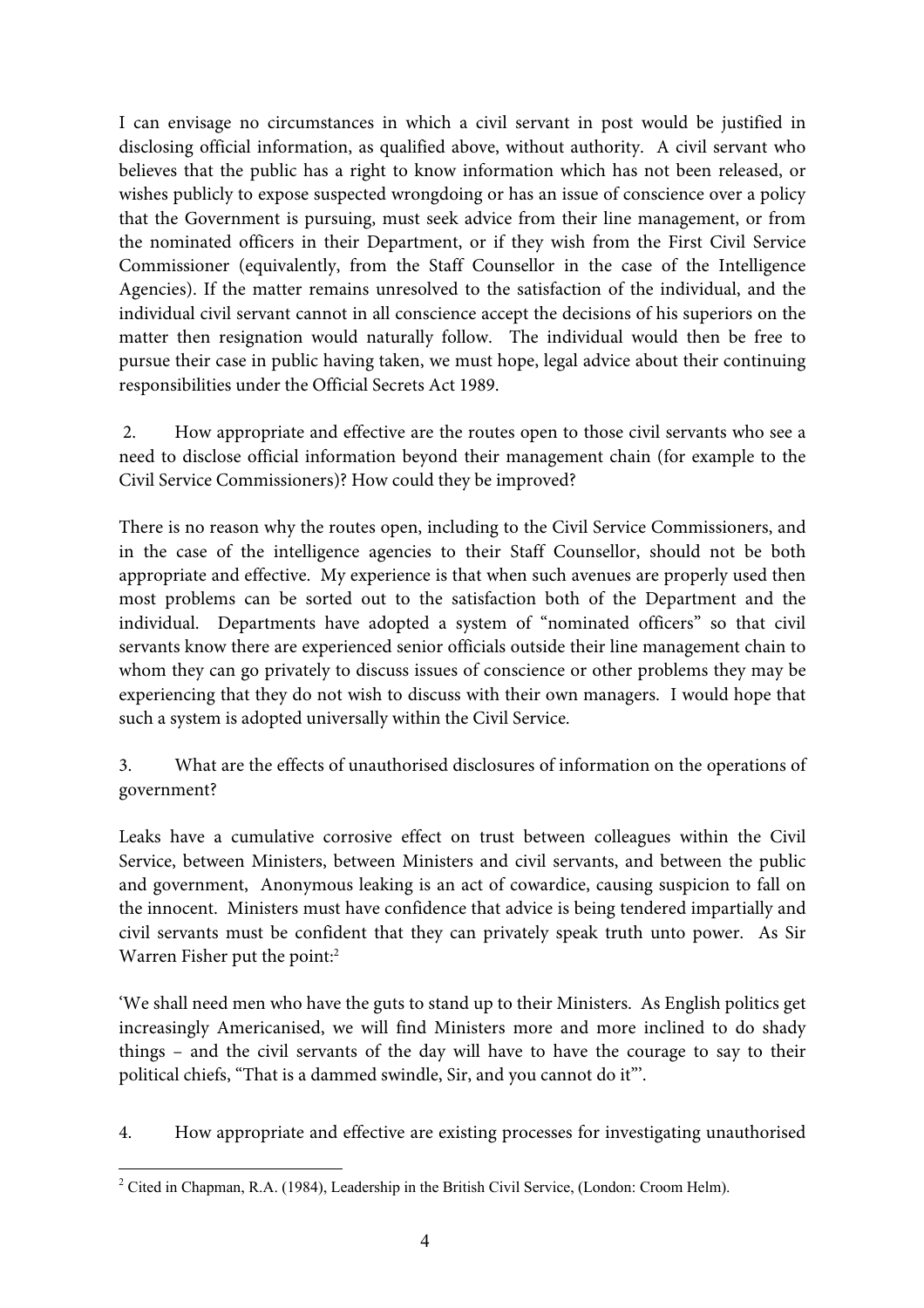I can envisage no circumstances in which a civil servant in post would be justified in disclosing official information, as qualified above, without authority. A civil servant who believes that the public has a right to know information which has not been released, or wishes publicly to expose suspected wrongdoing or has an issue of conscience over a policy that the Government is pursuing, must seek advice from their line management, or from the nominated officers in their Department, or if they wish from the First Civil Service Commissioner (equivalently, from the Staff Counsellor in the case of the Intelligence Agencies). If the matter remains unresolved to the satisfaction of the individual, and the individual civil servant cannot in all conscience accept the decisions of his superiors on the matter then resignation would naturally follow. The individual would then be free to pursue their case in public having taken, we must hope, legal advice about their continuing responsibilities under the Official Secrets Act 1989.

2. How appropriate and effective are the routes open to those civil servants who see a need to disclose official information beyond their management chain (for example to the Civil Service Commissioners)? How could they be improved?

There is no reason why the routes open, including to the Civil Service Commissioners, and in the case of the intelligence agencies to their Staff Counsellor, should not be both appropriate and effective. My experience is that when such avenues are properly used then most problems can be sorted out to the satisfaction both of the Department and the individual. Departments have adopted a system of "nominated officers" so that civil servants know there are experienced senior officials outside their line management chain to whom they can go privately to discuss issues of conscience or other problems they may be experiencing that they do not wish to discuss with their own managers. I would hope that such a system is adopted universally within the Civil Service.

3. What are the effects of unauthorised disclosures of information on the operations of government?

Leaks have a cumulative corrosive effect on trust between colleagues within the Civil Service, between Ministers, between Ministers and civil servants, and between the public and government, Anonymous leaking is an act of cowardice, causing suspicion to fall on the innocent. Ministers must have confidence that advice is being tendered impartially and civil servants must be confident that they can privately speak truth unto power. As Sir Warren Fisher put the point:[2]

'We shall need men who have the guts to stand up to their Ministers. As English politics get increasingly Americanised, we will find Ministers more and more inclined to do shady things – and the civil servants of the day will have to have the courage to say to their political chiefs, "That is a dammed swindle, Sir, and you cannot do it"'.

4. How appropriate and effective are existing processes for investigating unauthorised

[2] Cited in Chapman, R.A. (1984), Leadership in the British Civil Service, (London: Croom Helm).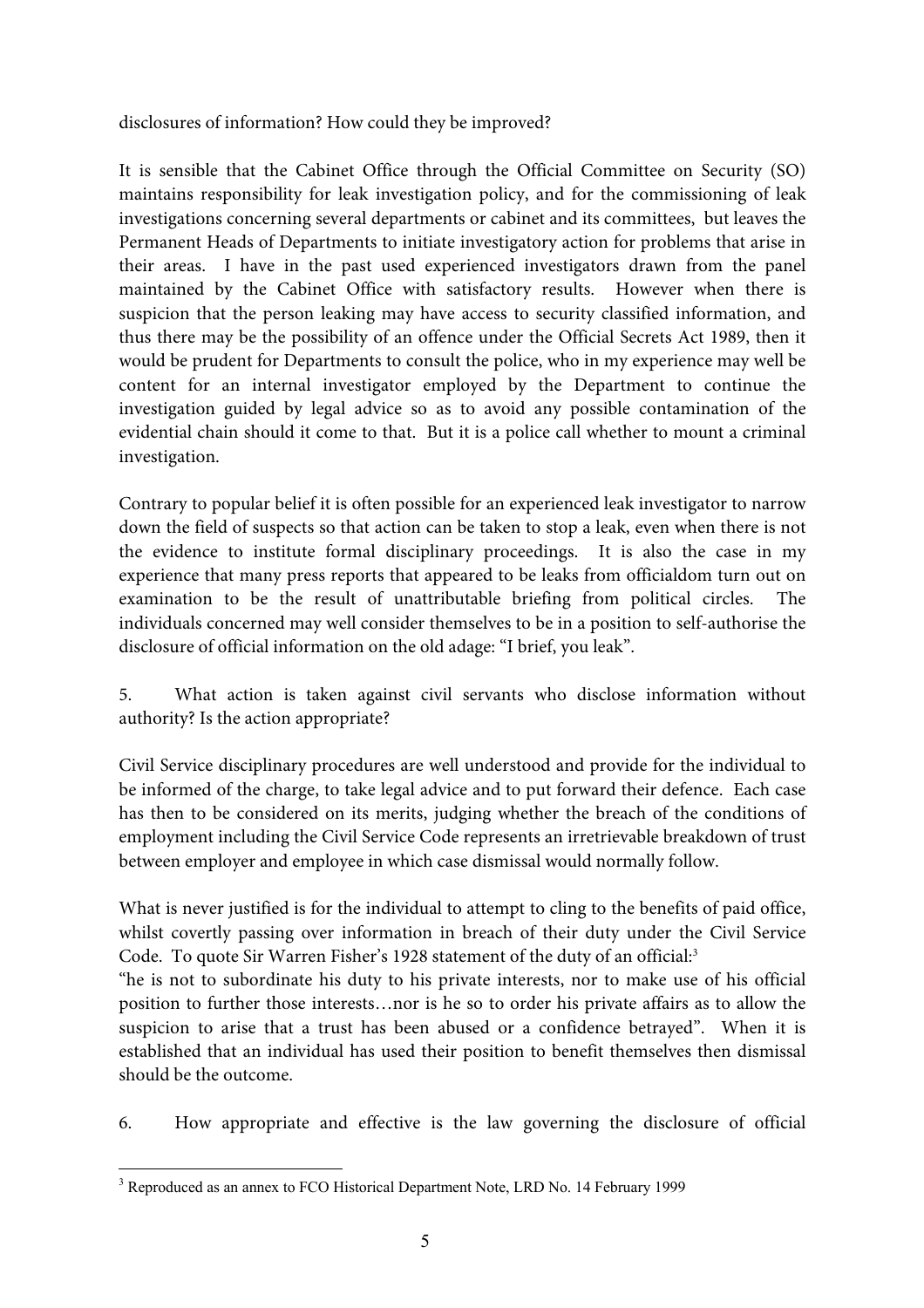disclosures of information? How could they be improved?

It is sensible that the Cabinet Office through the Official Committee on Security (SO) maintains responsibility for leak investigation policy, and for the commissioning of leak investigations concerning several departments or cabinet and its committees, but leaves the Permanent Heads of Departments to initiate investigatory action for problems that arise in their areas. I have in the past used experienced investigators drawn from the panel maintained by the Cabinet Office with satisfactory results. However when there is suspicion that the person leaking may have access to security classified information, and thus there may be the possibility of an offence under the Official Secrets Act 1989, then it would be prudent for Departments to consult the police, who in my experience may well be content for an internal investigator employed by the Department to continue the investigation guided by legal advice so as to avoid any possible contamination of the evidential chain should it come to that. But it is a police call whether to mount a criminal investigation.

Contrary to popular belief it is often possible for an experienced leak investigator to narrow down the field of suspects so that action can be taken to stop a leak, even when there is not the evidence to institute formal disciplinary proceedings. It is also the case in my experience that many press reports that appeared to be leaks from officialdom turn out on examination to be the result of unattributable briefing from political circles. The individuals concerned may well consider themselves to be in a position to self-authorise the disclosure of official information on the old adage: "I brief, you leak".

5. What action is taken against civil servants who disclose information without authority? Is the action appropriate?

Civil Service disciplinary procedures are well understood and provide for the individual to be informed of the charge, to take legal advice and to put forward their defence. Each case has then to be considered on its merits, judging whether the breach of the conditions of employment including the Civil Service Code represents an irretrievable breakdown of trust between employer and employee in which case dismissal would normally follow.

What is never justified is for the individual to attempt to cling to the benefits of paid office, whilst covertly passing over information in breach of their duty under the Civil Service Code. To quote Sir Warren Fisher's 1928 statement of the duty of an official:[3]
"he is not to subordinate his duty to his private interests, nor to make use of his official position to further those interests…nor is he so to order his private affairs as to allow the suspicion to arise that a trust has been abused or a confidence betrayed". When it is established that an individual has used their position to benefit themselves then dismissal should be the outcome.

6. How appropriate and effective is the law governing the disclosure of official

[3] Reproduced as an annex to FCO Historical Department Note, LRD No. 14 February 1999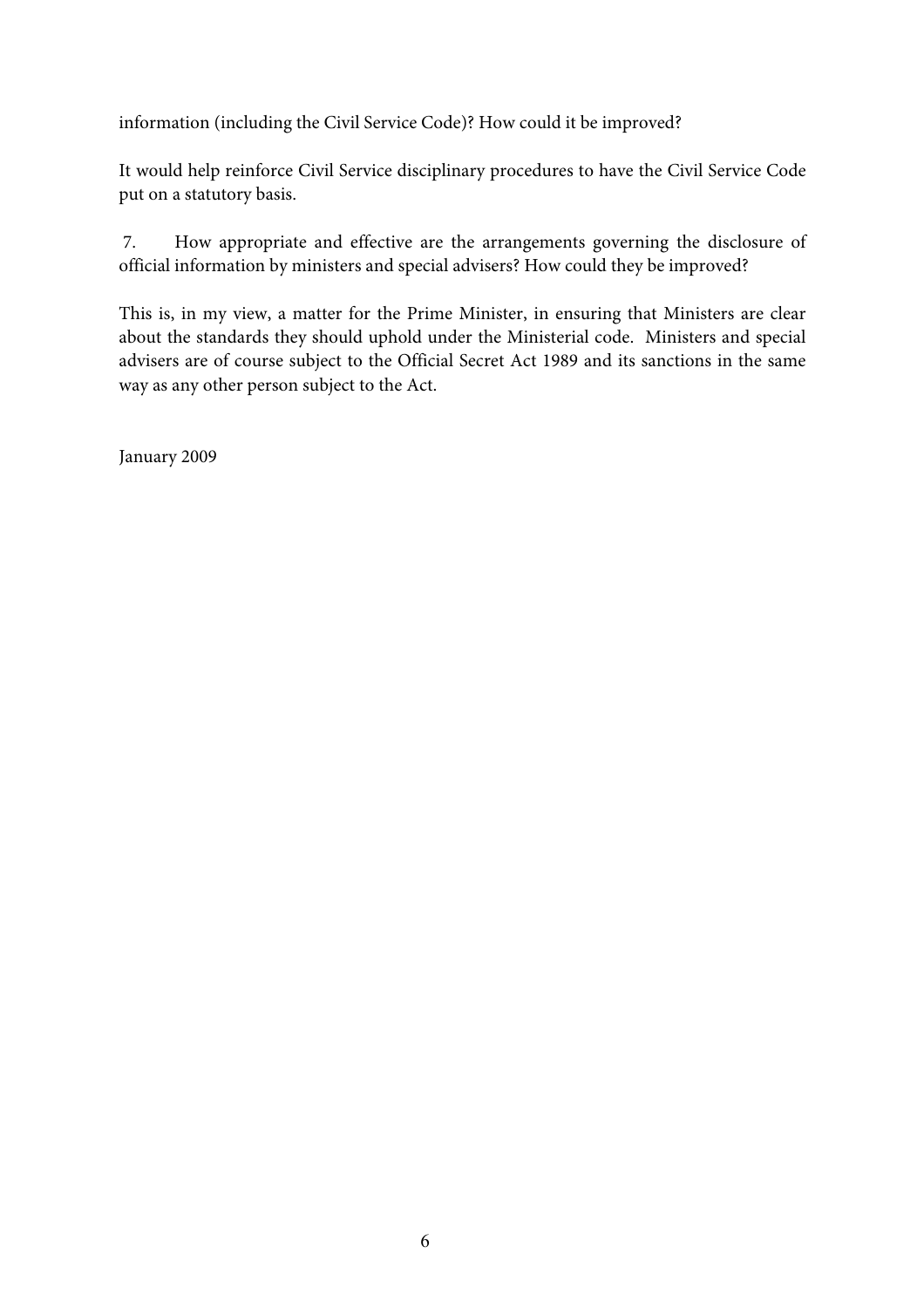information (including the Civil Service Code)? How could it be improved?

It would help reinforce Civil Service disciplinary procedures to have the Civil Service Code put on a statutory basis.

7. How appropriate and effective are the arrangements governing the disclosure of official information by ministers and special advisers? How could they be improved?

This is, in my view, a matter for the Prime Minister, in ensuring that Ministers are clear about the standards they should uphold under the Ministerial code. Ministers and special advisers are of course subject to the Official Secret Act 1989 and its sanctions in the same way as any other person subject to the Act.

January 2009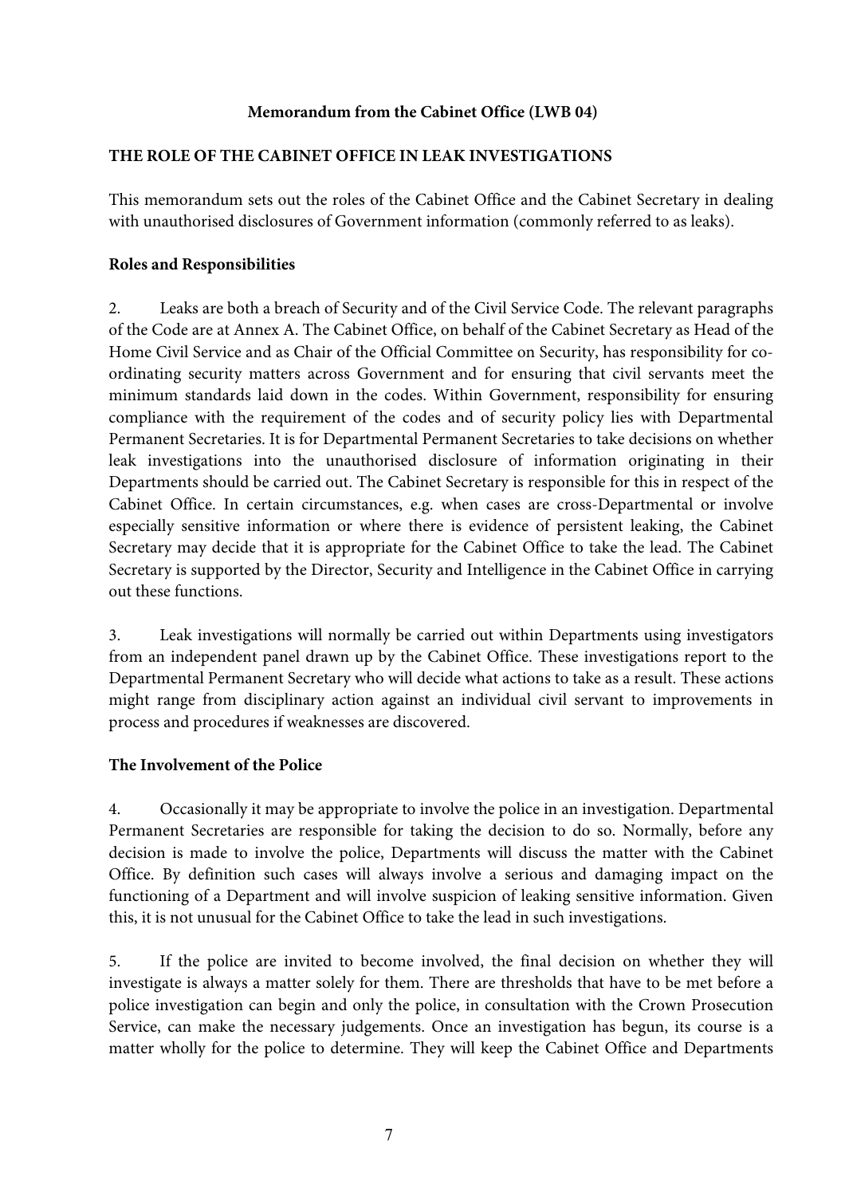**Memorandum from the Cabinet Office (LWB 04)**

**THE ROLE OF THE CABINET OFFICE IN LEAK INVESTIGATIONS**

This memorandum sets out the roles of the Cabinet Office and the Cabinet Secretary in dealing with unauthorised disclosures of Government information (commonly referred to as leaks).

**Roles and Responsibilities**

2. Leaks are both a breach of Security and of the Civil Service Code. The relevant paragraphs of the Code are at Annex A. The Cabinet Office, on behalf of the Cabinet Secretary as Head of the Home Civil Service and as Chair of the Official Committee on Security, has responsibility for co-ordinating security matters across Government and for ensuring that civil servants meet the minimum standards laid down in the codes. Within Government, responsibility for ensuring compliance with the requirement of the codes and of security policy lies with Departmental Permanent Secretaries. It is for Departmental Permanent Secretaries to take decisions on whether leak investigations into the unauthorised disclosure of information originating in their Departments should be carried out. The Cabinet Secretary is responsible for this in respect of the Cabinet Office. In certain circumstances, e.g. when cases are cross-Departmental or involve especially sensitive information or where there is evidence of persistent leaking, the Cabinet Secretary may decide that it is appropriate for the Cabinet Office to take the lead. The Cabinet Secretary is supported by the Director, Security and Intelligence in the Cabinet Office in carrying out these functions.

3. Leak investigations will normally be carried out within Departments using investigators from an independent panel drawn up by the Cabinet Office. These investigations report to the Departmental Permanent Secretary who will decide what actions to take as a result. These actions might range from disciplinary action against an individual civil servant to improvements in process and procedures if weaknesses are discovered.

**The Involvement of the Police**

4. Occasionally it may be appropriate to involve the police in an investigation. Departmental Permanent Secretaries are responsible for taking the decision to do so. Normally, before any decision is made to involve the police, Departments will discuss the matter with the Cabinet Office. By definition such cases will always involve a serious and damaging impact on the functioning of a Department and will involve suspicion of leaking sensitive information. Given this, it is not unusual for the Cabinet Office to take the lead in such investigations.

5. If the police are invited to become involved, the final decision on whether they will investigate is always a matter solely for them. There are thresholds that have to be met before a police investigation can begin and only the police, in consultation with the Crown Prosecution Service, can make the necessary judgements. Once an investigation has begun, its course is a matter wholly for the police to determine. They will keep the Cabinet Office and Departments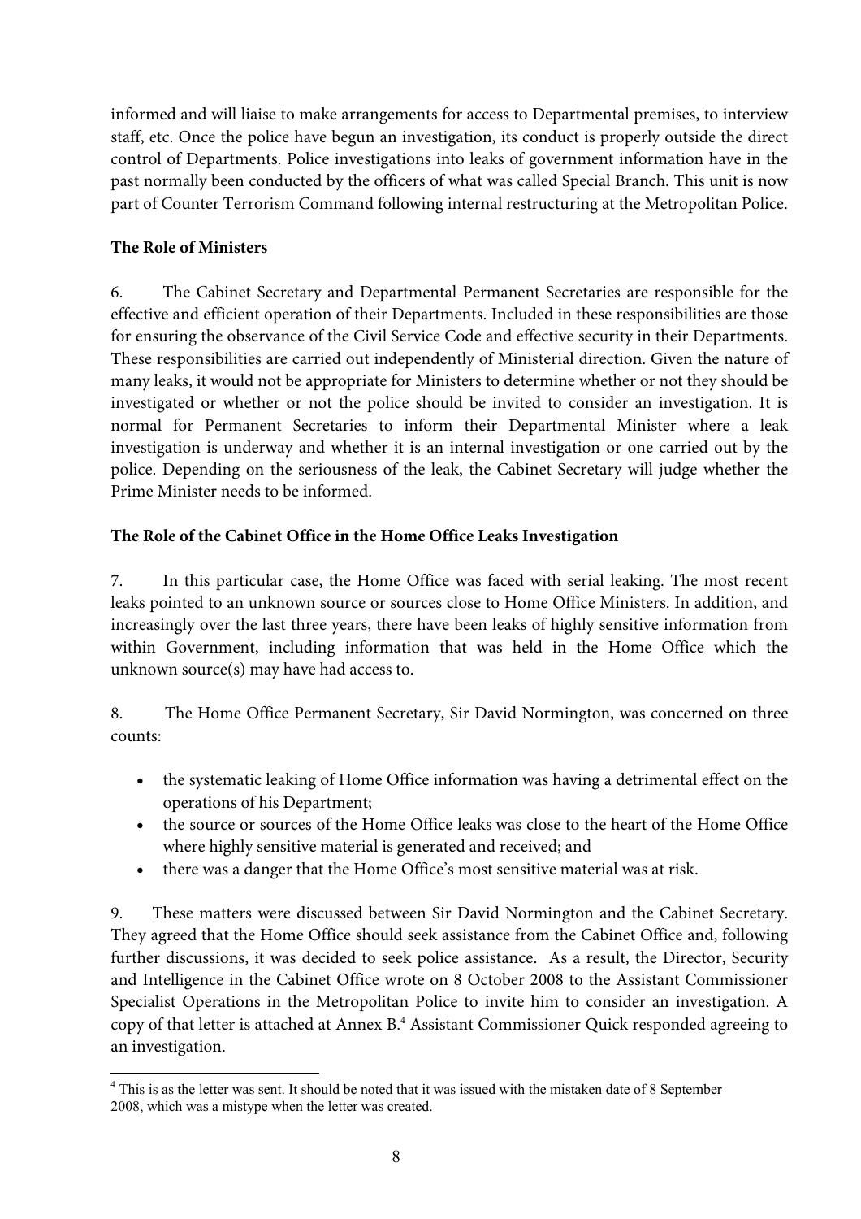informed and will liaise to make arrangements for access to Departmental premises, to interview staff, etc. Once the police have begun an investigation, its conduct is properly outside the direct control of Departments. Police investigations into leaks of government information have in the past normally been conducted by the officers of what was called Special Branch. This unit is now part of Counter Terrorism Command following internal restructuring at the Metropolitan Police.

**The Role of Ministers**

6. The Cabinet Secretary and Departmental Permanent Secretaries are responsible for the effective and efficient operation of their Departments. Included in these responsibilities are those for ensuring the observance of the Civil Service Code and effective security in their Departments. These responsibilities are carried out independently of Ministerial direction. Given the nature of many leaks, it would not be appropriate for Ministers to determine whether or not they should be investigated or whether or not the police should be invited to consider an investigation. It is normal for Permanent Secretaries to inform their Departmental Minister where a leak investigation is underway and whether it is an internal investigation or one carried out by the police. Depending on the seriousness of the leak, the Cabinet Secretary will judge whether the Prime Minister needs to be informed.

**The Role of the Cabinet Office in the Home Office Leaks Investigation**

7. In this particular case, the Home Office was faced with serial leaking. The most recent leaks pointed to an unknown source or sources close to Home Office Ministers. In addition, and increasingly over the last three years, there have been leaks of highly sensitive information from within Government, including information that was held in the Home Office which the unknown source(s) may have had access to.

8. The Home Office Permanent Secretary, Sir David Normington, was concerned on three counts:

- the systematic leaking of Home Office information was having a detrimental effect on the operations of his Department;
- the source or sources of the Home Office leaks was close to the heart of the Home Office where highly sensitive material is generated and received; and
- there was a danger that the Home Office's most sensitive material was at risk.

9. These matters were discussed between Sir David Normington and the Cabinet Secretary. They agreed that the Home Office should seek assistance from the Cabinet Office and, following further discussions, it was decided to seek police assistance. As a result, the Director, Security and Intelligence in the Cabinet Office wrote on 8 October 2008 to the Assistant Commissioner Specialist Operations in the Metropolitan Police to invite him to consider an investigation. A copy of that letter is attached at Annex B.[4] Assistant Commissioner Quick responded agreeing to an investigation.

[4] This is as the letter was sent. It should be noted that it was issued with the mistaken date of 8 September 2008, which was a mistype when the letter was created.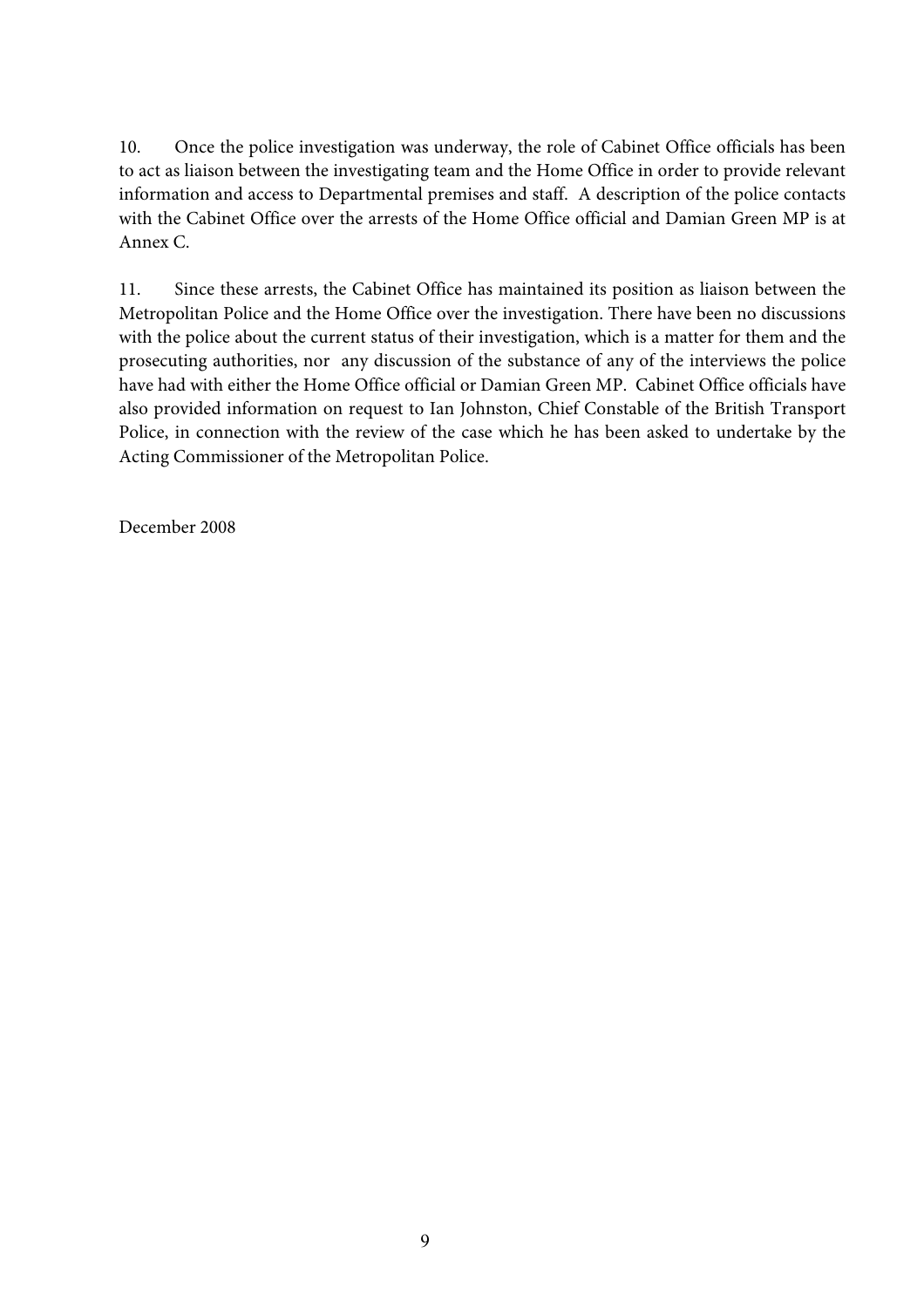10. Once the police investigation was underway, the role of Cabinet Office officials has been to act as liaison between the investigating team and the Home Office in order to provide relevant information and access to Departmental premises and staff. A description of the police contacts with the Cabinet Office over the arrests of the Home Office official and Damian Green MP is at Annex C.

11. Since these arrests, the Cabinet Office has maintained its position as liaison between the Metropolitan Police and the Home Office over the investigation. There have been no discussions with the police about the current status of their investigation, which is a matter for them and the prosecuting authorities, nor any discussion of the substance of any of the interviews the police have had with either the Home Office official or Damian Green MP. Cabinet Office officials have also provided information on request to Ian Johnston, Chief Constable of the British Transport Police, in connection with the review of the case which he has been asked to undertake by the Acting Commissioner of the Metropolitan Police.

December 2008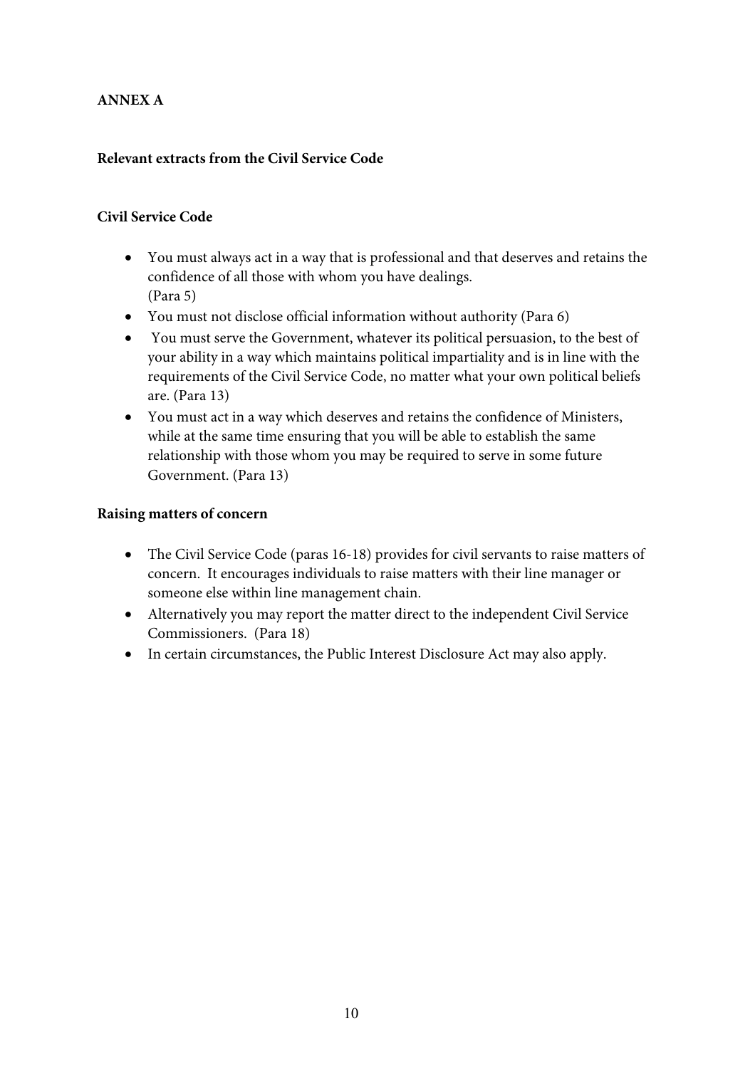**ANNEX A**

**Relevant extracts from the Civil Service Code**

**Civil Service Code**

- You must always act in a way that is professional and that deserves and retains the confidence of all those with whom you have dealings. (Para 5)
- You must not disclose official information without authority (Para 6)
- You must serve the Government, whatever its political persuasion, to the best of your ability in a way which maintains political impartiality and is in line with the requirements of the Civil Service Code, no matter what your own political beliefs are. (Para 13)
- You must act in a way which deserves and retains the confidence of Ministers, while at the same time ensuring that you will be able to establish the same relationship with those whom you may be required to serve in some future Government. (Para 13)

**Raising matters of concern**

- The Civil Service Code (paras 16-18) provides for civil servants to raise matters of concern. It encourages individuals to raise matters with their line manager or someone else within line management chain.
- Alternatively you may report the matter direct to the independent Civil Service Commissioners. (Para 18)
- In certain circumstances, the Public Interest Disclosure Act may also apply.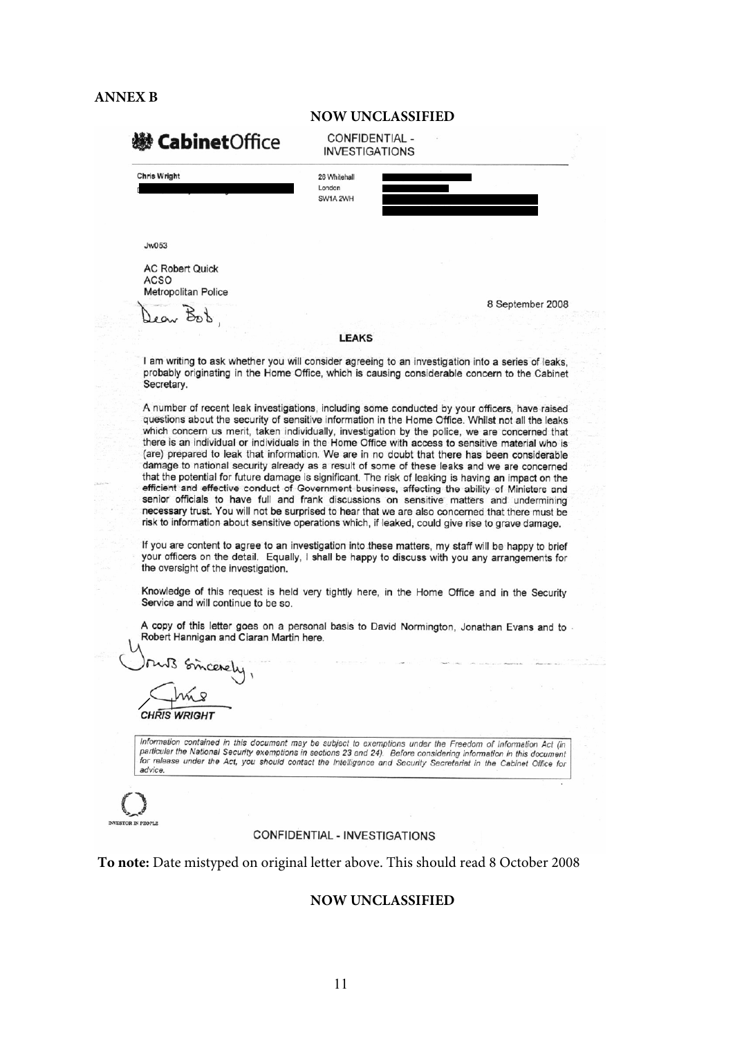**ANNEX B**

**NOW UNCLASSIFIED**

**CabinetOffice**

CONFIDENTIAL - INVESTIGATIONS

Chris Wright

26 Whitehall
London
SW1A 2WH

Jw053

AC Robert Quick
ACSO
Metropolitan Police

8 September 2008

Dear Bob,

**LEAKS**

I am writing to ask whether you will consider agreeing to an investigation into a series of leaks, probably originating in the Home Office, which is causing considerable concern to the Cabinet Secretary.

A number of recent leak investigations, including some conducted by your officers, have raised questions about the security of sensitive information in the Home Office. Whilst not all the leaks which concern us merit, taken individually, investigation by the police, we are concerned that there is an individual or individuals in the Home Office with access to sensitive material who is (are) prepared to leak that information. We are in no doubt that there has been considerable damage to national security already as a result of some of these leaks and we are concerned that the potential for future damage is significant. The risk of leaking is having an impact on the efficient and effective conduct of Government business, affecting the ability of Ministers and senior officials to have full and frank discussions on sensitive matters and undermining necessary trust. You will not be surprised to hear that we are also concerned that there must be risk to information about sensitive operations which, if leaked, could give rise to grave damage.

If you are content to agree to an investigation into these matters, my staff will be happy to brief your officers on the detail. Equally, I shall be happy to discuss with you any arrangements for the oversight of the investigation.

Knowledge of this request is held very tightly here, in the Home Office and in the Security Service and will continue to be so.

A copy of this letter goes on a personal basis to David Normington, Jonathan Evans and to Robert Hannigan and Ciaran Martin here.

Yours sincerely,

Chris

CHRIS WRIGHT

*Information contained in this document may be subject to exemptions under the Freedom of Information Act (in particular the National Security exemptions in sections 23 and 24). Before considering information in this document for release under the Act, you should contact the Intelligence and Security Secretariat in the Cabinet Office for advice.*

INVESTOR IN PEOPLE

CONFIDENTIAL - INVESTIGATIONS

**To note:** Date mistyped on original letter above. This should read 8 October 2008

**NOW UNCLASSIFIED**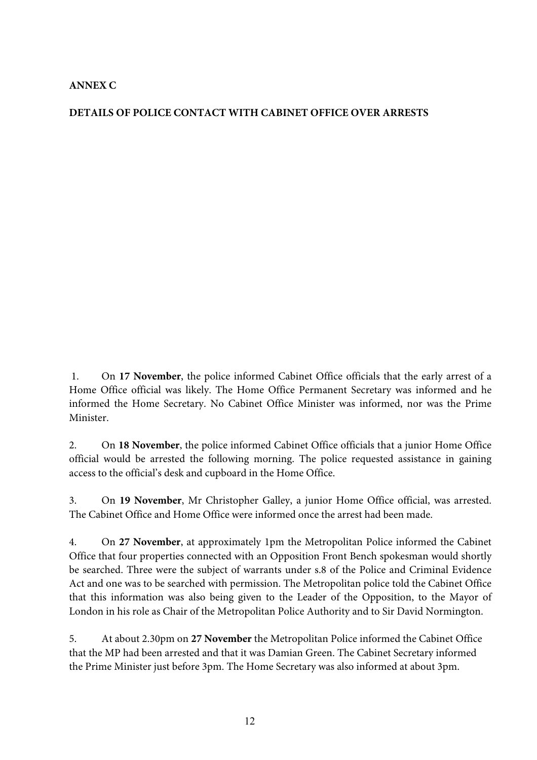**ANNEX C**

**DETAILS OF POLICE CONTACT WITH CABINET OFFICE OVER ARRESTS**

1. On **17 November**, the police informed Cabinet Office officials that the early arrest of a Home Office official was likely. The Home Office Permanent Secretary was informed and he informed the Home Secretary. No Cabinet Office Minister was informed, nor was the Prime Minister.

2. On **18 November**, the police informed Cabinet Office officials that a junior Home Office official would be arrested the following morning. The police requested assistance in gaining access to the official's desk and cupboard in the Home Office.

3. On **19 November**, Mr Christopher Galley, a junior Home Office official, was arrested. The Cabinet Office and Home Office were informed once the arrest had been made.

4. On **27 November**, at approximately 1pm the Metropolitan Police informed the Cabinet Office that four properties connected with an Opposition Front Bench spokesman would shortly be searched. Three were the subject of warrants under s.8 of the Police and Criminal Evidence Act and one was to be searched with permission. The Metropolitan police told the Cabinet Office that this information was also being given to the Leader of the Opposition, to the Mayor of London in his role as Chair of the Metropolitan Police Authority and to Sir David Normington.

5. At about 2.30pm on **27 November** the Metropolitan Police informed the Cabinet Office that the MP had been arrested and that it was Damian Green. The Cabinet Secretary informed the Prime Minister just before 3pm. The Home Secretary was also informed at about 3pm.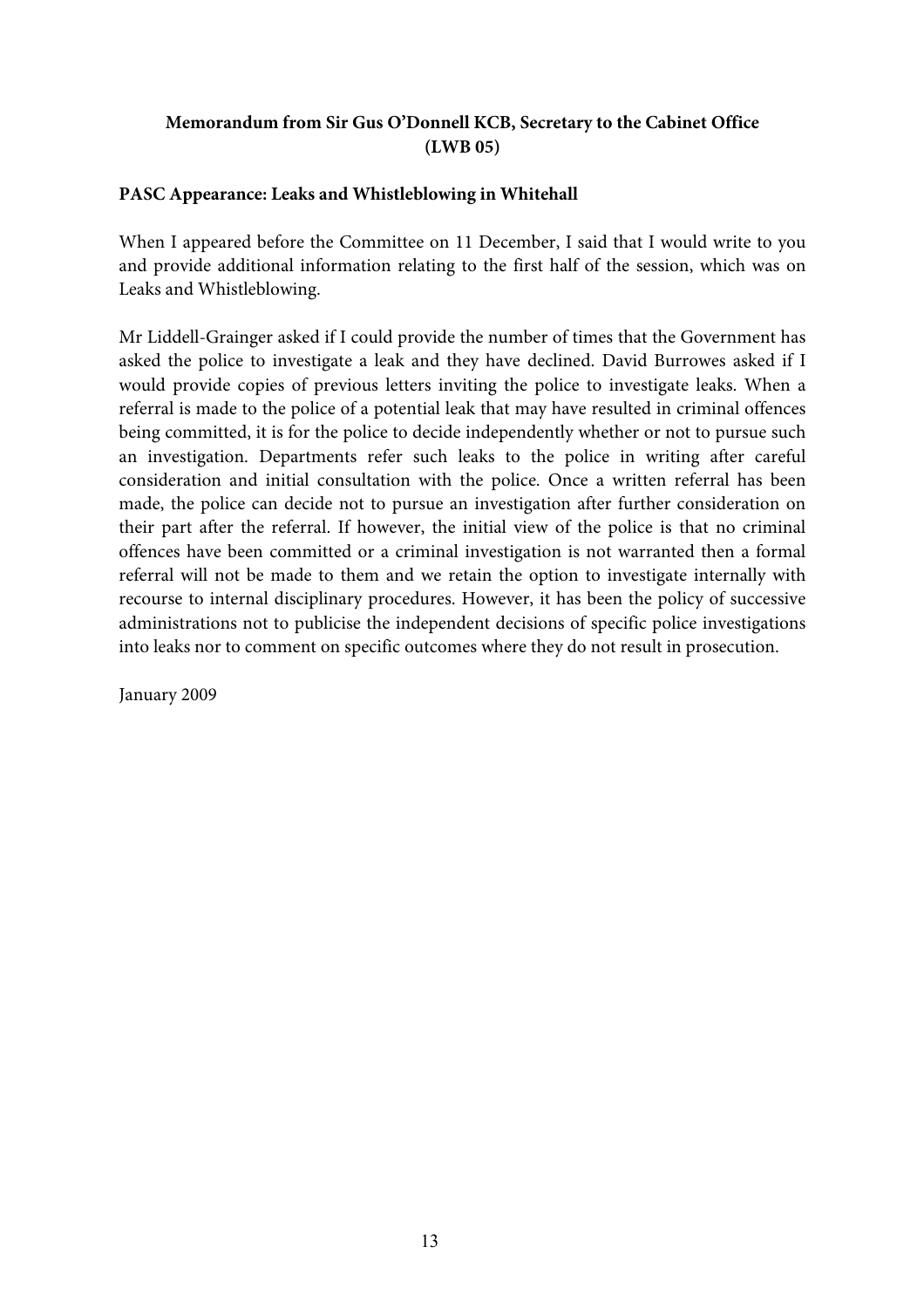**Memorandum from Sir Gus O'Donnell KCB, Secretary to the Cabinet Office (LWB 05)**

**PASC Appearance: Leaks and Whistleblowing in Whitehall**

When I appeared before the Committee on 11 December, I said that I would write to you and provide additional information relating to the first half of the session, which was on Leaks and Whistleblowing.

Mr Liddell-Grainger asked if I could provide the number of times that the Government has asked the police to investigate a leak and they have declined. David Burrowes asked if I would provide copies of previous letters inviting the police to investigate leaks. When a referral is made to the police of a potential leak that may have resulted in criminal offences being committed, it is for the police to decide independently whether or not to pursue such an investigation. Departments refer such leaks to the police in writing after careful consideration and initial consultation with the police. Once a written referral has been made, the police can decide not to pursue an investigation after further consideration on their part after the referral. If however, the initial view of the police is that no criminal offences have been committed or a criminal investigation is not warranted then a formal referral will not be made to them and we retain the option to investigate internally with recourse to internal disciplinary procedures. However, it has been the policy of successive administrations not to publicise the independent decisions of specific police investigations into leaks nor to comment on specific outcomes where they do not result in prosecution.

January 2009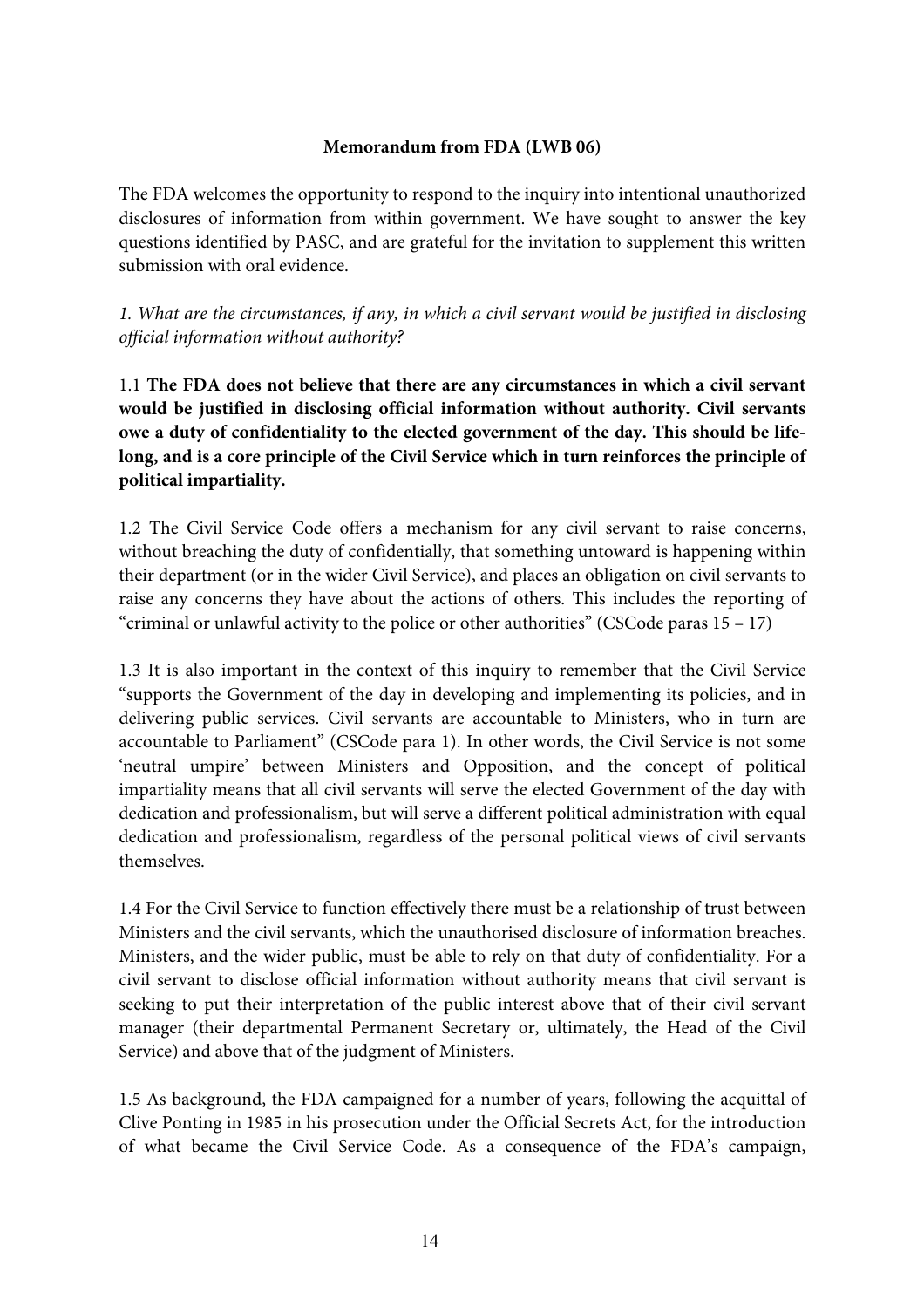**Memorandum from FDA (LWB 06)**

The FDA welcomes the opportunity to respond to the inquiry into intentional unauthorized disclosures of information from within government. We have sought to answer the key questions identified by PASC, and are grateful for the invitation to supplement this written submission with oral evidence.

*1. What are the circumstances, if any, in which a civil servant would be justified in disclosing official information without authority?*

1.1 **The FDA does not believe that there are any circumstances in which a civil servant would be justified in disclosing official information without authority. Civil servants owe a duty of confidentiality to the elected government of the day. This should be life-long, and is a core principle of the Civil Service which in turn reinforces the principle of political impartiality.**

1.2 The Civil Service Code offers a mechanism for any civil servant to raise concerns, without breaching the duty of confidentially, that something untoward is happening within their department (or in the wider Civil Service), and places an obligation on civil servants to raise any concerns they have about the actions of others. This includes the reporting of "criminal or unlawful activity to the police or other authorities" (CSCode paras 15 – 17)

1.3 It is also important in the context of this inquiry to remember that the Civil Service "supports the Government of the day in developing and implementing its policies, and in delivering public services. Civil servants are accountable to Ministers, who in turn are accountable to Parliament" (CSCode para 1). In other words, the Civil Service is not some 'neutral umpire' between Ministers and Opposition, and the concept of political impartiality means that all civil servants will serve the elected Government of the day with dedication and professionalism, but will serve a different political administration with equal dedication and professionalism, regardless of the personal political views of civil servants themselves.

1.4 For the Civil Service to function effectively there must be a relationship of trust between Ministers and the civil servants, which the unauthorised disclosure of information breaches. Ministers, and the wider public, must be able to rely on that duty of confidentiality. For a civil servant to disclose official information without authority means that civil servant is seeking to put their interpretation of the public interest above that of their civil servant manager (their departmental Permanent Secretary or, ultimately, the Head of the Civil Service) and above that of the judgment of Ministers.

1.5 As background, the FDA campaigned for a number of years, following the acquittal of Clive Ponting in 1985 in his prosecution under the Official Secrets Act, for the introduction of what became the Civil Service Code. As a consequence of the FDA's campaign,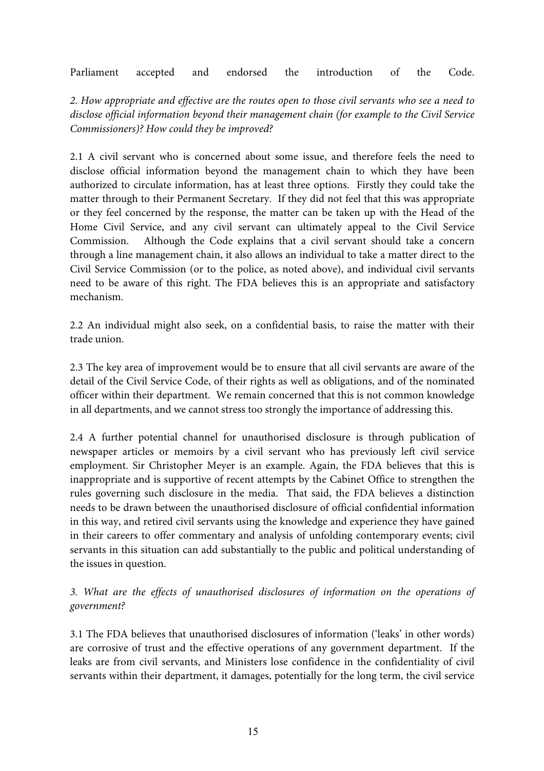Parliament accepted and endorsed the introduction of the Code.

*2. How appropriate and effective are the routes open to those civil servants who see a need to disclose official information beyond their management chain (for example to the Civil Service Commissioners)? How could they be improved?*

2.1 A civil servant who is concerned about some issue, and therefore feels the need to disclose official information beyond the management chain to which they have been authorized to circulate information, has at least three options. Firstly they could take the matter through to their Permanent Secretary. If they did not feel that this was appropriate or they feel concerned by the response, the matter can be taken up with the Head of the Home Civil Service, and any civil servant can ultimately appeal to the Civil Service Commission. Although the Code explains that a civil servant should take a concern through a line management chain, it also allows an individual to take a matter direct to the Civil Service Commission (or to the police, as noted above), and individual civil servants need to be aware of this right. The FDA believes this is an appropriate and satisfactory mechanism.

2.2 An individual might also seek, on a confidential basis, to raise the matter with their trade union.

2.3 The key area of improvement would be to ensure that all civil servants are aware of the detail of the Civil Service Code, of their rights as well as obligations, and of the nominated officer within their department. We remain concerned that this is not common knowledge in all departments, and we cannot stress too strongly the importance of addressing this.

2.4 A further potential channel for unauthorised disclosure is through publication of newspaper articles or memoirs by a civil servant who has previously left civil service employment. Sir Christopher Meyer is an example. Again, the FDA believes that this is inappropriate and is supportive of recent attempts by the Cabinet Office to strengthen the rules governing such disclosure in the media. That said, the FDA believes a distinction needs to be drawn between the unauthorised disclosure of official confidential information in this way, and retired civil servants using the knowledge and experience they have gained in their careers to offer commentary and analysis of unfolding contemporary events; civil servants in this situation can add substantially to the public and political understanding of the issues in question.

*3. What are the effects of unauthorised disclosures of information on the operations of government?*

3.1 The FDA believes that unauthorised disclosures of information ('leaks' in other words) are corrosive of trust and the effective operations of any government department. If the leaks are from civil servants, and Ministers lose confidence in the confidentiality of civil servants within their department, it damages, potentially for the long term, the civil service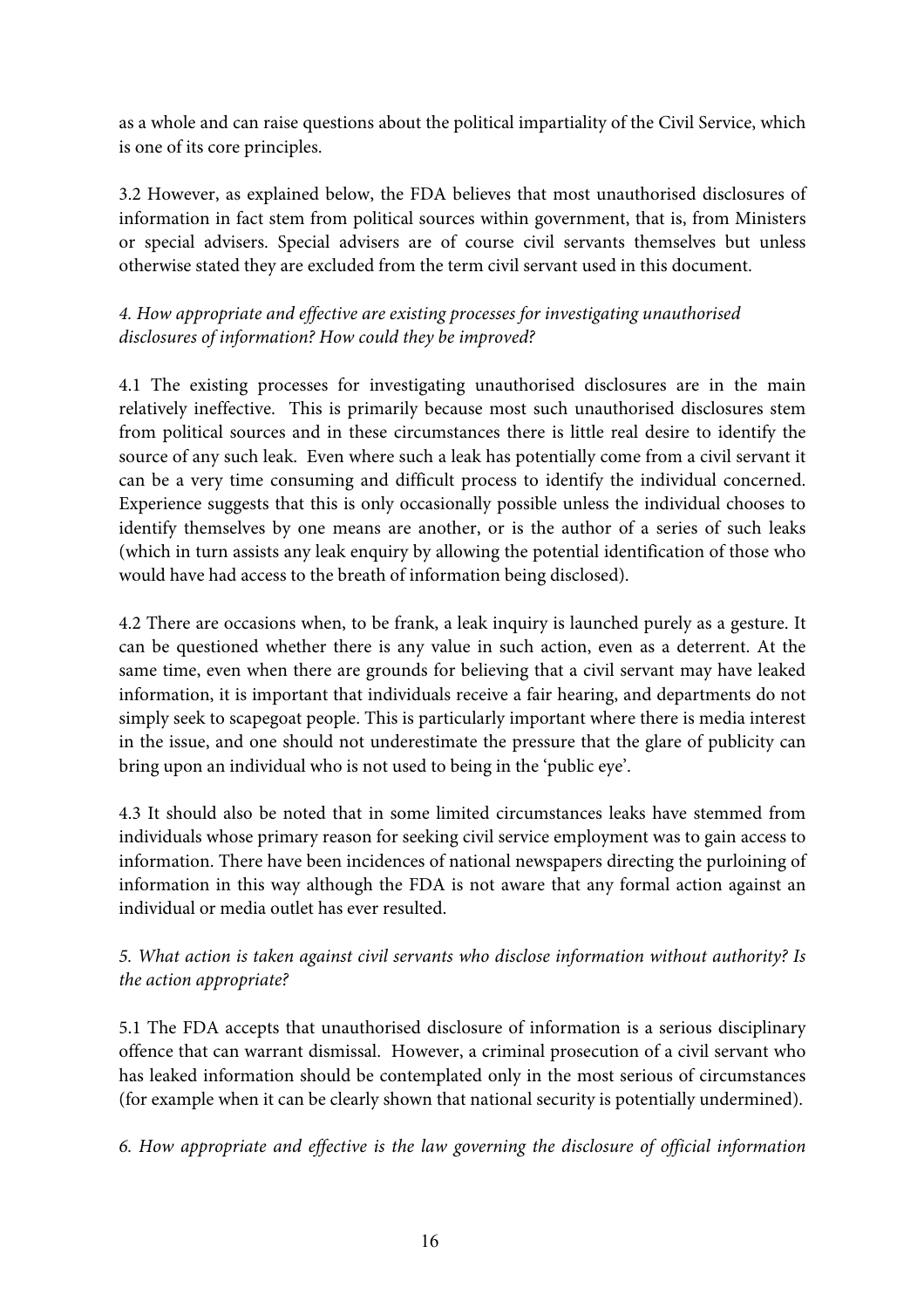as a whole and can raise questions about the political impartiality of the Civil Service, which is one of its core principles.

3.2 However, as explained below, the FDA believes that most unauthorised disclosures of information in fact stem from political sources within government, that is, from Ministers or special advisers. Special advisers are of course civil servants themselves but unless otherwise stated they are excluded from the term civil servant used in this document.

*4. How appropriate and effective are existing processes for investigating unauthorised disclosures of information? How could they be improved?*

4.1 The existing processes for investigating unauthorised disclosures are in the main relatively ineffective. This is primarily because most such unauthorised disclosures stem from political sources and in these circumstances there is little real desire to identify the source of any such leak. Even where such a leak has potentially come from a civil servant it can be a very time consuming and difficult process to identify the individual concerned. Experience suggests that this is only occasionally possible unless the individual chooses to identify themselves by one means are another, or is the author of a series of such leaks (which in turn assists any leak enquiry by allowing the potential identification of those who would have had access to the breath of information being disclosed).

4.2 There are occasions when, to be frank, a leak inquiry is launched purely as a gesture. It can be questioned whether there is any value in such action, even as a deterrent. At the same time, even when there are grounds for believing that a civil servant may have leaked information, it is important that individuals receive a fair hearing, and departments do not simply seek to scapegoat people. This is particularly important where there is media interest in the issue, and one should not underestimate the pressure that the glare of publicity can bring upon an individual who is not used to being in the 'public eye'.

4.3 It should also be noted that in some limited circumstances leaks have stemmed from individuals whose primary reason for seeking civil service employment was to gain access to information. There have been incidences of national newspapers directing the purloining of information in this way although the FDA is not aware that any formal action against an individual or media outlet has ever resulted.

*5. What action is taken against civil servants who disclose information without authority? Is the action appropriate?*

5.1 The FDA accepts that unauthorised disclosure of information is a serious disciplinary offence that can warrant dismissal. However, a criminal prosecution of a civil servant who has leaked information should be contemplated only in the most serious of circumstances (for example when it can be clearly shown that national security is potentially undermined).

*6. How appropriate and effective is the law governing the disclosure of official information*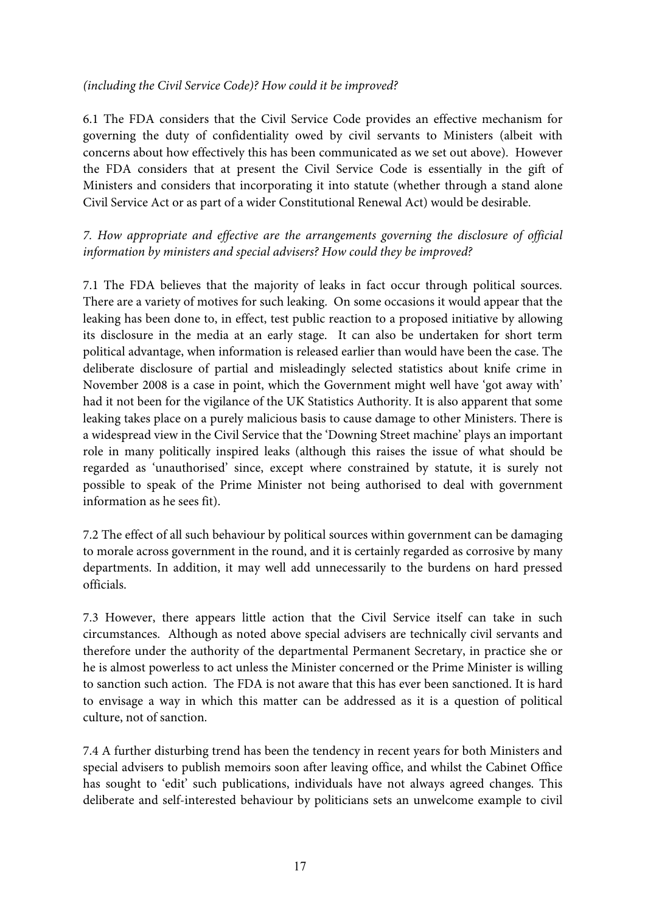*(including the Civil Service Code)? How could it be improved?*

6.1 The FDA considers that the Civil Service Code provides an effective mechanism for governing the duty of confidentiality owed by civil servants to Ministers (albeit with concerns about how effectively this has been communicated as we set out above). However the FDA considers that at present the Civil Service Code is essentially in the gift of Ministers and considers that incorporating it into statute (whether through a stand alone Civil Service Act or as part of a wider Constitutional Renewal Act) would be desirable.

*7. How appropriate and effective are the arrangements governing the disclosure of official information by ministers and special advisers? How could they be improved?*

7.1 The FDA believes that the majority of leaks in fact occur through political sources. There are a variety of motives for such leaking. On some occasions it would appear that the leaking has been done to, in effect, test public reaction to a proposed initiative by allowing its disclosure in the media at an early stage. It can also be undertaken for short term political advantage, when information is released earlier than would have been the case. The deliberate disclosure of partial and misleadingly selected statistics about knife crime in November 2008 is a case in point, which the Government might well have 'got away with' had it not been for the vigilance of the UK Statistics Authority. It is also apparent that some leaking takes place on a purely malicious basis to cause damage to other Ministers. There is a widespread view in the Civil Service that the 'Downing Street machine' plays an important role in many politically inspired leaks (although this raises the issue of what should be regarded as 'unauthorised' since, except where constrained by statute, it is surely not possible to speak of the Prime Minister not being authorised to deal with government information as he sees fit).

7.2 The effect of all such behaviour by political sources within government can be damaging to morale across government in the round, and it is certainly regarded as corrosive by many departments. In addition, it may well add unnecessarily to the burdens on hard pressed officials.

7.3 However, there appears little action that the Civil Service itself can take in such circumstances. Although as noted above special advisers are technically civil servants and therefore under the authority of the departmental Permanent Secretary, in practice she or he is almost powerless to act unless the Minister concerned or the Prime Minister is willing to sanction such action. The FDA is not aware that this has ever been sanctioned. It is hard to envisage a way in which this matter can be addressed as it is a question of political culture, not of sanction.

7.4 A further disturbing trend has been the tendency in recent years for both Ministers and special advisers to publish memoirs soon after leaving office, and whilst the Cabinet Office has sought to 'edit' such publications, individuals have not always agreed changes. This deliberate and self-interested behaviour by politicians sets an unwelcome example to civil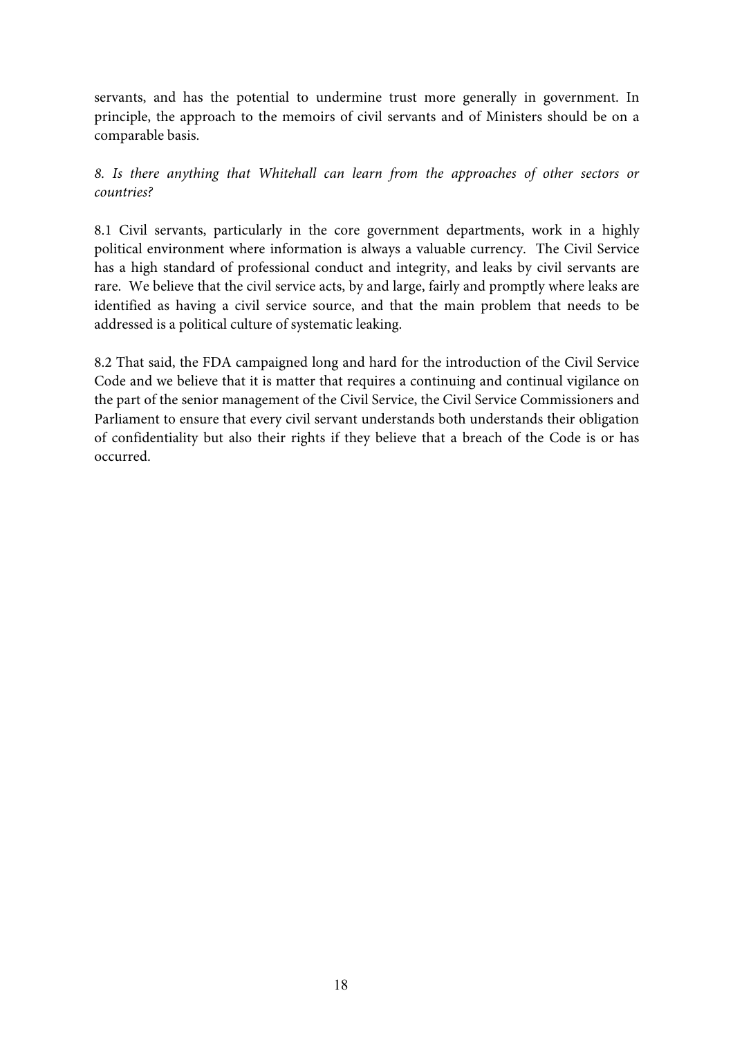servants, and has the potential to undermine trust more generally in government. In principle, the approach to the memoirs of civil servants and of Ministers should be on a comparable basis.

*8. Is there anything that Whitehall can learn from the approaches of other sectors or countries?*

8.1 Civil servants, particularly in the core government departments, work in a highly political environment where information is always a valuable currency. The Civil Service has a high standard of professional conduct and integrity, and leaks by civil servants are rare. We believe that the civil service acts, by and large, fairly and promptly where leaks are identified as having a civil service source, and that the main problem that needs to be addressed is a political culture of systematic leaking.

8.2 That said, the FDA campaigned long and hard for the introduction of the Civil Service Code and we believe that it is matter that requires a continuing and continual vigilance on the part of the senior management of the Civil Service, the Civil Service Commissioners and Parliament to ensure that every civil servant understands both understands their obligation of confidentiality but also their rights if they believe that a breach of the Code is or has occurred.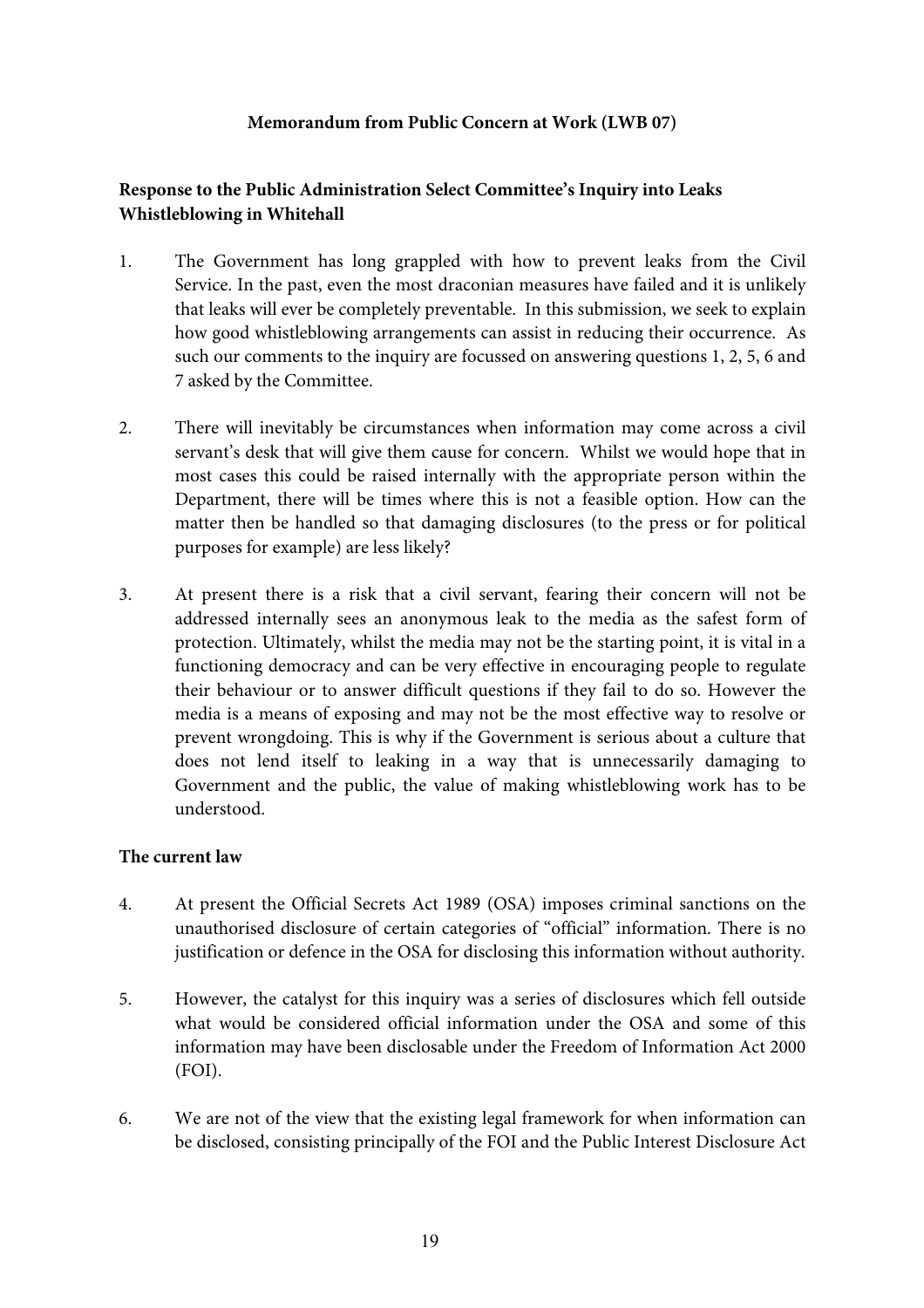**Memorandum from Public Concern at Work (LWB 07)**

**Response to the Public Administration Select Committee's Inquiry into Leaks Whistleblowing in Whitehall**

1. The Government has long grappled with how to prevent leaks from the Civil Service. In the past, even the most draconian measures have failed and it is unlikely that leaks will ever be completely preventable. In this submission, we seek to explain how good whistleblowing arrangements can assist in reducing their occurrence. As such our comments to the inquiry are focussed on answering questions 1, 2, 5, 6 and 7 asked by the Committee.

2. There will inevitably be circumstances when information may come across a civil servant's desk that will give them cause for concern. Whilst we would hope that in most cases this could be raised internally with the appropriate person within the Department, there will be times where this is not a feasible option. How can the matter then be handled so that damaging disclosures (to the press or for political purposes for example) are less likely?

3. At present there is a risk that a civil servant, fearing their concern will not be addressed internally sees an anonymous leak to the media as the safest form of protection. Ultimately, whilst the media may not be the starting point, it is vital in a functioning democracy and can be very effective in encouraging people to regulate their behaviour or to answer difficult questions if they fail to do so. However the media is a means of exposing and may not be the most effective way to resolve or prevent wrongdoing. This is why if the Government is serious about a culture that does not lend itself to leaking in a way that is unnecessarily damaging to Government and the public, the value of making whistleblowing work has to be understood.

**The current law**

4. At present the Official Secrets Act 1989 (OSA) imposes criminal sanctions on the unauthorised disclosure of certain categories of "official" information. There is no justification or defence in the OSA for disclosing this information without authority.

5. However, the catalyst for this inquiry was a series of disclosures which fell outside what would be considered official information under the OSA and some of this information may have been disclosable under the Freedom of Information Act 2000 (FOI).

6. We are not of the view that the existing legal framework for when information can be disclosed, consisting principally of the FOI and the Public Interest Disclosure Act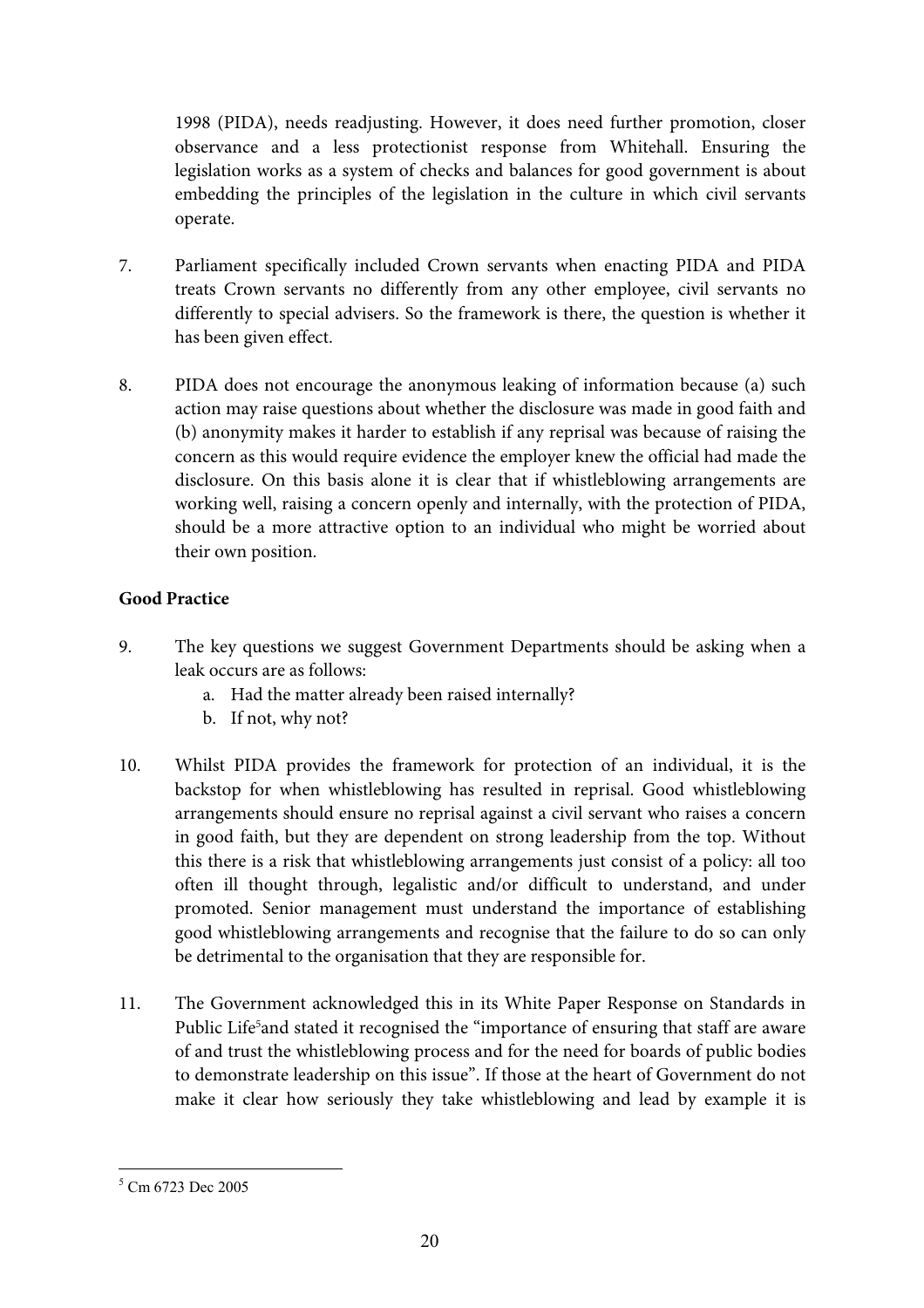1998 (PIDA), needs readjusting. However, it does need further promotion, closer observance and a less protectionist response from Whitehall. Ensuring the legislation works as a system of checks and balances for good government is about embedding the principles of the legislation in the culture in which civil servants operate.

7. Parliament specifically included Crown servants when enacting PIDA and PIDA treats Crown servants no differently from any other employee, civil servants no differently to special advisers. So the framework is there, the question is whether it has been given effect.

8. PIDA does not encourage the anonymous leaking of information because (a) such action may raise questions about whether the disclosure was made in good faith and (b) anonymity makes it harder to establish if any reprisal was because of raising the concern as this would require evidence the employer knew the official had made the disclosure. On this basis alone it is clear that if whistleblowing arrangements are working well, raising a concern openly and internally, with the protection of PIDA, should be a more attractive option to an individual who might be worried about their own position.

**Good Practice**

9. The key questions we suggest Government Departments should be asking when a leak occurs are as follows:
   a. Had the matter already been raised internally?
   b. If not, why not?

10. Whilst PIDA provides the framework for protection of an individual, it is the backstop for when whistleblowing has resulted in reprisal. Good whistleblowing arrangements should ensure no reprisal against a civil servant who raises a concern in good faith, but they are dependent on strong leadership from the top. Without this there is a risk that whistleblowing arrangements just consist of a policy: all too often ill thought through, legalistic and/or difficult to understand, and under promoted. Senior management must understand the importance of establishing good whistleblowing arrangements and recognise that the failure to do so can only be detrimental to the organisation that they are responsible for.

11. The Government acknowledged this in its White Paper Response on Standards in Public Life[5] and stated it recognised the "importance of ensuring that staff are aware of and trust the whistleblowing process and for the need for boards of public bodies to demonstrate leadership on this issue". If those at the heart of Government do not make it clear how seriously they take whistleblowing and lead by example it is

[5] Cm 6723 Dec 2005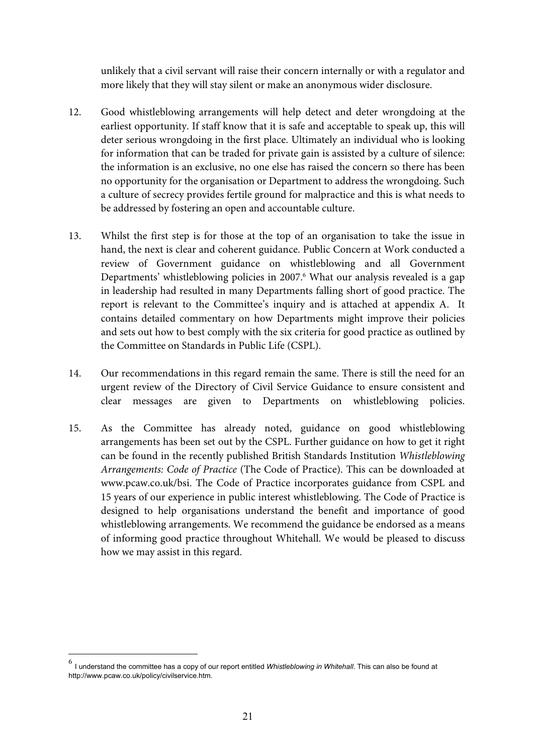unlikely that a civil servant will raise their concern internally or with a regulator and more likely that they will stay silent or make an anonymous wider disclosure.

12. Good whistleblowing arrangements will help detect and deter wrongdoing at the earliest opportunity. If staff know that it is safe and acceptable to speak up, this will deter serious wrongdoing in the first place. Ultimately an individual who is looking for information that can be traded for private gain is assisted by a culture of silence: the information is an exclusive, no one else has raised the concern so there has been no opportunity for the organisation or Department to address the wrongdoing. Such a culture of secrecy provides fertile ground for malpractice and this is what needs to be addressed by fostering an open and accountable culture.

13. Whilst the first step is for those at the top of an organisation to take the issue in hand, the next is clear and coherent guidance. Public Concern at Work conducted a review of Government guidance on whistleblowing and all Government Departments' whistleblowing policies in 2007.[6] What our analysis revealed is a gap in leadership had resulted in many Departments falling short of good practice. The report is relevant to the Committee's inquiry and is attached at appendix A. It contains detailed commentary on how Departments might improve their policies and sets out how to best comply with the six criteria for good practice as outlined by the Committee on Standards in Public Life (CSPL).

14. Our recommendations in this regard remain the same. There is still the need for an urgent review of the Directory of Civil Service Guidance to ensure consistent and clear messages are given to Departments on whistleblowing policies.

15. As the Committee has already noted, guidance on good whistleblowing arrangements has been set out by the CSPL. Further guidance on how to get it right can be found in the recently published British Standards Institution *Whistleblowing Arrangements: Code of Practice* (The Code of Practice). This can be downloaded at www.pcaw.co.uk/bsi. The Code of Practice incorporates guidance from CSPL and 15 years of our experience in public interest whistleblowing. The Code of Practice is designed to help organisations understand the benefit and importance of good whistleblowing arrangements. We recommend the guidance be endorsed as a means of informing good practice throughout Whitehall. We would be pleased to discuss how we may assist in this regard.

---

[6] I understand the committee has a copy of our report entitled *Whistleblowing in Whitehall*. This can also be found at http://www.pcaw.co.uk/policy/civilservice.htm.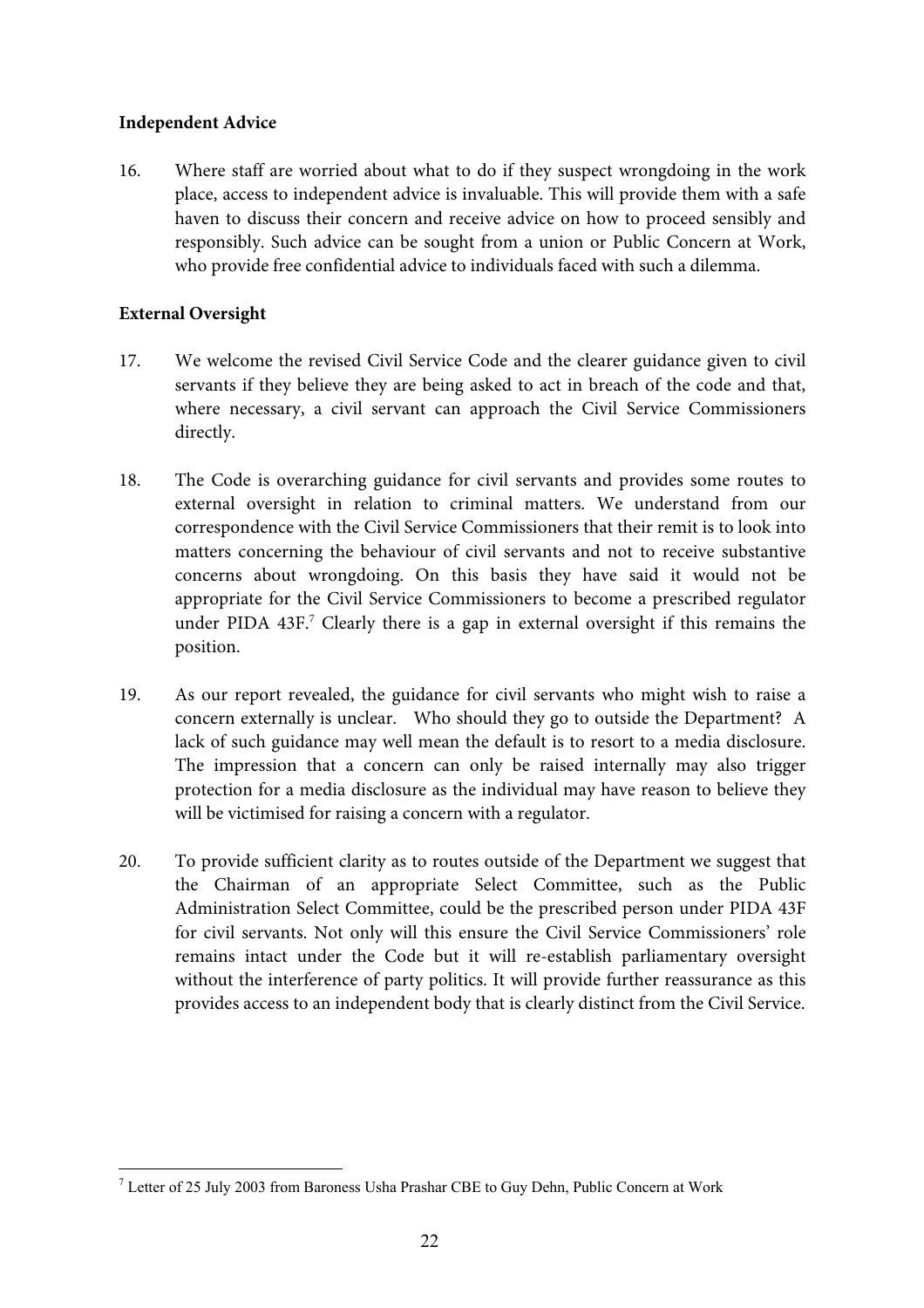**Independent Advice**

16. Where staff are worried about what to do if they suspect wrongdoing in the work place, access to independent advice is invaluable. This will provide them with a safe haven to discuss their concern and receive advice on how to proceed sensibly and responsibly. Such advice can be sought from a union or Public Concern at Work, who provide free confidential advice to individuals faced with such a dilemma.

**External Oversight**

17. We welcome the revised Civil Service Code and the clearer guidance given to civil servants if they believe they are being asked to act in breach of the code and that, where necessary, a civil servant can approach the Civil Service Commissioners directly.

18. The Code is overarching guidance for civil servants and provides some routes to external oversight in relation to criminal matters. We understand from our correspondence with the Civil Service Commissioners that their remit is to look into matters concerning the behaviour of civil servants and not to receive substantive concerns about wrongdoing. On this basis they have said it would not be appropriate for the Civil Service Commissioners to become a prescribed regulator under PIDA 43F.[7] Clearly there is a gap in external oversight if this remains the position.

19. As our report revealed, the guidance for civil servants who might wish to raise a concern externally is unclear. Who should they go to outside the Department? A lack of such guidance may well mean the default is to resort to a media disclosure. The impression that a concern can only be raised internally may also trigger protection for a media disclosure as the individual may have reason to believe they will be victimised for raising a concern with a regulator.

20. To provide sufficient clarity as to routes outside of the Department we suggest that the Chairman of an appropriate Select Committee, such as the Public Administration Select Committee, could be the prescribed person under PIDA 43F for civil servants. Not only will this ensure the Civil Service Commissioners' role remains intact under the Code but it will re-establish parliamentary oversight without the interference of party politics. It will provide further reassurance as this provides access to an independent body that is clearly distinct from the Civil Service.

---

[7] Letter of 25 July 2003 from Baroness Usha Prashar CBE to Guy Dehn, Public Concern at Work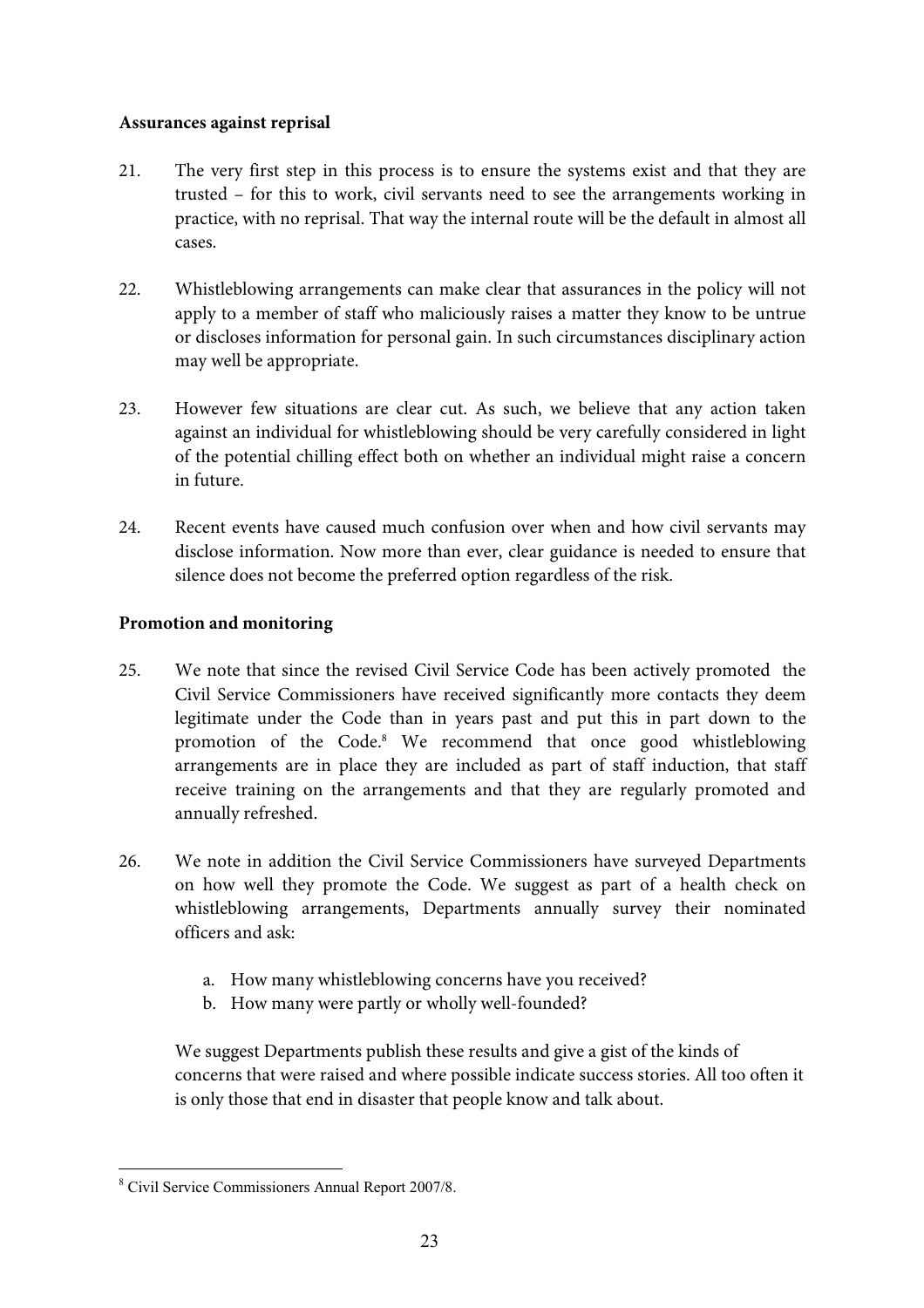**Assurances against reprisal**

21. The very first step in this process is to ensure the systems exist and that they are trusted – for this to work, civil servants need to see the arrangements working in practice, with no reprisal. That way the internal route will be the default in almost all cases.

22. Whistleblowing arrangements can make clear that assurances in the policy will not apply to a member of staff who maliciously raises a matter they know to be untrue or discloses information for personal gain. In such circumstances disciplinary action may well be appropriate.

23. However few situations are clear cut. As such, we believe that any action taken against an individual for whistleblowing should be very carefully considered in light of the potential chilling effect both on whether an individual might raise a concern in future.

24. Recent events have caused much confusion over when and how civil servants may disclose information. Now more than ever, clear guidance is needed to ensure that silence does not become the preferred option regardless of the risk.

**Promotion and monitoring**

25. We note that since the revised Civil Service Code has been actively promoted the Civil Service Commissioners have received significantly more contacts they deem legitimate under the Code than in years past and put this in part down to the promotion of the Code.[8] We recommend that once good whistleblowing arrangements are in place they are included as part of staff induction, that staff receive training on the arrangements and that they are regularly promoted and annually refreshed.

26. We note in addition the Civil Service Commissioners have surveyed Departments on how well they promote the Code. We suggest as part of a health check on whistleblowing arrangements, Departments annually survey their nominated officers and ask:

    a. How many whistleblowing concerns have you received?
    b. How many were partly or wholly well-founded?

    We suggest Departments publish these results and give a gist of the kinds of concerns that were raised and where possible indicate success stories. All too often it is only those that end in disaster that people know and talk about.

[8] Civil Service Commissioners Annual Report 2007/8.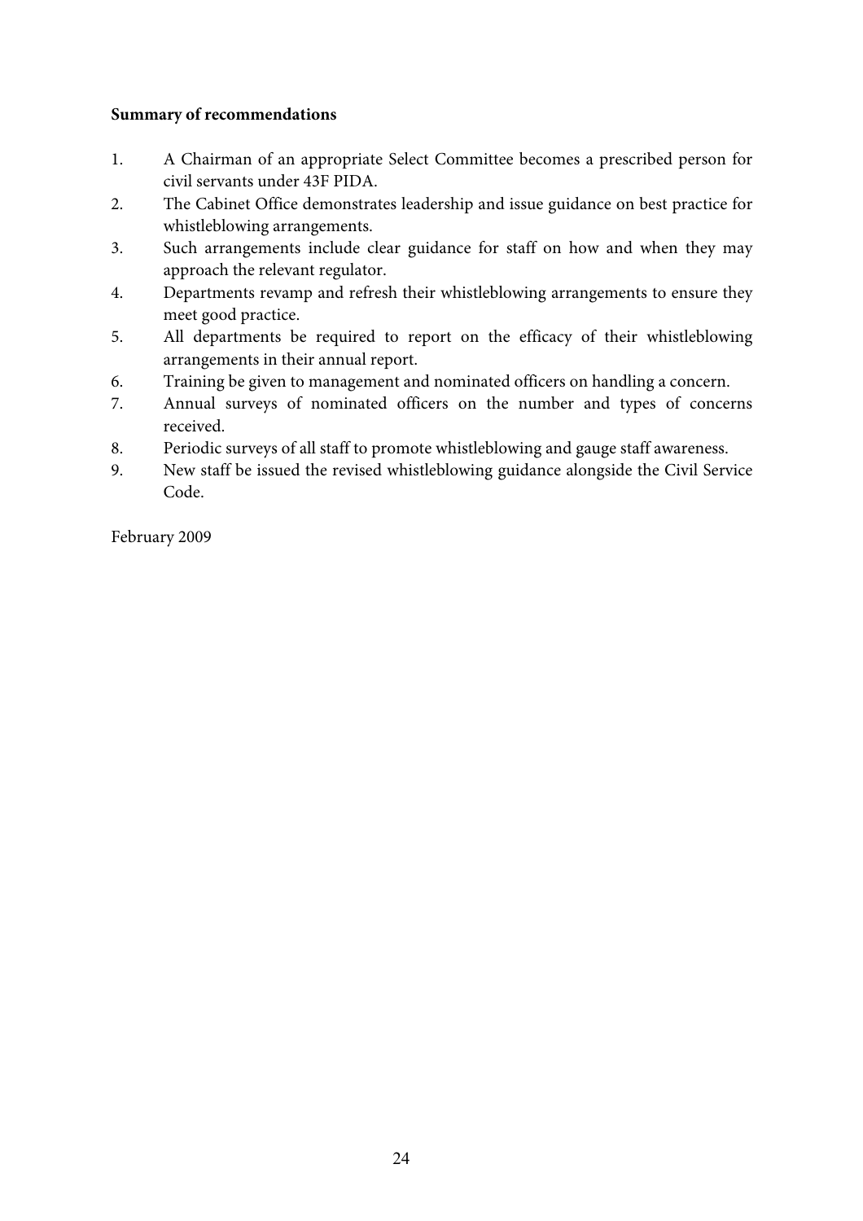**Summary of recommendations**

1. A Chairman of an appropriate Select Committee becomes a prescribed person for civil servants under 43F PIDA.
2. The Cabinet Office demonstrates leadership and issue guidance on best practice for whistleblowing arrangements.
3. Such arrangements include clear guidance for staff on how and when they may approach the relevant regulator.
4. Departments revamp and refresh their whistleblowing arrangements to ensure they meet good practice.
5. All departments be required to report on the efficacy of their whistleblowing arrangements in their annual report.
6. Training be given to management and nominated officers on handling a concern.
7. Annual surveys of nominated officers on the number and types of concerns received.
8. Periodic surveys of all staff to promote whistleblowing and gauge staff awareness.
9. New staff be issued the revised whistleblowing guidance alongside the Civil Service Code.

February 2009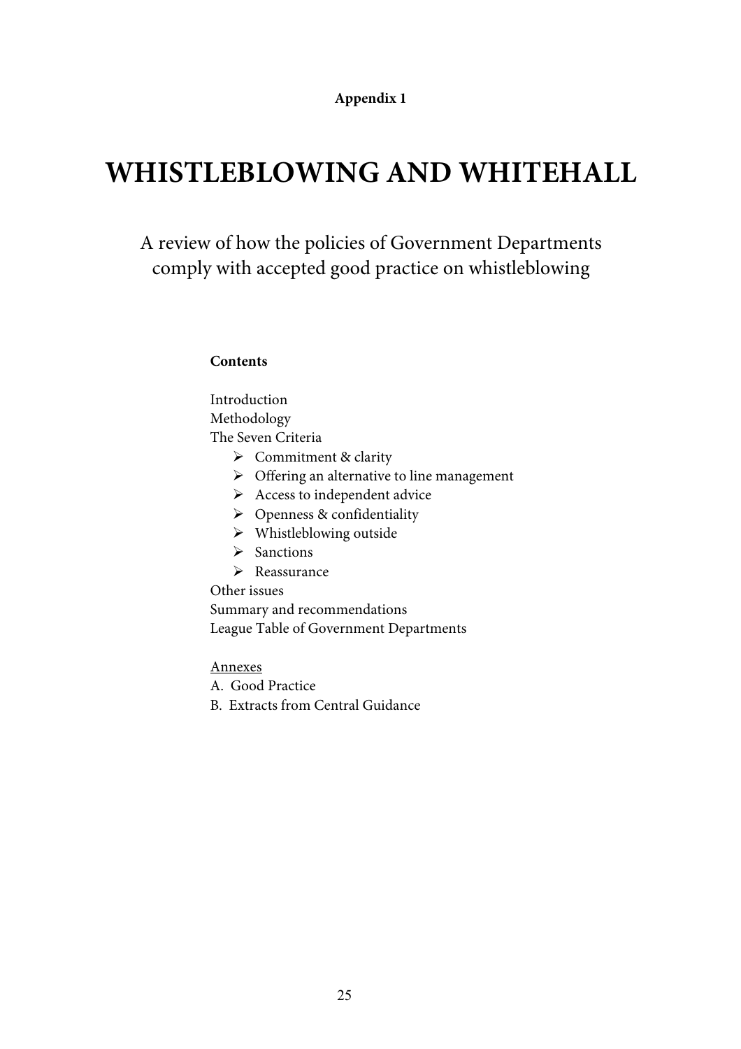**Appendix 1**

# WHISTLEBLOWING AND WHITEHALL

A review of how the policies of Government Departments comply with accepted good practice on whistleblowing

**Contents**

Introduction
Methodology
The Seven Criteria

- Commitment & clarity
- Offering an alternative to line management
- Access to independent advice
- Openness & confidentiality
- Whistleblowing outside
- Sanctions
- Reassurance

Other issues
Summary and recommendations
League Table of Government Departments

Annexes
A. Good Practice
B. Extracts from Central Guidance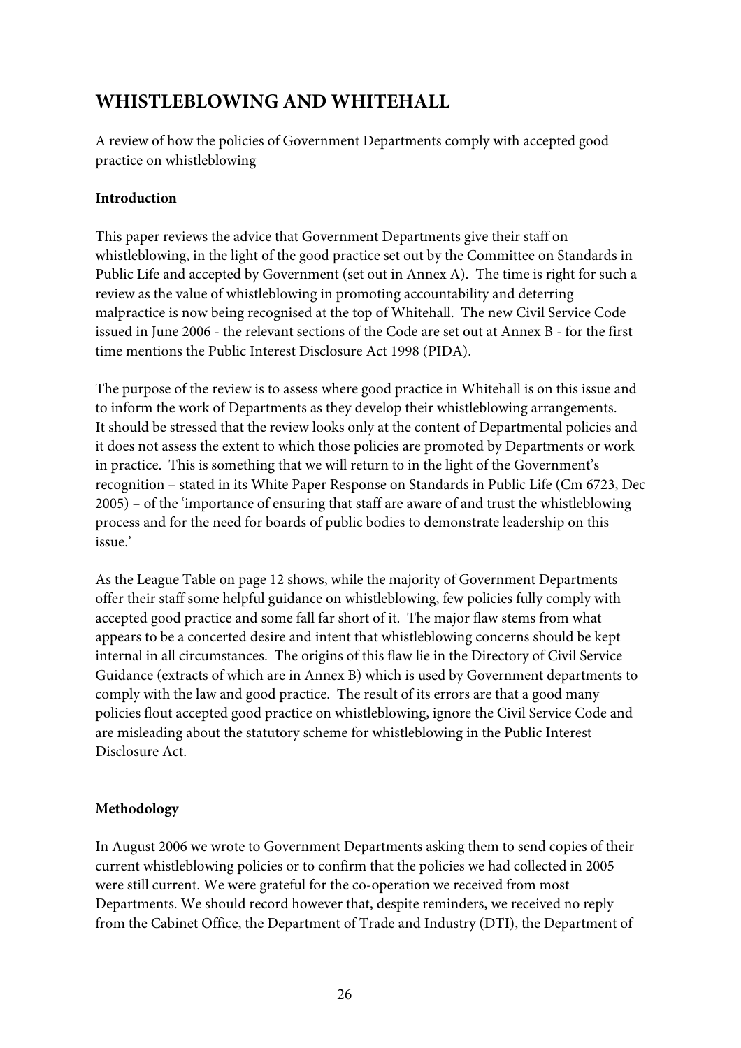# WHISTLEBLOWING AND WHITEHALL

A review of how the policies of Government Departments comply with accepted good practice on whistleblowing

**Introduction**

This paper reviews the advice that Government Departments give their staff on whistleblowing, in the light of the good practice set out by the Committee on Standards in Public Life and accepted by Government (set out in Annex A). The time is right for such a review as the value of whistleblowing in promoting accountability and deterring malpractice is now being recognised at the top of Whitehall. The new Civil Service Code issued in June 2006 - the relevant sections of the Code are set out at Annex B - for the first time mentions the Public Interest Disclosure Act 1998 (PIDA).

The purpose of the review is to assess where good practice in Whitehall is on this issue and to inform the work of Departments as they develop their whistleblowing arrangements. It should be stressed that the review looks only at the content of Departmental policies and it does not assess the extent to which those policies are promoted by Departments or work in practice. This is something that we will return to in the light of the Government's recognition – stated in its White Paper Response on Standards in Public Life (Cm 6723, Dec 2005) – of the 'importance of ensuring that staff are aware of and trust the whistleblowing process and for the need for boards of public bodies to demonstrate leadership on this issue.'

As the League Table on page 12 shows, while the majority of Government Departments offer their staff some helpful guidance on whistleblowing, few policies fully comply with accepted good practice and some fall far short of it. The major flaw stems from what appears to be a concerted desire and intent that whistleblowing concerns should be kept internal in all circumstances. The origins of this flaw lie in the Directory of Civil Service Guidance (extracts of which are in Annex B) which is used by Government departments to comply with the law and good practice. The result of its errors are that a good many policies flout accepted good practice on whistleblowing, ignore the Civil Service Code and are misleading about the statutory scheme for whistleblowing in the Public Interest Disclosure Act.

**Methodology**

In August 2006 we wrote to Government Departments asking them to send copies of their current whistleblowing policies or to confirm that the policies we had collected in 2005 were still current. We were grateful for the co-operation we received from most Departments. We should record however that, despite reminders, we received no reply from the Cabinet Office, the Department of Trade and Industry (DTI), the Department of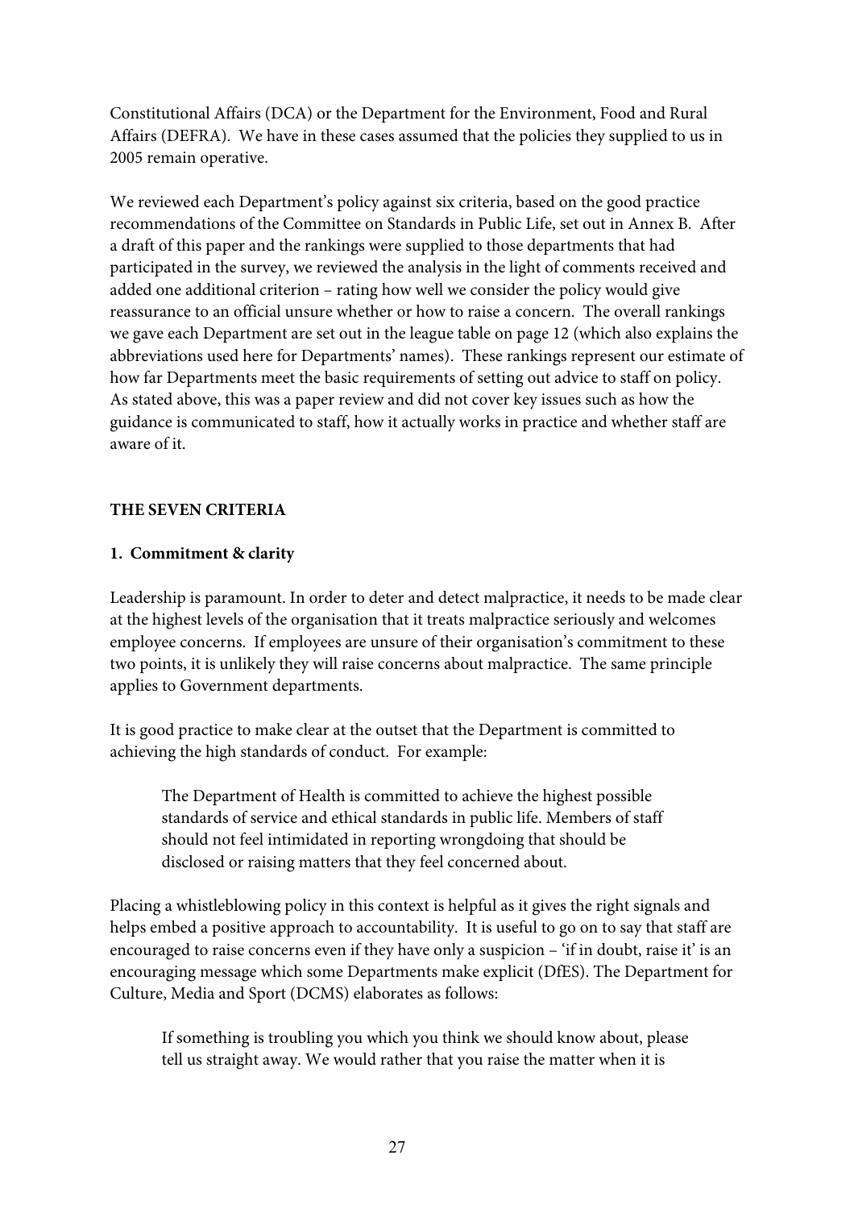Constitutional Affairs (DCA) or the Department for the Environment, Food and Rural Affairs (DEFRA). We have in these cases assumed that the policies they supplied to us in 2005 remain operative.

We reviewed each Department's policy against six criteria, based on the good practice recommendations of the Committee on Standards in Public Life, set out in Annex B. After a draft of this paper and the rankings were supplied to those departments that had participated in the survey, we reviewed the analysis in the light of comments received and added one additional criterion – rating how well we consider the policy would give reassurance to an official unsure whether or how to raise a concern. The overall rankings we gave each Department are set out in the league table on page 12 (which also explains the abbreviations used here for Departments' names). These rankings represent our estimate of how far Departments meet the basic requirements of setting out advice to staff on policy. As stated above, this was a paper review and did not cover key issues such as how the guidance is communicated to staff, how it actually works in practice and whether staff are aware of it.

## THE SEVEN CRITERIA

### 1. Commitment & clarity

Leadership is paramount. In order to deter and detect malpractice, it needs to be made clear at the highest levels of the organisation that it treats malpractice seriously and welcomes employee concerns. If employees are unsure of their organisation's commitment to these two points, it is unlikely they will raise concerns about malpractice. The same principle applies to Government departments.

It is good practice to make clear at the outset that the Department is committed to achieving the high standards of conduct. For example:

> The Department of Health is committed to achieve the highest possible standards of service and ethical standards in public life. Members of staff should not feel intimidated in reporting wrongdoing that should be disclosed or raising matters that they feel concerned about.

Placing a whistleblowing policy in this context is helpful as it gives the right signals and helps embed a positive approach to accountability. It is useful to go on to say that staff are encouraged to raise concerns even if they have only a suspicion – 'if in doubt, raise it' is an encouraging message which some Departments make explicit (DfES). The Department for Culture, Media and Sport (DCMS) elaborates as follows:

> If something is troubling you which you think we should know about, please tell us straight away. We would rather that you raise the matter when it is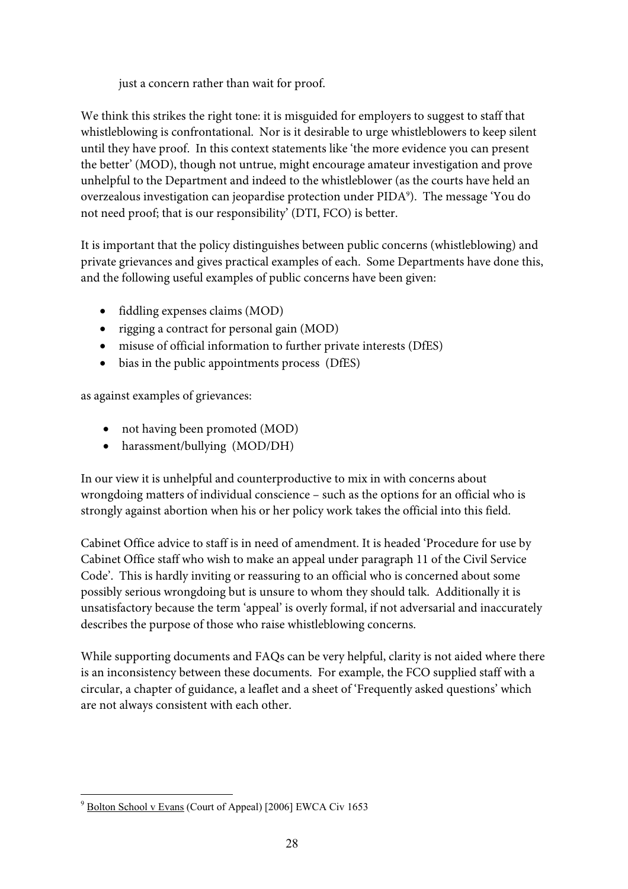just a concern rather than wait for proof.

We think this strikes the right tone: it is misguided for employers to suggest to staff that whistleblowing is confrontational. Nor is it desirable to urge whistleblowers to keep silent until they have proof. In this context statements like 'the more evidence you can present the better' (MOD), though not untrue, might encourage amateur investigation and prove unhelpful to the Department and indeed to the whistleblower (as the courts have held an overzealous investigation can jeopardise protection under PIDA[9]). The message 'You do not need proof; that is our responsibility' (DTI, FCO) is better.

It is important that the policy distinguishes between public concerns (whistleblowing) and private grievances and gives practical examples of each. Some Departments have done this, and the following useful examples of public concerns have been given:

- fiddling expenses claims (MOD)
- rigging a contract for personal gain (MOD)
- misuse of official information to further private interests (DfES)
- bias in the public appointments process (DfES)

as against examples of grievances:

- not having been promoted (MOD)
- harassment/bullying (MOD/DH)

In our view it is unhelpful and counterproductive to mix in with concerns about wrongdoing matters of individual conscience – such as the options for an official who is strongly against abortion when his or her policy work takes the official into this field.

Cabinet Office advice to staff is in need of amendment. It is headed 'Procedure for use by Cabinet Office staff who wish to make an appeal under paragraph 11 of the Civil Service Code'. This is hardly inviting or reassuring to an official who is concerned about some possibly serious wrongdoing but is unsure to whom they should talk. Additionally it is unsatisfactory because the term 'appeal' is overly formal, if not adversarial and inaccurately describes the purpose of those who raise whistleblowing concerns.

While supporting documents and FAQs can be very helpful, clarity is not aided where there is an inconsistency between these documents. For example, the FCO supplied staff with a circular, a chapter of guidance, a leaflet and a sheet of 'Frequently asked questions' which are not always consistent with each other.

---

[9] Bolton School v Evans (Court of Appeal) [2006] EWCA Civ 1653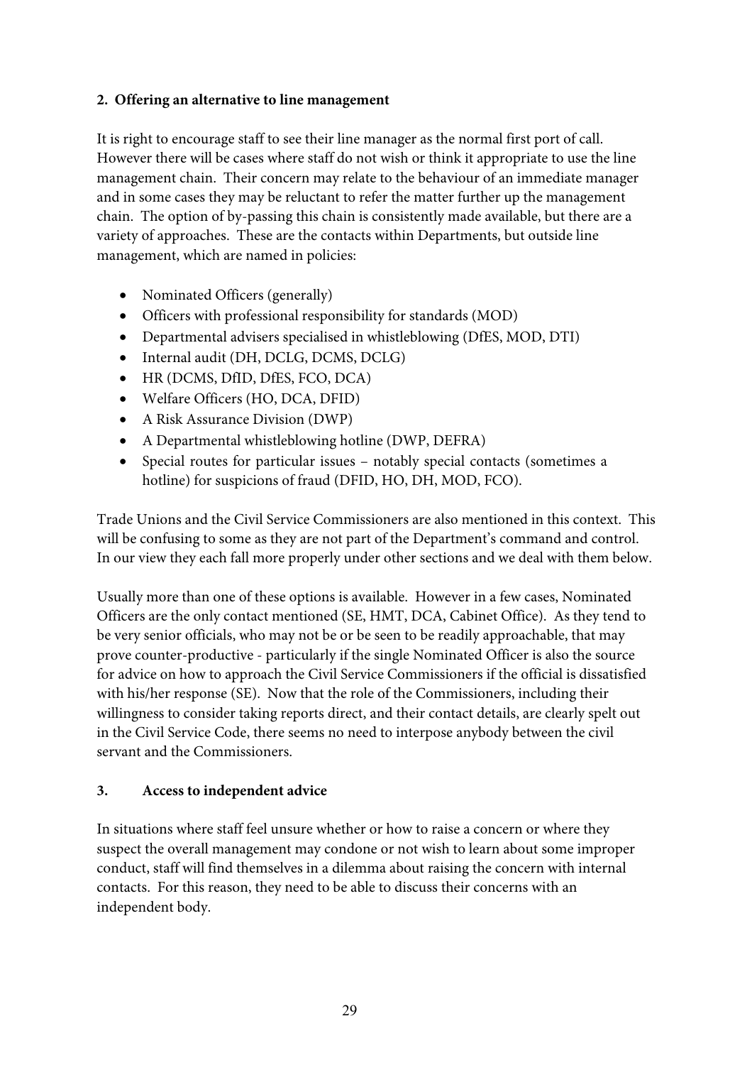## 2. Offering an alternative to line management

It is right to encourage staff to see their line manager as the normal first port of call. However there will be cases where staff do not wish or think it appropriate to use the line management chain. Their concern may relate to the behaviour of an immediate manager and in some cases they may be reluctant to refer the matter further up the management chain. The option of by-passing this chain is consistently made available, but there are a variety of approaches. These are the contacts within Departments, but outside line management, which are named in policies:

- Nominated Officers (generally)
- Officers with professional responsibility for standards (MOD)
- Departmental advisers specialised in whistleblowing (DfES, MOD, DTI)
- Internal audit (DH, DCLG, DCMS, DCLG)
- HR (DCMS, DfID, DfES, FCO, DCA)
- Welfare Officers (HO, DCA, DFID)
- A Risk Assurance Division (DWP)
- A Departmental whistleblowing hotline (DWP, DEFRA)
- Special routes for particular issues – notably special contacts (sometimes a hotline) for suspicions of fraud (DFID, HO, DH, MOD, FCO).

Trade Unions and the Civil Service Commissioners are also mentioned in this context. This will be confusing to some as they are not part of the Department's command and control. In our view they each fall more properly under other sections and we deal with them below.

Usually more than one of these options is available. However in a few cases, Nominated Officers are the only contact mentioned (SE, HMT, DCA, Cabinet Office). As they tend to be very senior officials, who may not be or be seen to be readily approachable, that may prove counter-productive - particularly if the single Nominated Officer is also the source for advice on how to approach the Civil Service Commissioners if the official is dissatisfied with his/her response (SE). Now that the role of the Commissioners, including their willingness to consider taking reports direct, and their contact details, are clearly spelt out in the Civil Service Code, there seems no need to interpose anybody between the civil servant and the Commissioners.

## 3. Access to independent advice

In situations where staff feel unsure whether or how to raise a concern or where they suspect the overall management may condone or not wish to learn about some improper conduct, staff will find themselves in a dilemma about raising the concern with internal contacts. For this reason, they need to be able to discuss their concerns with an independent body.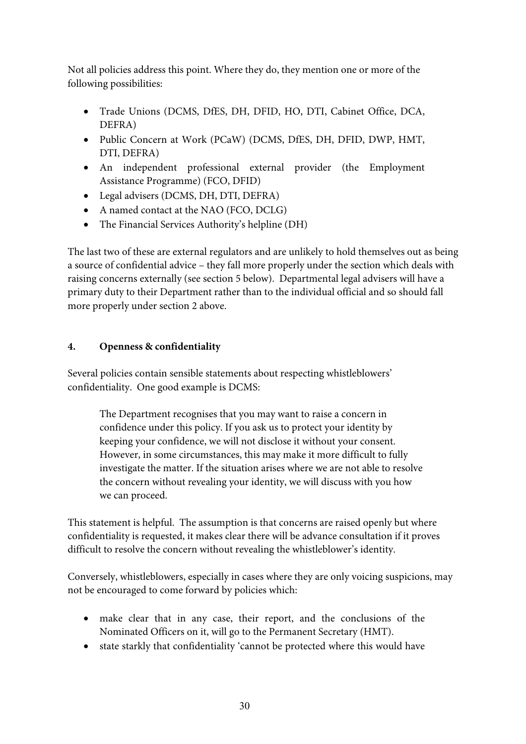Not all policies address this point. Where they do, they mention one or more of the following possibilities:

- Trade Unions (DCMS, DfES, DH, DFID, HO, DTI, Cabinet Office, DCA, DEFRA)
- Public Concern at Work (PCaW) (DCMS, DfES, DH, DFID, DWP, HMT, DTI, DEFRA)
- An independent professional external provider (the Employment Assistance Programme) (FCO, DFID)
- Legal advisers (DCMS, DH, DTI, DEFRA)
- A named contact at the NAO (FCO, DCLG)
- The Financial Services Authority's helpline (DH)

The last two of these are external regulators and are unlikely to hold themselves out as being a source of confidential advice – they fall more properly under the section which deals with raising concerns externally (see section 5 below). Departmental legal advisers will have a primary duty to their Department rather than to the individual official and so should fall more properly under section 2 above.

#### 4. Openness & confidentiality

Several policies contain sensible statements about respecting whistleblowers' confidentiality. One good example is DCMS:

> The Department recognises that you may want to raise a concern in confidence under this policy. If you ask us to protect your identity by keeping your confidence, we will not disclose it without your consent. However, in some circumstances, this may make it more difficult to fully investigate the matter. If the situation arises where we are not able to resolve the concern without revealing your identity, we will discuss with you how we can proceed.

This statement is helpful. The assumption is that concerns are raised openly but where confidentiality is requested, it makes clear there will be advance consultation if it proves difficult to resolve the concern without revealing the whistleblower's identity.

Conversely, whistleblowers, especially in cases where they are only voicing suspicions, may not be encouraged to come forward by policies which:

- make clear that in any case, their report, and the conclusions of the Nominated Officers on it, will go to the Permanent Secretary (HMT).
- state starkly that confidentiality 'cannot be protected where this would have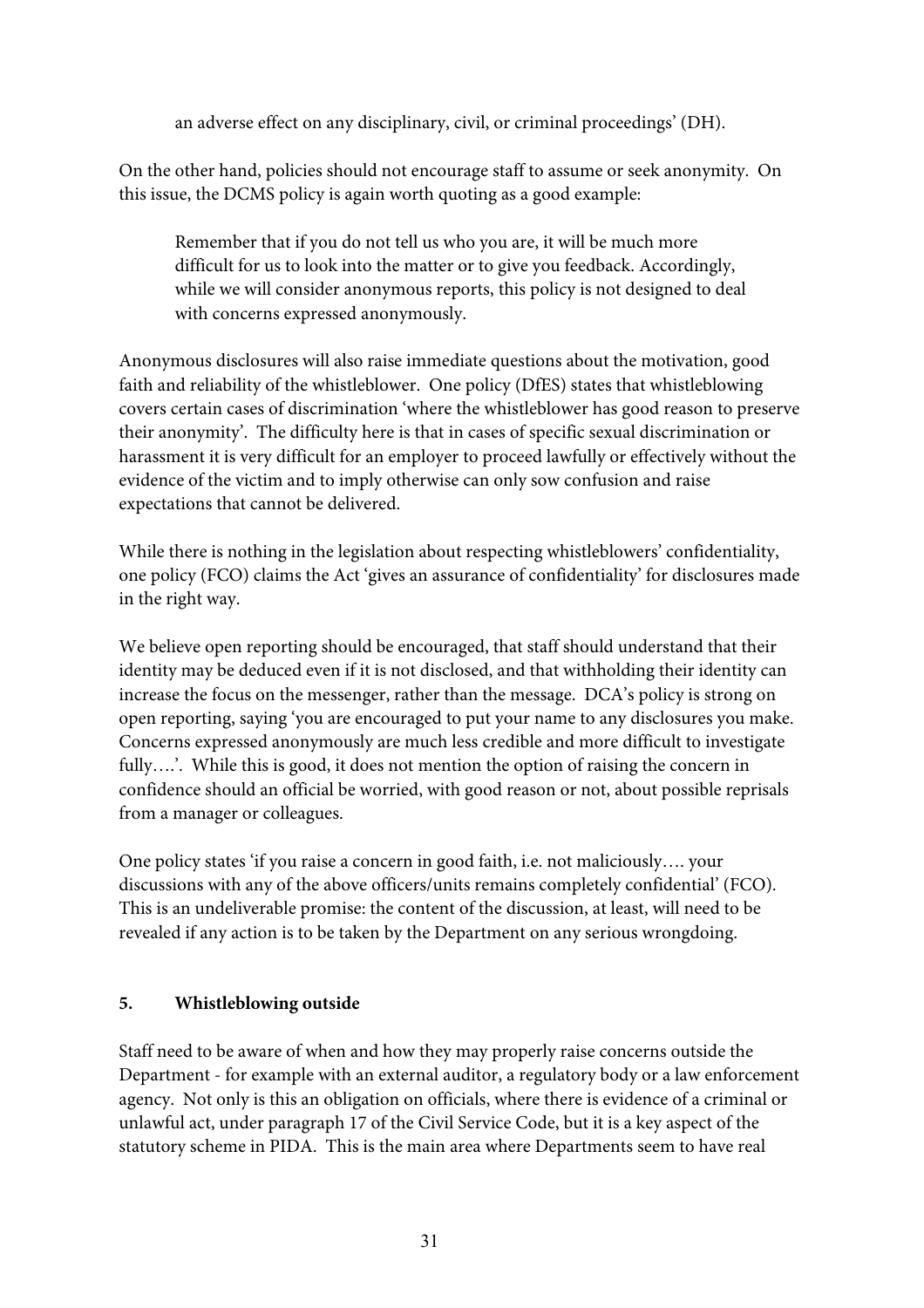an adverse effect on any disciplinary, civil, or criminal proceedings' (DH).

On the other hand, policies should not encourage staff to assume or seek anonymity. On this issue, the DCMS policy is again worth quoting as a good example:

> Remember that if you do not tell us who you are, it will be much more difficult for us to look into the matter or to give you feedback. Accordingly, while we will consider anonymous reports, this policy is not designed to deal with concerns expressed anonymously.

Anonymous disclosures will also raise immediate questions about the motivation, good faith and reliability of the whistleblower. One policy (DfES) states that whistleblowing covers certain cases of discrimination 'where the whistleblower has good reason to preserve their anonymity'. The difficulty here is that in cases of specific sexual discrimination or harassment it is very difficult for an employer to proceed lawfully or effectively without the evidence of the victim and to imply otherwise can only sow confusion and raise expectations that cannot be delivered.

While there is nothing in the legislation about respecting whistleblowers' confidentiality, one policy (FCO) claims the Act 'gives an assurance of confidentiality' for disclosures made in the right way.

We believe open reporting should be encouraged, that staff should understand that their identity may be deduced even if it is not disclosed, and that withholding their identity can increase the focus on the messenger, rather than the message. DCA's policy is strong on open reporting, saying 'you are encouraged to put your name to any disclosures you make. Concerns expressed anonymously are much less credible and more difficult to investigate fully….'. While this is good, it does not mention the option of raising the concern in confidence should an official be worried, with good reason or not, about possible reprisals from a manager or colleagues.

One policy states 'if you raise a concern in good faith, i.e. not maliciously…. your discussions with any of the above officers/units remains completely confidential' (FCO). This is an undeliverable promise: the content of the discussion, at least, will need to be revealed if any action is to be taken by the Department on any serious wrongdoing.

## 5. Whistleblowing outside

Staff need to be aware of when and how they may properly raise concerns outside the Department - for example with an external auditor, a regulatory body or a law enforcement agency. Not only is this an obligation on officials, where there is evidence of a criminal or unlawful act, under paragraph 17 of the Civil Service Code, but it is a key aspect of the statutory scheme in PIDA. This is the main area where Departments seem to have real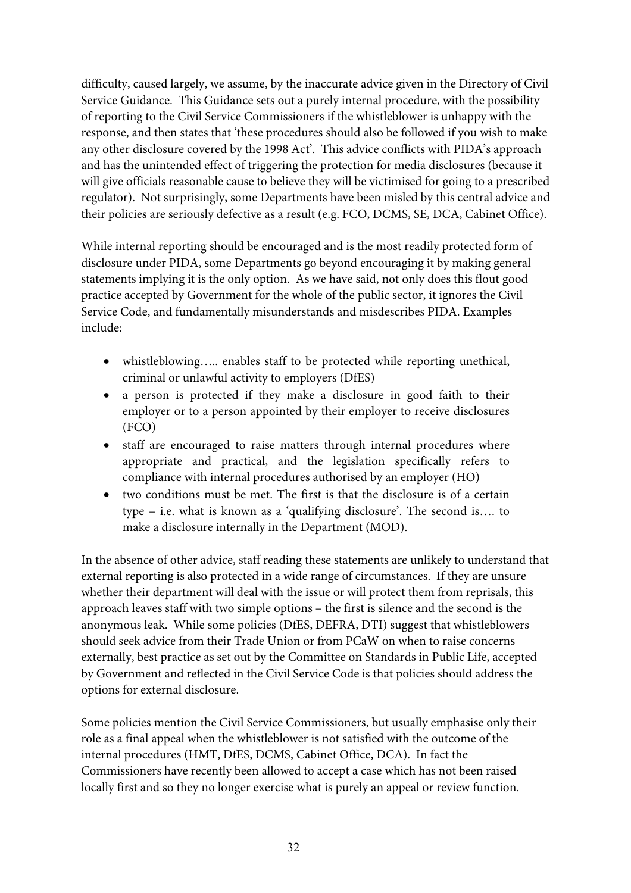difficulty, caused largely, we assume, by the inaccurate advice given in the Directory of Civil Service Guidance. This Guidance sets out a purely internal procedure, with the possibility of reporting to the Civil Service Commissioners if the whistleblower is unhappy with the response, and then states that 'these procedures should also be followed if you wish to make any other disclosure covered by the 1998 Act'. This advice conflicts with PIDA's approach and has the unintended effect of triggering the protection for media disclosures (because it will give officials reasonable cause to believe they will be victimised for going to a prescribed regulator). Not surprisingly, some Departments have been misled by this central advice and their policies are seriously defective as a result (e.g. FCO, DCMS, SE, DCA, Cabinet Office).

While internal reporting should be encouraged and is the most readily protected form of disclosure under PIDA, some Departments go beyond encouraging it by making general statements implying it is the only option. As we have said, not only does this flout good practice accepted by Government for the whole of the public sector, it ignores the Civil Service Code, and fundamentally misunderstands and misdescribes PIDA. Examples include:

- whistleblowing….. enables staff to be protected while reporting unethical, criminal or unlawful activity to employers (DfES)
- a person is protected if they make a disclosure in good faith to their employer or to a person appointed by their employer to receive disclosures (FCO)
- staff are encouraged to raise matters through internal procedures where appropriate and practical, and the legislation specifically refers to compliance with internal procedures authorised by an employer (HO)
- two conditions must be met. The first is that the disclosure is of a certain type – i.e. what is known as a 'qualifying disclosure'. The second is…. to make a disclosure internally in the Department (MOD).

In the absence of other advice, staff reading these statements are unlikely to understand that external reporting is also protected in a wide range of circumstances. If they are unsure whether their department will deal with the issue or will protect them from reprisals, this approach leaves staff with two simple options – the first is silence and the second is the anonymous leak. While some policies (DfES, DEFRA, DTI) suggest that whistleblowers should seek advice from their Trade Union or from PCaW on when to raise concerns externally, best practice as set out by the Committee on Standards in Public Life, accepted by Government and reflected in the Civil Service Code is that policies should address the options for external disclosure.

Some policies mention the Civil Service Commissioners, but usually emphasise only their role as a final appeal when the whistleblower is not satisfied with the outcome of the internal procedures (HMT, DfES, DCMS, Cabinet Office, DCA). In fact the Commissioners have recently been allowed to accept a case which has not been raised locally first and so they no longer exercise what is purely an appeal or review function.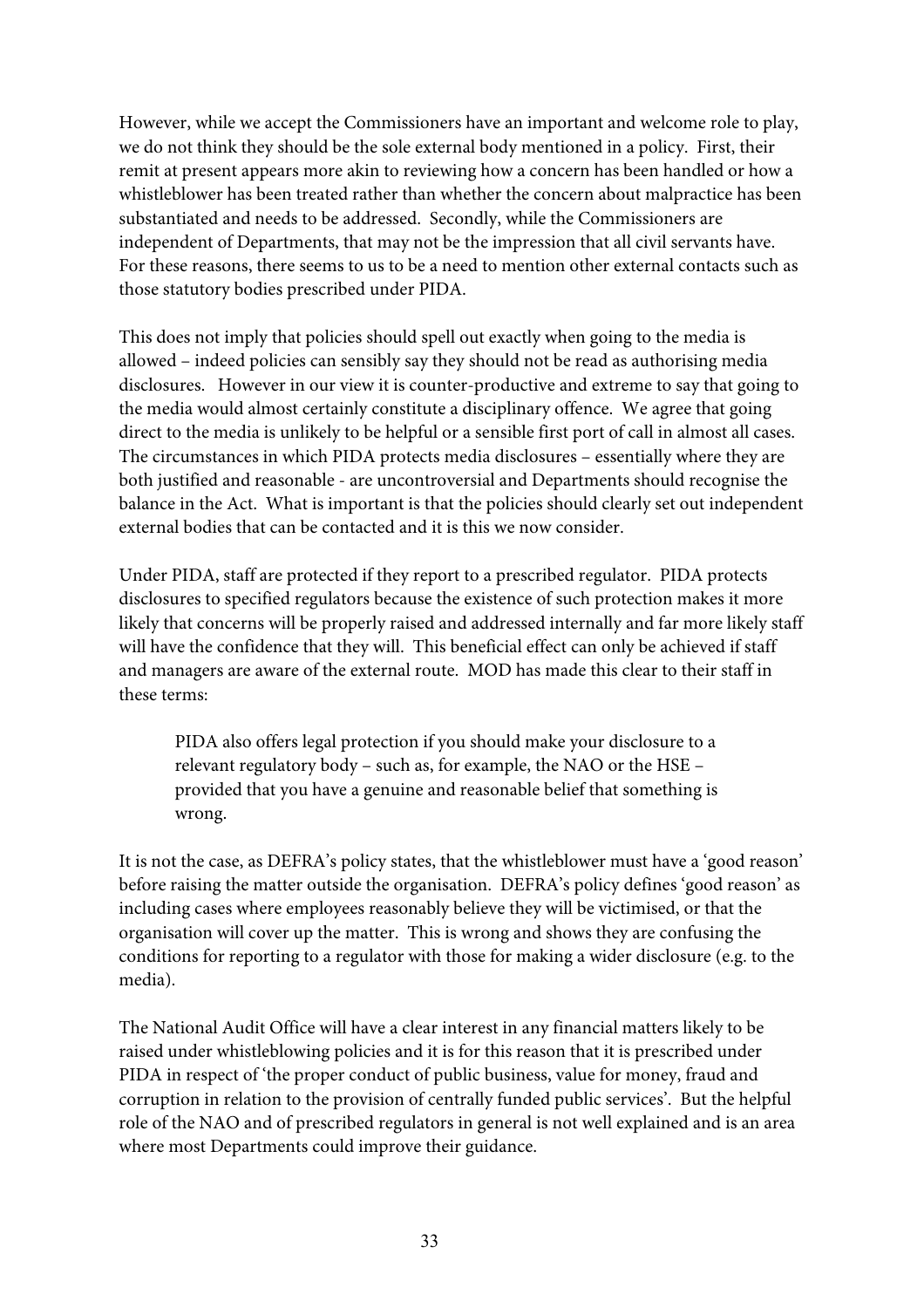However, while we accept the Commissioners have an important and welcome role to play, we do not think they should be the sole external body mentioned in a policy. First, their remit at present appears more akin to reviewing how a concern has been handled or how a whistleblower has been treated rather than whether the concern about malpractice has been substantiated and needs to be addressed. Secondly, while the Commissioners are independent of Departments, that may not be the impression that all civil servants have. For these reasons, there seems to us to be a need to mention other external contacts such as those statutory bodies prescribed under PIDA.

This does not imply that policies should spell out exactly when going to the media is allowed – indeed policies can sensibly say they should not be read as authorising media disclosures. However in our view it is counter-productive and extreme to say that going to the media would almost certainly constitute a disciplinary offence. We agree that going direct to the media is unlikely to be helpful or a sensible first port of call in almost all cases. The circumstances in which PIDA protects media disclosures – essentially where they are both justified and reasonable - are uncontroversial and Departments should recognise the balance in the Act. What is important is that the policies should clearly set out independent external bodies that can be contacted and it is this we now consider.

Under PIDA, staff are protected if they report to a prescribed regulator. PIDA protects disclosures to specified regulators because the existence of such protection makes it more likely that concerns will be properly raised and addressed internally and far more likely staff will have the confidence that they will. This beneficial effect can only be achieved if staff and managers are aware of the external route. MOD has made this clear to their staff in these terms:

> PIDA also offers legal protection if you should make your disclosure to a relevant regulatory body – such as, for example, the NAO or the HSE – provided that you have a genuine and reasonable belief that something is wrong.

It is not the case, as DEFRA's policy states, that the whistleblower must have a 'good reason' before raising the matter outside the organisation. DEFRA's policy defines 'good reason' as including cases where employees reasonably believe they will be victimised, or that the organisation will cover up the matter. This is wrong and shows they are confusing the conditions for reporting to a regulator with those for making a wider disclosure (e.g. to the media).

The National Audit Office will have a clear interest in any financial matters likely to be raised under whistleblowing policies and it is for this reason that it is prescribed under PIDA in respect of 'the proper conduct of public business, value for money, fraud and corruption in relation to the provision of centrally funded public services'. But the helpful role of the NAO and of prescribed regulators in general is not well explained and is an area where most Departments could improve their guidance.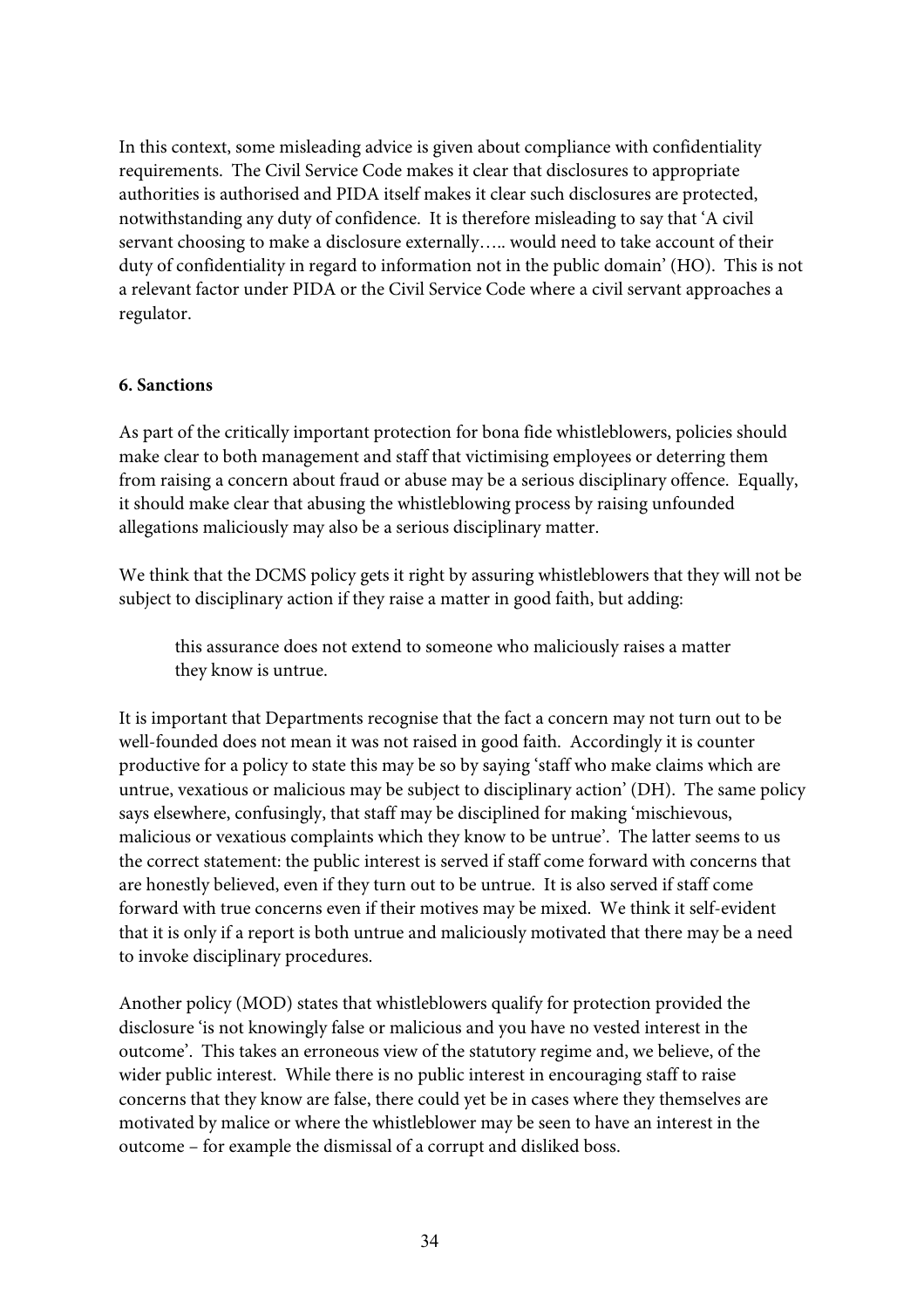In this context, some misleading advice is given about compliance with confidentiality requirements. The Civil Service Code makes it clear that disclosures to appropriate authorities is authorised and PIDA itself makes it clear such disclosures are protected, notwithstanding any duty of confidence. It is therefore misleading to say that 'A civil servant choosing to make a disclosure externally….. would need to take account of their duty of confidentiality in regard to information not in the public domain' (HO). This is not a relevant factor under PIDA or the Civil Service Code where a civil servant approaches a regulator.

**6. Sanctions**

As part of the critically important protection for bona fide whistleblowers, policies should make clear to both management and staff that victimising employees or deterring them from raising a concern about fraud or abuse may be a serious disciplinary offence. Equally, it should make clear that abusing the whistleblowing process by raising unfounded allegations maliciously may also be a serious disciplinary matter.

We think that the DCMS policy gets it right by assuring whistleblowers that they will not be subject to disciplinary action if they raise a matter in good faith, but adding:

> this assurance does not extend to someone who maliciously raises a matter they know is untrue.

It is important that Departments recognise that the fact a concern may not turn out to be well-founded does not mean it was not raised in good faith. Accordingly it is counter productive for a policy to state this may be so by saying 'staff who make claims which are untrue, vexatious or malicious may be subject to disciplinary action' (DH). The same policy says elsewhere, confusingly, that staff may be disciplined for making 'mischievous, malicious or vexatious complaints which they know to be untrue'. The latter seems to us the correct statement: the public interest is served if staff come forward with concerns that are honestly believed, even if they turn out to be untrue. It is also served if staff come forward with true concerns even if their motives may be mixed. We think it self-evident that it is only if a report is both untrue and maliciously motivated that there may be a need to invoke disciplinary procedures.

Another policy (MOD) states that whistleblowers qualify for protection provided the disclosure 'is not knowingly false or malicious and you have no vested interest in the outcome'. This takes an erroneous view of the statutory regime and, we believe, of the wider public interest. While there is no public interest in encouraging staff to raise concerns that they know are false, there could yet be in cases where they themselves are motivated by malice or where the whistleblower may be seen to have an interest in the outcome – for example the dismissal of a corrupt and disliked boss.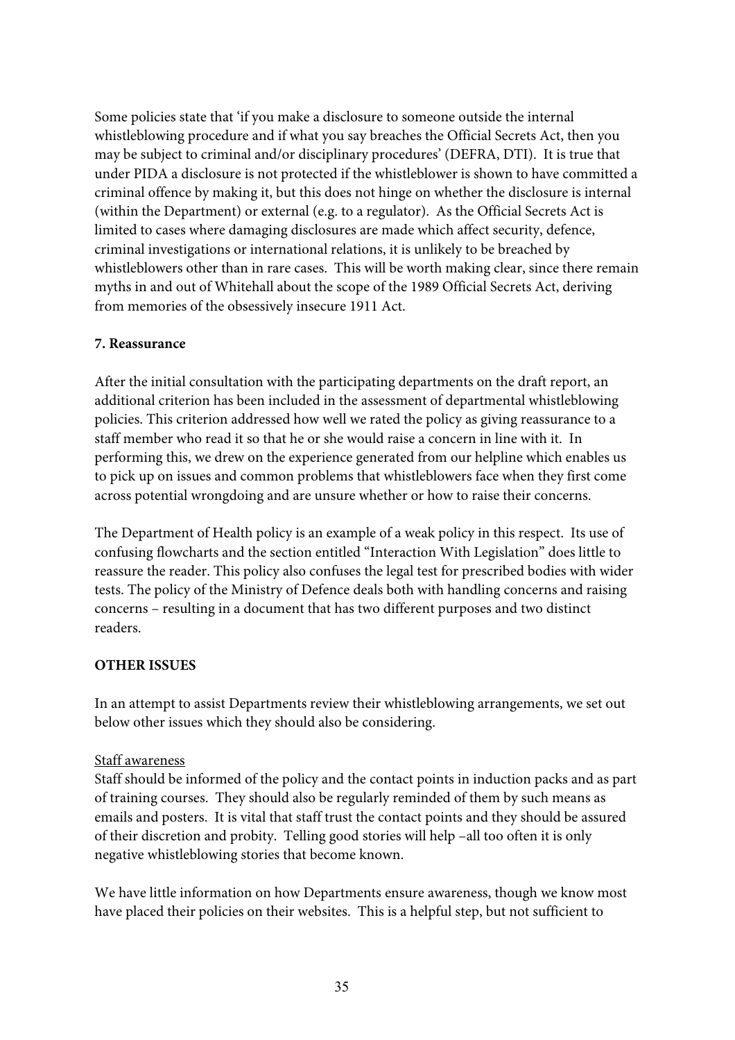Some policies state that 'if you make a disclosure to someone outside the internal whistleblowing procedure and if what you say breaches the Official Secrets Act, then you may be subject to criminal and/or disciplinary procedures' (DEFRA, DTI). It is true that under PIDA a disclosure is not protected if the whistleblower is shown to have committed a criminal offence by making it, but this does not hinge on whether the disclosure is internal (within the Department) or external (e.g. to a regulator). As the Official Secrets Act is limited to cases where damaging disclosures are made which affect security, defence, criminal investigations or international relations, it is unlikely to be breached by whistleblowers other than in rare cases. This will be worth making clear, since there remain myths in and out of Whitehall about the scope of the 1989 Official Secrets Act, deriving from memories of the obsessively insecure 1911 Act.

**7. Reassurance**

After the initial consultation with the participating departments on the draft report, an additional criterion has been included in the assessment of departmental whistleblowing policies. This criterion addressed how well we rated the policy as giving reassurance to a staff member who read it so that he or she would raise a concern in line with it. In performing this, we drew on the experience generated from our helpline which enables us to pick up on issues and common problems that whistleblowers face when they first come across potential wrongdoing and are unsure whether or how to raise their concerns.

The Department of Health policy is an example of a weak policy in this respect. Its use of confusing flowcharts and the section entitled "Interaction With Legislation" does little to reassure the reader. This policy also confuses the legal test for prescribed bodies with wider tests. The policy of the Ministry of Defence deals both with handling concerns and raising concerns – resulting in a document that has two different purposes and two distinct readers.

**OTHER ISSUES**

In an attempt to assist Departments review their whistleblowing arrangements, we set out below other issues which they should also be considering.

Staff awareness

Staff should be informed of the policy and the contact points in induction packs and as part of training courses. They should also be regularly reminded of them by such means as emails and posters. It is vital that staff trust the contact points and they should be assured of their discretion and probity. Telling good stories will help –all too often it is only negative whistleblowing stories that become known.

We have little information on how Departments ensure awareness, though we know most have placed their policies on their websites. This is a helpful step, but not sufficient to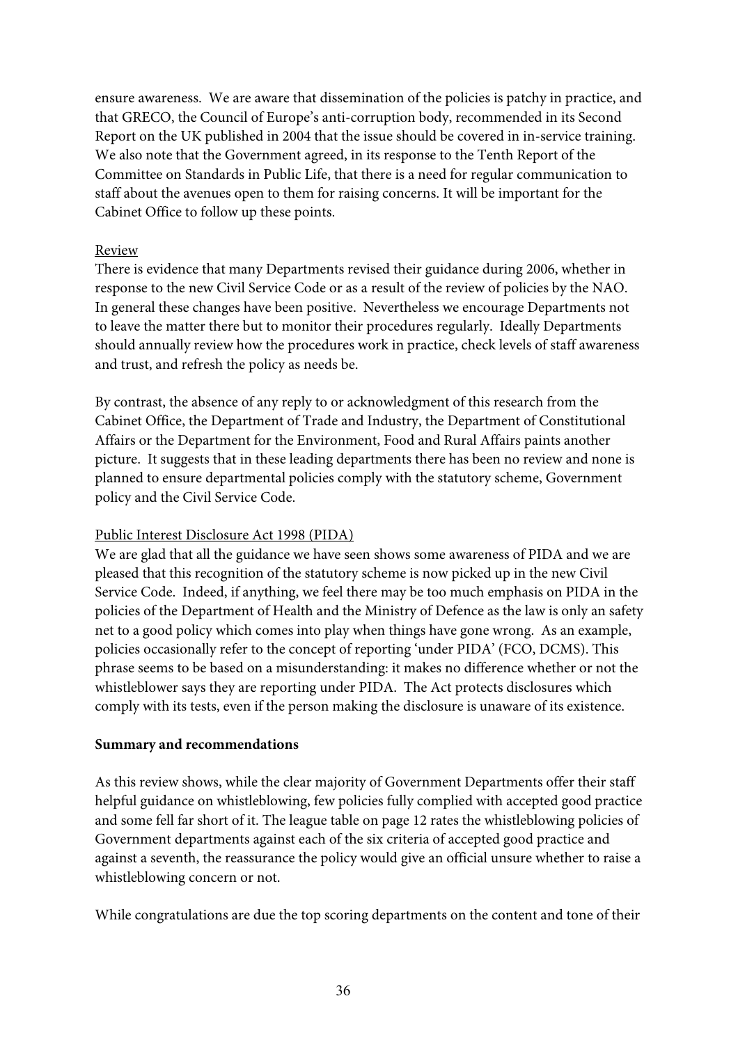ensure awareness. We are aware that dissemination of the policies is patchy in practice, and that GRECO, the Council of Europe's anti-corruption body, recommended in its Second Report on the UK published in 2004 that the issue should be covered in in-service training. We also note that the Government agreed, in its response to the Tenth Report of the Committee on Standards in Public Life, that there is a need for regular communication to staff about the avenues open to them for raising concerns. It will be important for the Cabinet Office to follow up these points.

<u>Review</u>

There is evidence that many Departments revised their guidance during 2006, whether in response to the new Civil Service Code or as a result of the review of policies by the NAO. In general these changes have been positive. Nevertheless we encourage Departments not to leave the matter there but to monitor their procedures regularly. Ideally Departments should annually review how the procedures work in practice, check levels of staff awareness and trust, and refresh the policy as needs be.

By contrast, the absence of any reply to or acknowledgment of this research from the Cabinet Office, the Department of Trade and Industry, the Department of Constitutional Affairs or the Department for the Environment, Food and Rural Affairs paints another picture. It suggests that in these leading departments there has been no review and none is planned to ensure departmental policies comply with the statutory scheme, Government policy and the Civil Service Code.

<u>Public Interest Disclosure Act 1998 (PIDA)</u>

We are glad that all the guidance we have seen shows some awareness of PIDA and we are pleased that this recognition of the statutory scheme is now picked up in the new Civil Service Code. Indeed, if anything, we feel there may be too much emphasis on PIDA in the policies of the Department of Health and the Ministry of Defence as the law is only an safety net to a good policy which comes into play when things have gone wrong. As an example, policies occasionally refer to the concept of reporting 'under PIDA' (FCO, DCMS). This phrase seems to be based on a misunderstanding: it makes no difference whether or not the whistleblower says they are reporting under PIDA. The Act protects disclosures which comply with its tests, even if the person making the disclosure is unaware of its existence.

**Summary and recommendations**

As this review shows, while the clear majority of Government Departments offer their staff helpful guidance on whistleblowing, few policies fully complied with accepted good practice and some fell far short of it. The league table on page 12 rates the whistleblowing policies of Government departments against each of the six criteria of accepted good practice and against a seventh, the reassurance the policy would give an official unsure whether to raise a whistleblowing concern or not.

While congratulations are due the top scoring departments on the content and tone of their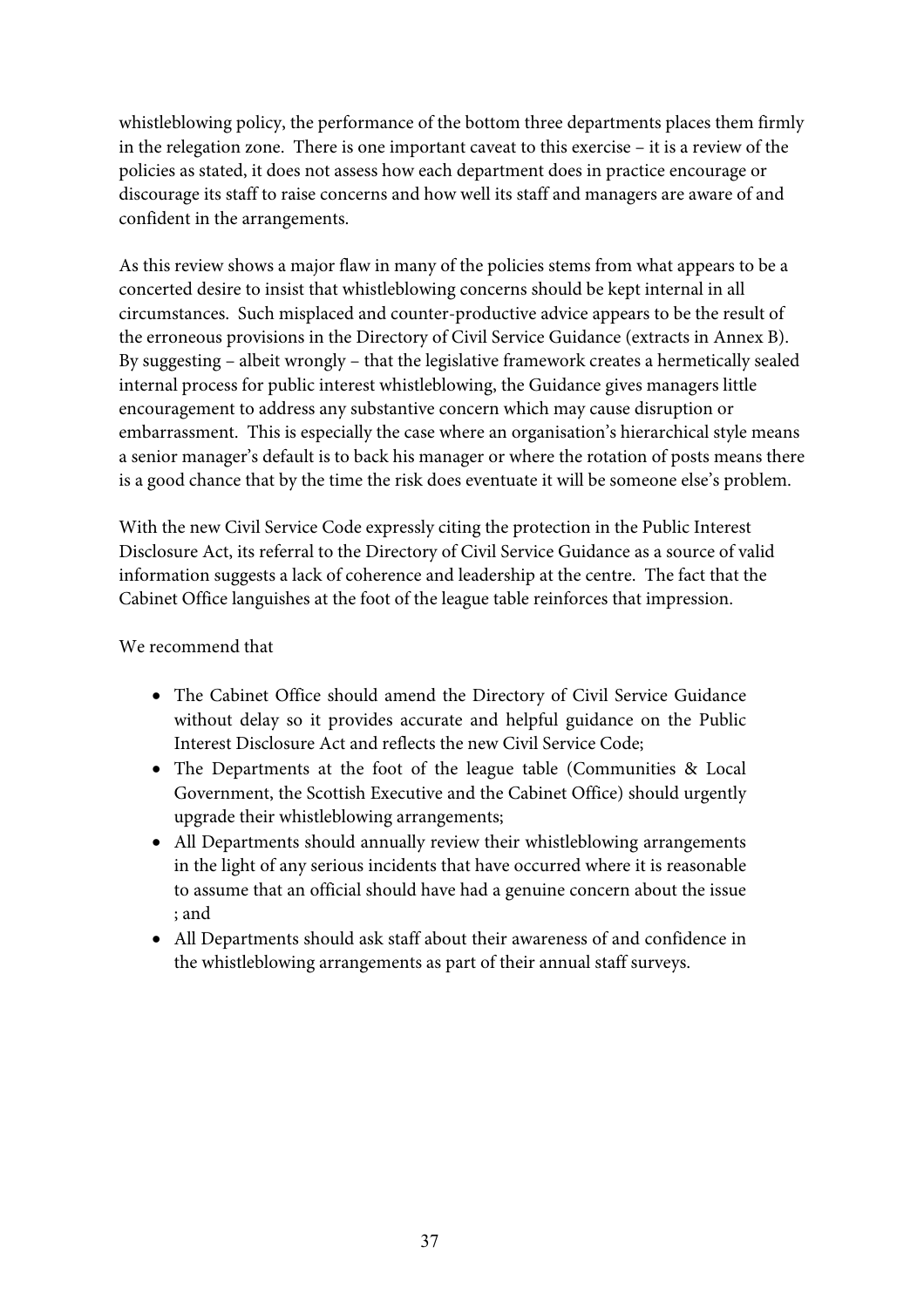whistleblowing policy, the performance of the bottom three departments places them firmly in the relegation zone. There is one important caveat to this exercise – it is a review of the policies as stated, it does not assess how each department does in practice encourage or discourage its staff to raise concerns and how well its staff and managers are aware of and confident in the arrangements.

As this review shows a major flaw in many of the policies stems from what appears to be a concerted desire to insist that whistleblowing concerns should be kept internal in all circumstances. Such misplaced and counter-productive advice appears to be the result of the erroneous provisions in the Directory of Civil Service Guidance (extracts in Annex B). By suggesting – albeit wrongly – that the legislative framework creates a hermetically sealed internal process for public interest whistleblowing, the Guidance gives managers little encouragement to address any substantive concern which may cause disruption or embarrassment. This is especially the case where an organisation's hierarchical style means a senior manager's default is to back his manager or where the rotation of posts means there is a good chance that by the time the risk does eventuate it will be someone else's problem.

With the new Civil Service Code expressly citing the protection in the Public Interest Disclosure Act, its referral to the Directory of Civil Service Guidance as a source of valid information suggests a lack of coherence and leadership at the centre. The fact that the Cabinet Office languishes at the foot of the league table reinforces that impression.

We recommend that

- The Cabinet Office should amend the Directory of Civil Service Guidance without delay so it provides accurate and helpful guidance on the Public Interest Disclosure Act and reflects the new Civil Service Code;
- The Departments at the foot of the league table (Communities & Local Government, the Scottish Executive and the Cabinet Office) should urgently upgrade their whistleblowing arrangements;
- All Departments should annually review their whistleblowing arrangements in the light of any serious incidents that have occurred where it is reasonable to assume that an official should have had a genuine concern about the issue ; and
- All Departments should ask staff about their awareness of and confidence in the whistleblowing arrangements as part of their annual staff surveys.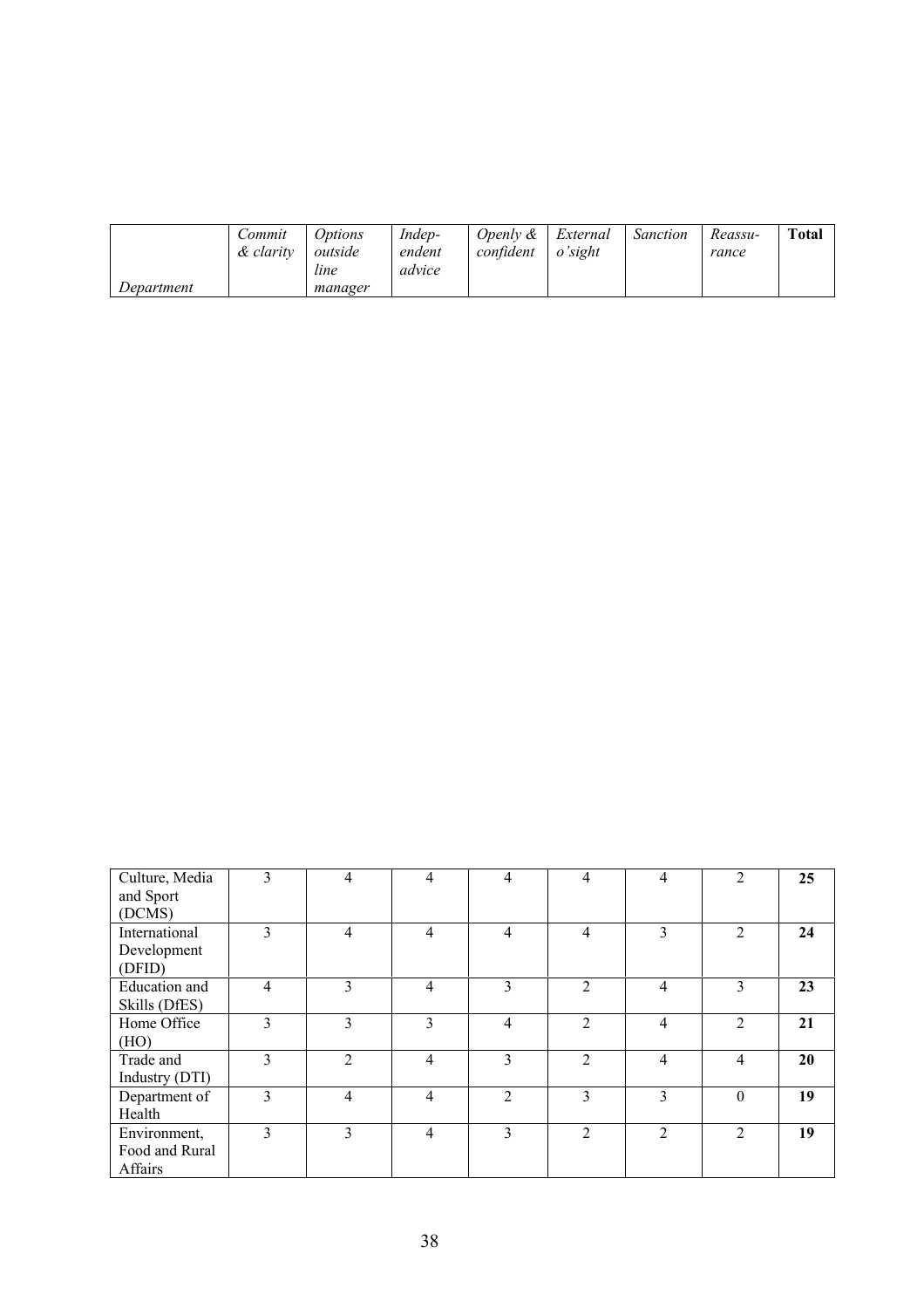| *Department* | *Commit & clarity* | *Options outside line manager* | *Indep-endent advice* | *Openly & confident* | *External o'sight* | *Sanction* | *Reassu-rance* | **Total** |
|---|---|---|---|---|---|---|---|---|
| Culture, Media and Sport (DCMS) | 3 | 4 | 4 | 4 | 4 | 4 | 2 | **25** |
| International Development (DFID) | 3 | 4 | 4 | 4 | 4 | 3 | 2 | **24** |
| Education and Skills (DfES) | 4 | 3 | 4 | 3 | 2 | 4 | 3 | **23** |
| Home Office (HO) | 3 | 3 | 3 | 4 | 2 | 4 | 2 | **21** |
| Trade and Industry (DTI) | 3 | 2 | 4 | 3 | 2 | 4 | 4 | **20** |
| Department of Health | 3 | 4 | 4 | 2 | 3 | 3 | 0 | **19** |
| Environment, Food and Rural Affairs | 3 | 3 | 4 | 3 | 2 | 2 | 2 | **19** |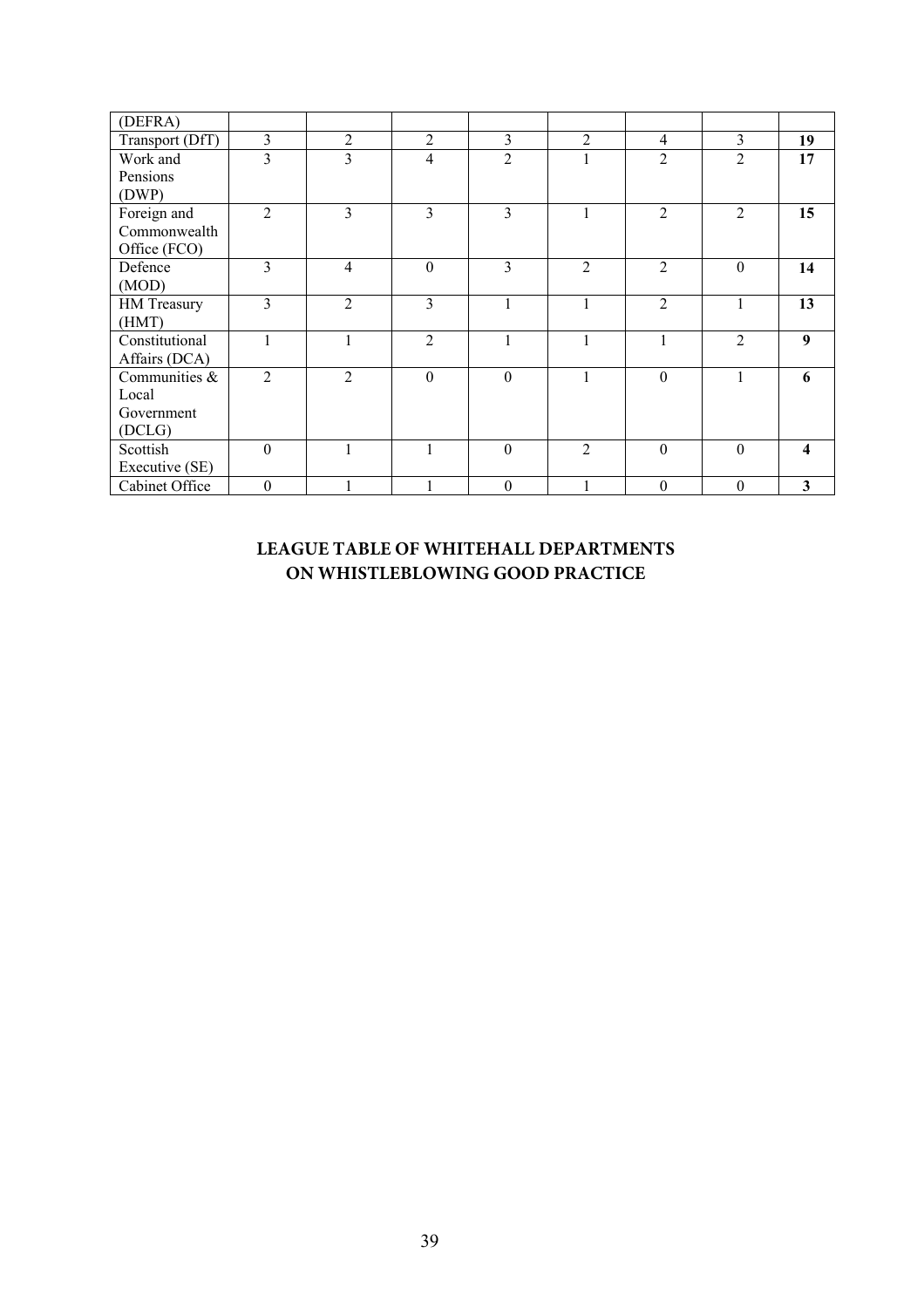| (DEFRA) | | | | | | | | |
|---|---|---|---|---|---|---|---|---|
| Transport (DfT) | 3 | 2 | 2 | 3 | 2 | 4 | 3 | **19** |
| Work and Pensions (DWP) | 3 | 3 | 4 | 2 | 1 | 2 | 2 | **17** |
| Foreign and Commonwealth Office (FCO) | 2 | 3 | 3 | 3 | 1 | 2 | 2 | **15** |
| Defence (MOD) | 3 | 4 | 0 | 3 | 2 | 2 | 0 | **14** |
| HM Treasury (HMT) | 3 | 2 | 3 | 1 | 1 | 2 | 1 | **13** |
| Constitutional Affairs (DCA) | 1 | 1 | 2 | 1 | 1 | 1 | 2 | **9** |
| Communities & Local Government (DCLG) | 2 | 2 | 0 | 0 | 1 | 0 | 1 | **6** |
| Scottish Executive (SE) | 0 | 1 | 1 | 0 | 2 | 0 | 0 | **4** |
| Cabinet Office | 0 | 1 | 1 | 0 | 1 | 0 | 0 | **3** |

**LEAGUE TABLE OF WHITEHALL DEPARTMENTS ON WHISTLEBLOWING GOOD PRACTICE**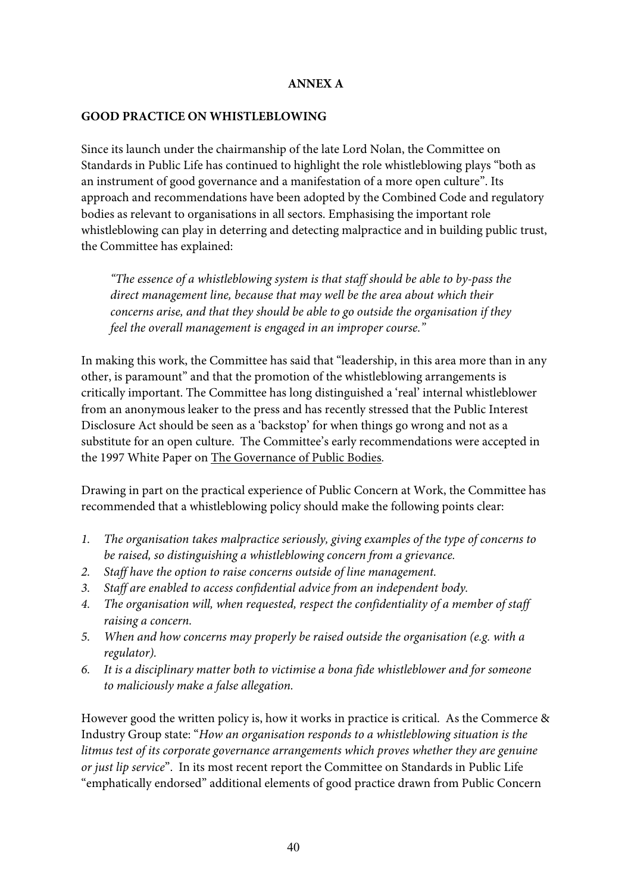**ANNEX A**

**GOOD PRACTICE ON WHISTLEBLOWING**

Since its launch under the chairmanship of the late Lord Nolan, the Committee on Standards in Public Life has continued to highlight the role whistleblowing plays "both as an instrument of good governance and a manifestation of a more open culture". Its approach and recommendations have been adopted by the Combined Code and regulatory bodies as relevant to organisations in all sectors. Emphasising the important role whistleblowing can play in deterring and detecting malpractice and in building public trust, the Committee has explained:

> *"The essence of a whistleblowing system is that staff should be able to by-pass the direct management line, because that may well be the area about which their concerns arise, and that they should be able to go outside the organisation if they feel the overall management is engaged in an improper course."*

In making this work, the Committee has said that "leadership, in this area more than in any other, is paramount" and that the promotion of the whistleblowing arrangements is critically important. The Committee has long distinguished a 'real' internal whistleblower from an anonymous leaker to the press and has recently stressed that the Public Interest Disclosure Act should be seen as a 'backstop' for when things go wrong and not as a substitute for an open culture. The Committee's early recommendations were accepted in the 1997 White Paper on The Governance of Public Bodies.

Drawing in part on the practical experience of Public Concern at Work, the Committee has recommended that a whistleblowing policy should make the following points clear:

1. *The organisation takes malpractice seriously, giving examples of the type of concerns to be raised, so distinguishing a whistleblowing concern from a grievance.*
2. *Staff have the option to raise concerns outside of line management.*
3. *Staff are enabled to access confidential advice from an independent body.*
4. *The organisation will, when requested, respect the confidentiality of a member of staff raising a concern.*
5. *When and how concerns may properly be raised outside the organisation (e.g. with a regulator).*
6. *It is a disciplinary matter both to victimise a bona fide whistleblower and for someone to maliciously make a false allegation.*

However good the written policy is, how it works in practice is critical. As the Commerce & Industry Group state: "*How an organisation responds to a whistleblowing situation is the litmus test of its corporate governance arrangements which proves whether they are genuine or just lip service*". In its most recent report the Committee on Standards in Public Life "emphatically endorsed" additional elements of good practice drawn from Public Concern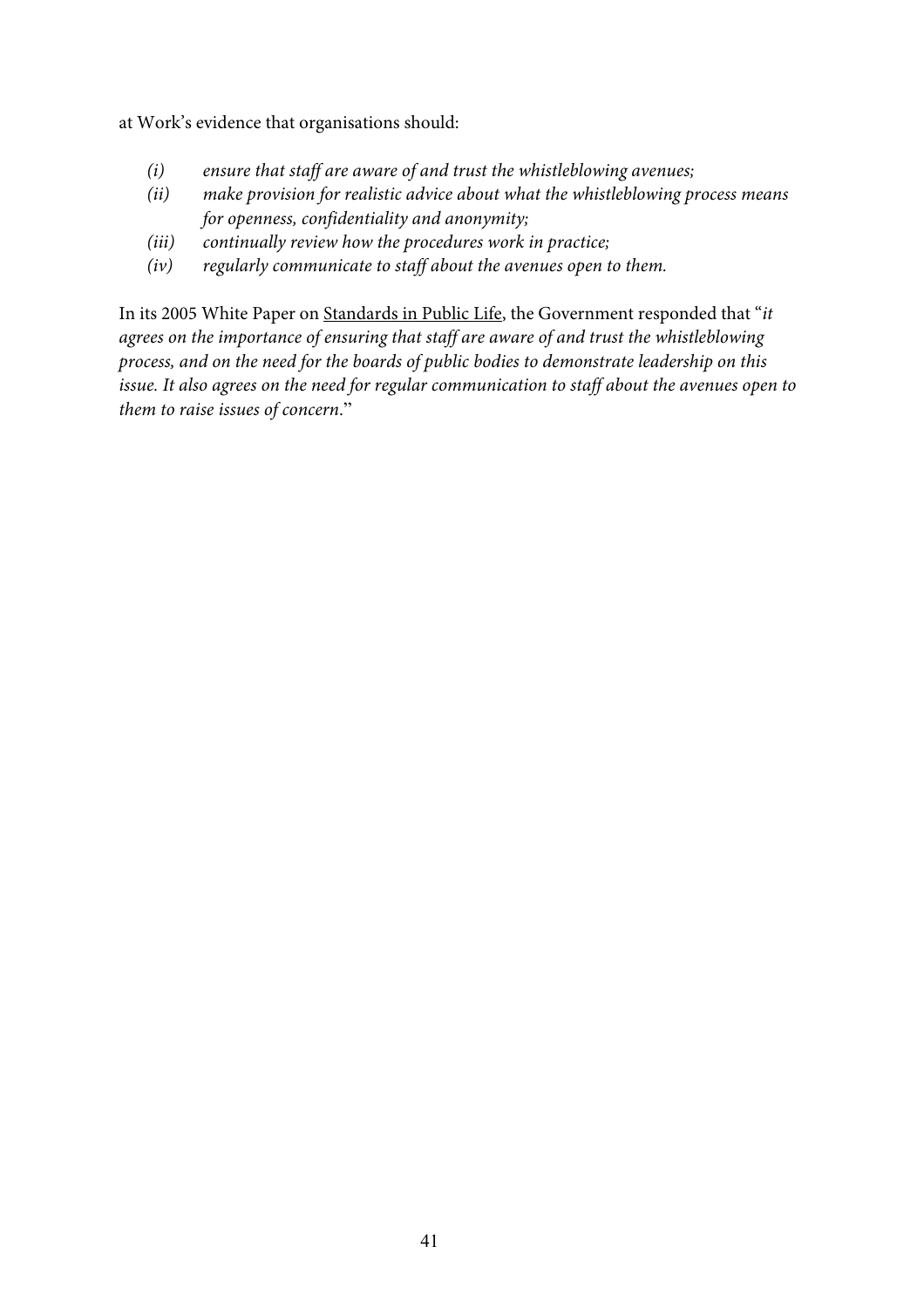at Work's evidence that organisations should:

- *(i) ensure that staff are aware of and trust the whistleblowing avenues;*
- *(ii) make provision for realistic advice about what the whistleblowing process means for openness, confidentiality and anonymity;*
- *(iii) continually review how the procedures work in practice;*
- *(iv) regularly communicate to staff about the avenues open to them.*

In its 2005 White Paper on Standards in Public Life, the Government responded that "*it agrees on the importance of ensuring that staff are aware of and trust the whistleblowing process, and on the need for the boards of public bodies to demonstrate leadership on this issue. It also agrees on the need for regular communication to staff about the avenues open to them to raise issues of concern*."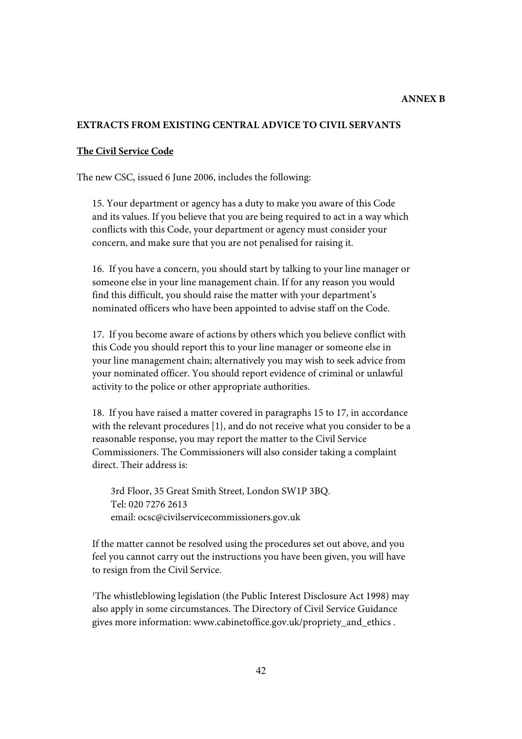**ANNEX B**

**EXTRACTS FROM EXISTING CENTRAL ADVICE TO CIVIL SERVANTS**

**The Civil Service Code**

The new CSC, issued 6 June 2006, includes the following:

> 15. Your department or agency has a duty to make you aware of this Code and its values. If you believe that you are being required to act in a way which conflicts with this Code, your department or agency must consider your concern, and make sure that you are not penalised for raising it.
>
> 16. If you have a concern, you should start by talking to your line manager or someone else in your line management chain. If for any reason you would find this difficult, you should raise the matter with your department's nominated officers who have been appointed to advise staff on the Code.
>
> 17. If you become aware of actions by others which you believe conflict with this Code you should report this to your line manager or someone else in your line management chain; alternatively you may wish to seek advice from your nominated officer. You should report evidence of criminal or unlawful activity to the police or other appropriate authorities.
>
> 18. If you have raised a matter covered in paragraphs 15 to 17, in accordance with the relevant procedures [1}, and do not receive what you consider to be a reasonable response, you may report the matter to the Civil Service Commissioners. The Commissioners will also consider taking a complaint direct. Their address is:
>
> > 3rd Floor, 35 Great Smith Street, London SW1P 3BQ.
> > Tel: 020 7276 2613
> > email: ocsc@civilservicecommissioners.gov.uk
>
> If the matter cannot be resolved using the procedures set out above, and you feel you cannot carry out the instructions you have been given, you will have to resign from the Civil Service.
>
> [1]The whistleblowing legislation (the Public Interest Disclosure Act 1998) may also apply in some circumstances. The Directory of Civil Service Guidance gives more information: www.cabinetoffice.gov.uk/propriety_and_ethics .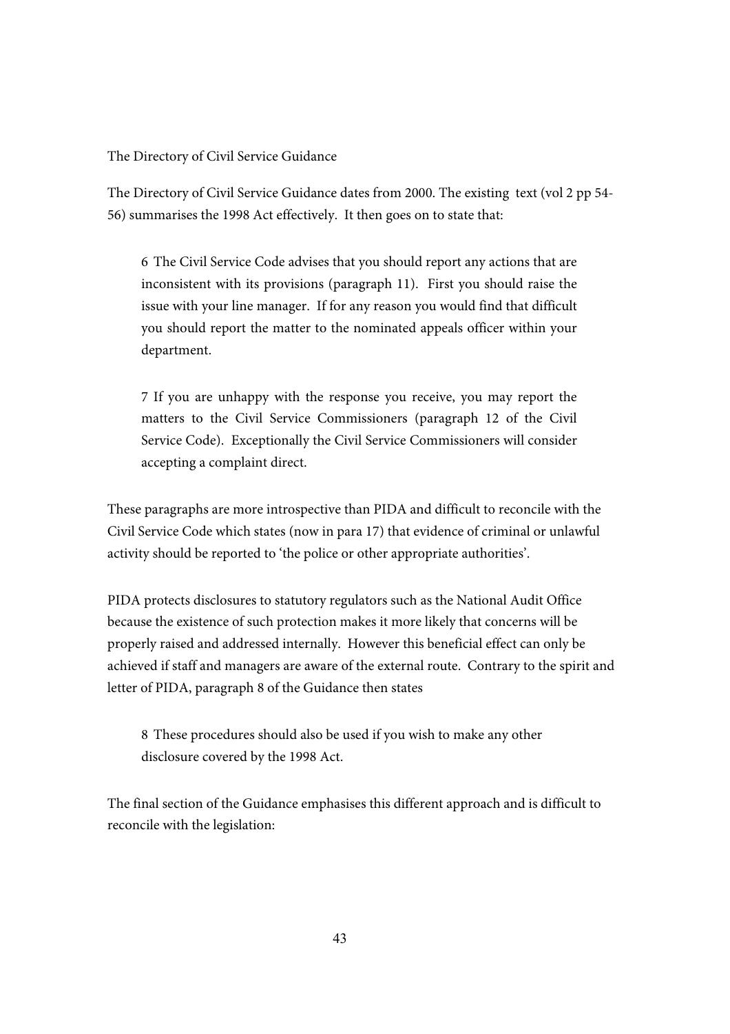The Directory of Civil Service Guidance

The Directory of Civil Service Guidance dates from 2000. The existing text (vol 2 pp 54-56) summarises the 1998 Act effectively. It then goes on to state that:

> 6 The Civil Service Code advises that you should report any actions that are inconsistent with its provisions (paragraph 11). First you should raise the issue with your line manager. If for any reason you would find that difficult you should report the matter to the nominated appeals officer within your department.
>
> 7 If you are unhappy with the response you receive, you may report the matters to the Civil Service Commissioners (paragraph 12 of the Civil Service Code). Exceptionally the Civil Service Commissioners will consider accepting a complaint direct.

These paragraphs are more introspective than PIDA and difficult to reconcile with the Civil Service Code which states (now in para 17) that evidence of criminal or unlawful activity should be reported to 'the police or other appropriate authorities'.

PIDA protects disclosures to statutory regulators such as the National Audit Office because the existence of such protection makes it more likely that concerns will be properly raised and addressed internally. However this beneficial effect can only be achieved if staff and managers are aware of the external route. Contrary to the spirit and letter of PIDA, paragraph 8 of the Guidance then states

> 8 These procedures should also be used if you wish to make any other disclosure covered by the 1998 Act.

The final section of the Guidance emphasises this different approach and is difficult to reconcile with the legislation: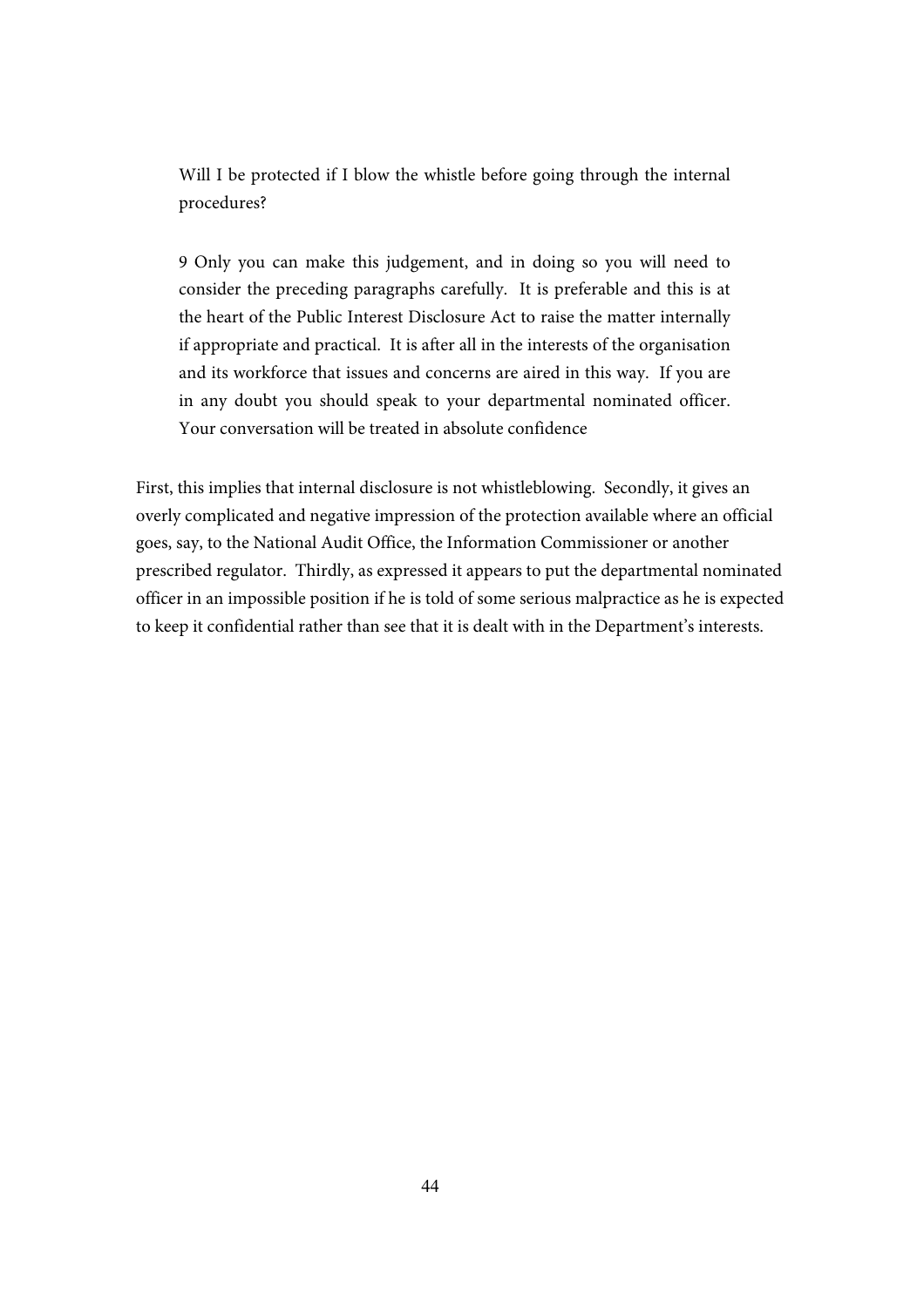> Will I be protected if I blow the whistle before going through the internal procedures?
>
> 9 Only you can make this judgement, and in doing so you will need to consider the preceding paragraphs carefully. It is preferable and this is at the heart of the Public Interest Disclosure Act to raise the matter internally if appropriate and practical. It is after all in the interests of the organisation and its workforce that issues and concerns are aired in this way. If you are in any doubt you should speak to your departmental nominated officer. Your conversation will be treated in absolute confidence

First, this implies that internal disclosure is not whistleblowing. Secondly, it gives an overly complicated and negative impression of the protection available where an official goes, say, to the National Audit Office, the Information Commissioner or another prescribed regulator. Thirdly, as expressed it appears to put the departmental nominated officer in an impossible position if he is told of some serious malpractice as he is expected to keep it confidential rather than see that it is dealt with in the Department's interests.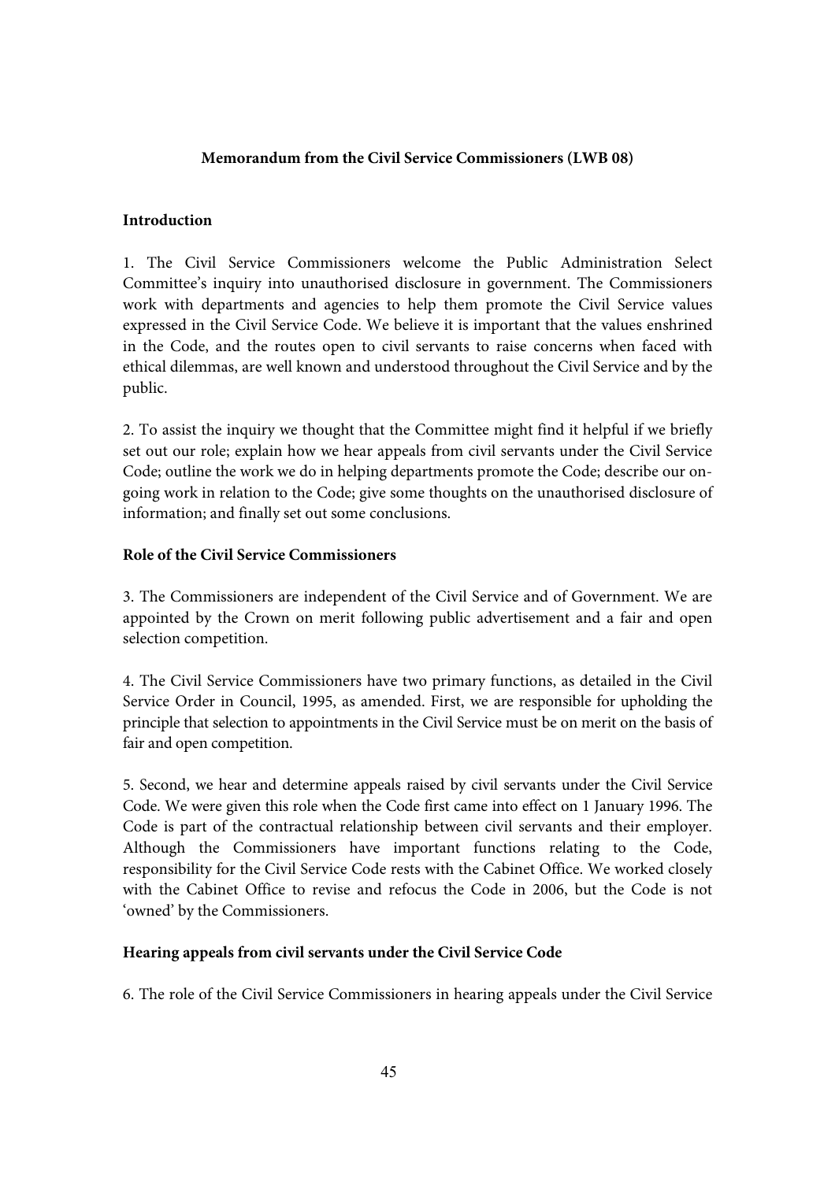**Memorandum from the Civil Service Commissioners (LWB 08)**

**Introduction**

1. The Civil Service Commissioners welcome the Public Administration Select Committee's inquiry into unauthorised disclosure in government. The Commissioners work with departments and agencies to help them promote the Civil Service values expressed in the Civil Service Code. We believe it is important that the values enshrined in the Code, and the routes open to civil servants to raise concerns when faced with ethical dilemmas, are well known and understood throughout the Civil Service and by the public.

2. To assist the inquiry we thought that the Committee might find it helpful if we briefly set out our role; explain how we hear appeals from civil servants under the Civil Service Code; outline the work we do in helping departments promote the Code; describe our on-going work in relation to the Code; give some thoughts on the unauthorised disclosure of information; and finally set out some conclusions.

**Role of the Civil Service Commissioners**

3. The Commissioners are independent of the Civil Service and of Government. We are appointed by the Crown on merit following public advertisement and a fair and open selection competition.

4. The Civil Service Commissioners have two primary functions, as detailed in the Civil Service Order in Council, 1995, as amended. First, we are responsible for upholding the principle that selection to appointments in the Civil Service must be on merit on the basis of fair and open competition.

5. Second, we hear and determine appeals raised by civil servants under the Civil Service Code. We were given this role when the Code first came into effect on 1 January 1996. The Code is part of the contractual relationship between civil servants and their employer. Although the Commissioners have important functions relating to the Code, responsibility for the Civil Service Code rests with the Cabinet Office. We worked closely with the Cabinet Office to revise and refocus the Code in 2006, but the Code is not 'owned' by the Commissioners.

**Hearing appeals from civil servants under the Civil Service Code**

6. The role of the Civil Service Commissioners in hearing appeals under the Civil Service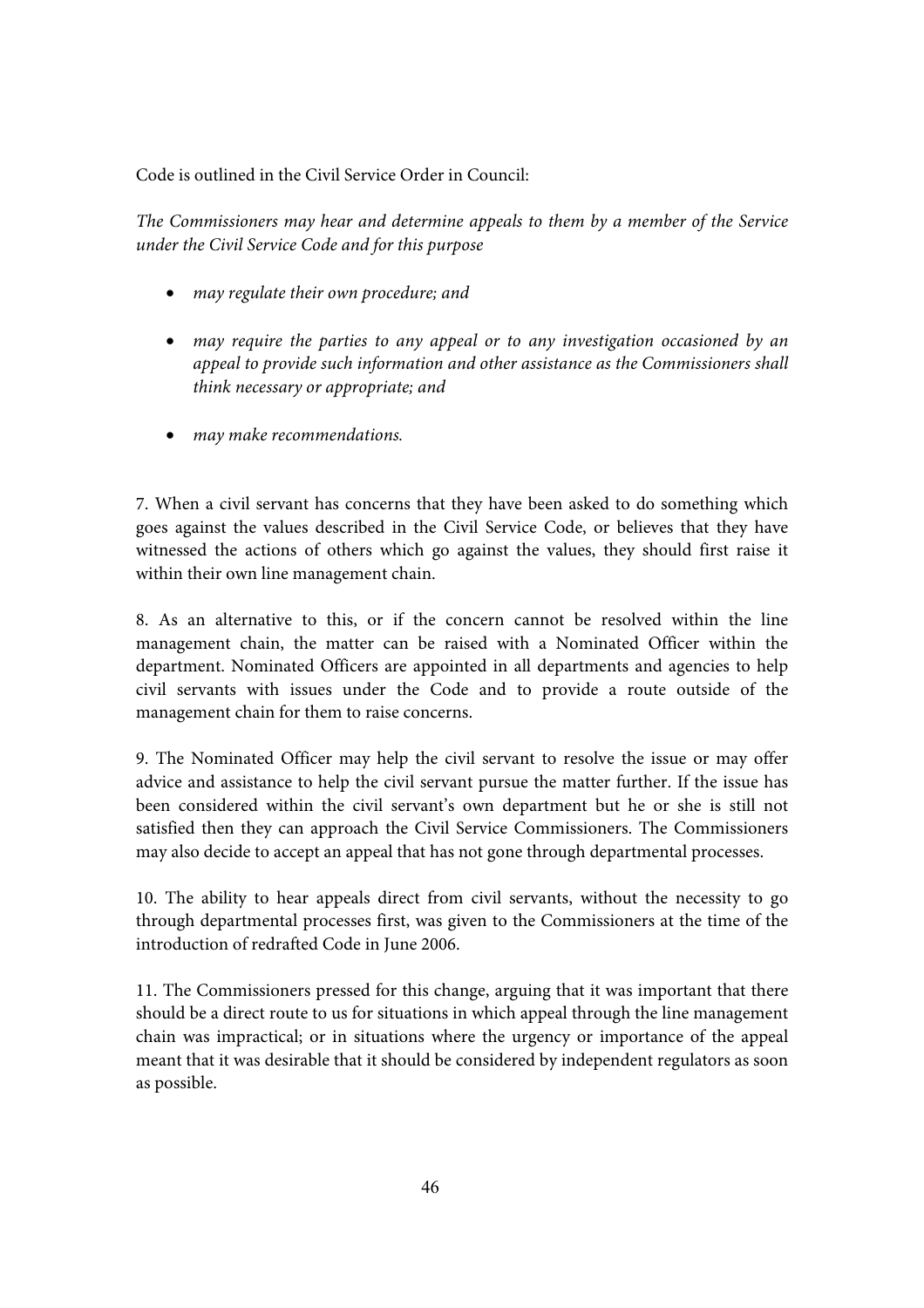Code is outlined in the Civil Service Order in Council:

*The Commissioners may hear and determine appeals to them by a member of the Service under the Civil Service Code and for this purpose*

- *may regulate their own procedure; and*
- *may require the parties to any appeal or to any investigation occasioned by an appeal to provide such information and other assistance as the Commissioners shall think necessary or appropriate; and*
- *may make recommendations.*

7. When a civil servant has concerns that they have been asked to do something which goes against the values described in the Civil Service Code, or believes that they have witnessed the actions of others which go against the values, they should first raise it within their own line management chain.

8. As an alternative to this, or if the concern cannot be resolved within the line management chain, the matter can be raised with a Nominated Officer within the department. Nominated Officers are appointed in all departments and agencies to help civil servants with issues under the Code and to provide a route outside of the management chain for them to raise concerns.

9. The Nominated Officer may help the civil servant to resolve the issue or may offer advice and assistance to help the civil servant pursue the matter further. If the issue has been considered within the civil servant's own department but he or she is still not satisfied then they can approach the Civil Service Commissioners. The Commissioners may also decide to accept an appeal that has not gone through departmental processes.

10. The ability to hear appeals direct from civil servants, without the necessity to go through departmental processes first, was given to the Commissioners at the time of the introduction of redrafted Code in June 2006.

11. The Commissioners pressed for this change, arguing that it was important that there should be a direct route to us for situations in which appeal through the line management chain was impractical; or in situations where the urgency or importance of the appeal meant that it was desirable that it should be considered by independent regulators as soon as possible.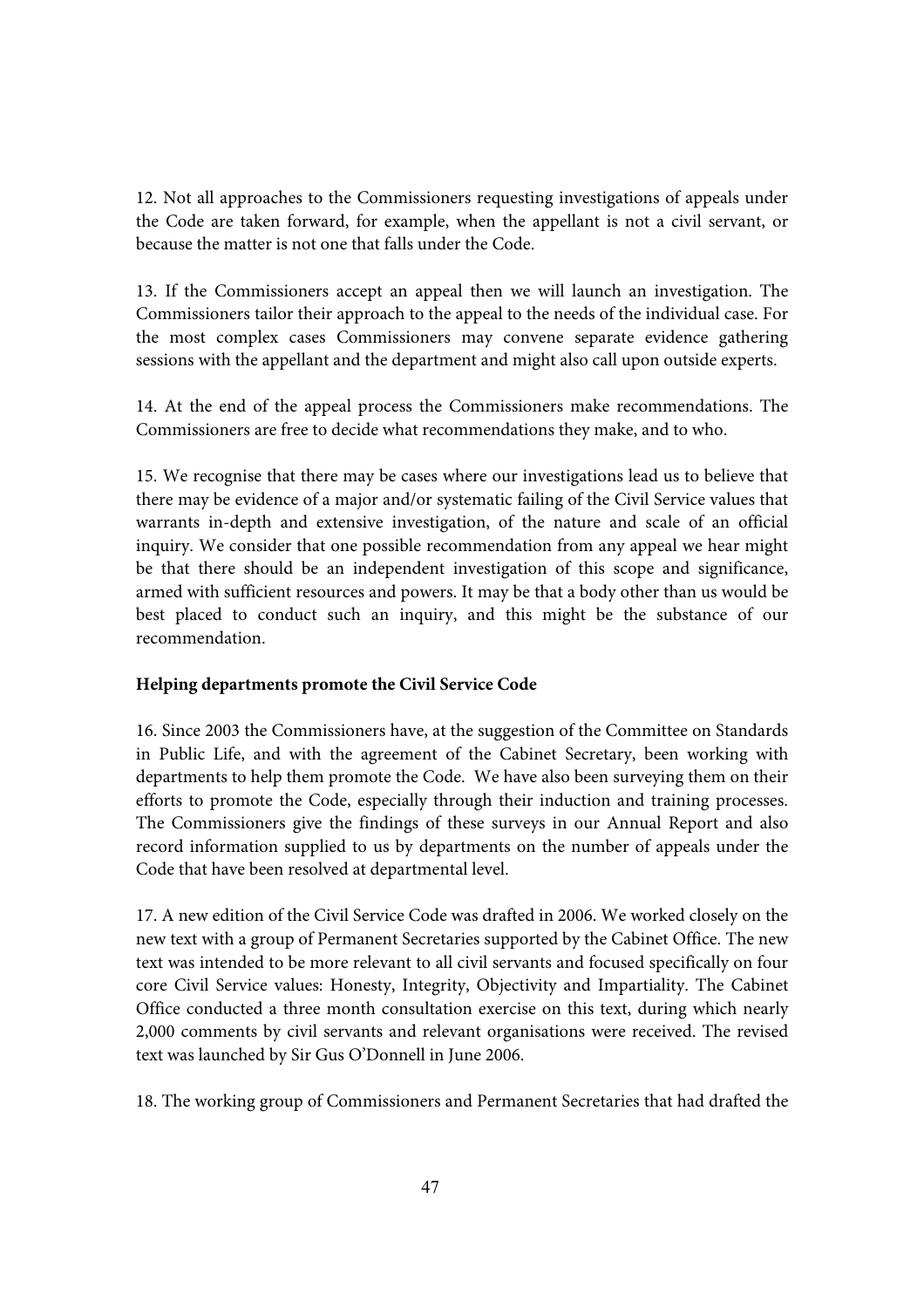12. Not all approaches to the Commissioners requesting investigations of appeals under the Code are taken forward, for example, when the appellant is not a civil servant, or because the matter is not one that falls under the Code.

13. If the Commissioners accept an appeal then we will launch an investigation. The Commissioners tailor their approach to the appeal to the needs of the individual case. For the most complex cases Commissioners may convene separate evidence gathering sessions with the appellant and the department and might also call upon outside experts.

14. At the end of the appeal process the Commissioners make recommendations. The Commissioners are free to decide what recommendations they make, and to who.

15. We recognise that there may be cases where our investigations lead us to believe that there may be evidence of a major and/or systematic failing of the Civil Service values that warrants in-depth and extensive investigation, of the nature and scale of an official inquiry. We consider that one possible recommendation from any appeal we hear might be that there should be an independent investigation of this scope and significance, armed with sufficient resources and powers. It may be that a body other than us would be best placed to conduct such an inquiry, and this might be the substance of our recommendation.

**Helping departments promote the Civil Service Code**

16. Since 2003 the Commissioners have, at the suggestion of the Committee on Standards in Public Life, and with the agreement of the Cabinet Secretary, been working with departments to help them promote the Code. We have also been surveying them on their efforts to promote the Code, especially through their induction and training processes. The Commissioners give the findings of these surveys in our Annual Report and also record information supplied to us by departments on the number of appeals under the Code that have been resolved at departmental level.

17. A new edition of the Civil Service Code was drafted in 2006. We worked closely on the new text with a group of Permanent Secretaries supported by the Cabinet Office. The new text was intended to be more relevant to all civil servants and focused specifically on four core Civil Service values: Honesty, Integrity, Objectivity and Impartiality. The Cabinet Office conducted a three month consultation exercise on this text, during which nearly 2,000 comments by civil servants and relevant organisations were received. The revised text was launched by Sir Gus O'Donnell in June 2006.

18. The working group of Commissioners and Permanent Secretaries that had drafted the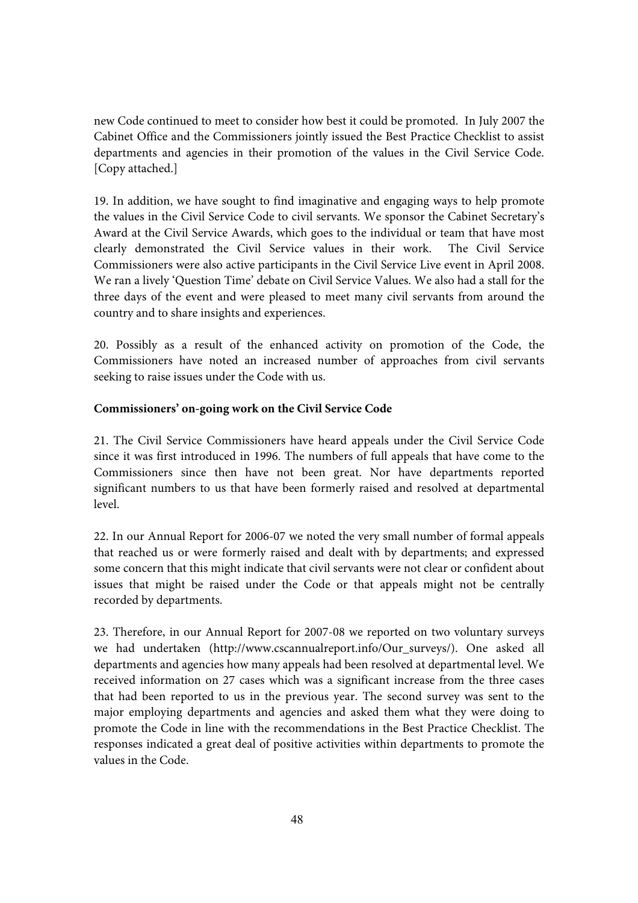new Code continued to meet to consider how best it could be promoted. In July 2007 the Cabinet Office and the Commissioners jointly issued the Best Practice Checklist to assist departments and agencies in their promotion of the values in the Civil Service Code. [Copy attached.]

19. In addition, we have sought to find imaginative and engaging ways to help promote the values in the Civil Service Code to civil servants. We sponsor the Cabinet Secretary's Award at the Civil Service Awards, which goes to the individual or team that have most clearly demonstrated the Civil Service values in their work. The Civil Service Commissioners were also active participants in the Civil Service Live event in April 2008. We ran a lively 'Question Time' debate on Civil Service Values. We also had a stall for the three days of the event and were pleased to meet many civil servants from around the country and to share insights and experiences.

20. Possibly as a result of the enhanced activity on promotion of the Code, the Commissioners have noted an increased number of approaches from civil servants seeking to raise issues under the Code with us.

**Commissioners' on-going work on the Civil Service Code**

21. The Civil Service Commissioners have heard appeals under the Civil Service Code since it was first introduced in 1996. The numbers of full appeals that have come to the Commissioners since then have not been great. Nor have departments reported significant numbers to us that have been formerly raised and resolved at departmental level.

22. In our Annual Report for 2006-07 we noted the very small number of formal appeals that reached us or were formerly raised and dealt with by departments; and expressed some concern that this might indicate that civil servants were not clear or confident about issues that might be raised under the Code or that appeals might not be centrally recorded by departments.

23. Therefore, in our Annual Report for 2007-08 we reported on two voluntary surveys we had undertaken (http://www.cscannualreport.info/Our_surveys/). One asked all departments and agencies how many appeals had been resolved at departmental level. We received information on 27 cases which was a significant increase from the three cases that had been reported to us in the previous year. The second survey was sent to the major employing departments and agencies and asked them what they were doing to promote the Code in line with the recommendations in the Best Practice Checklist. The responses indicated a great deal of positive activities within departments to promote the values in the Code.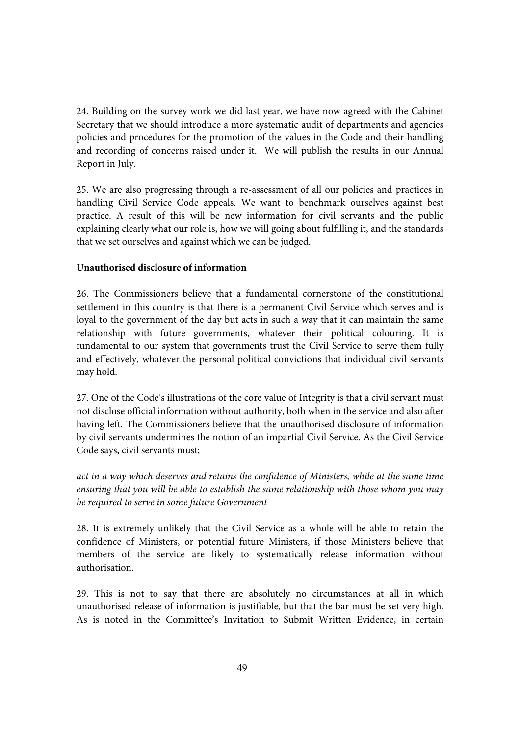24. Building on the survey work we did last year, we have now agreed with the Cabinet Secretary that we should introduce a more systematic audit of departments and agencies policies and procedures for the promotion of the values in the Code and their handling and recording of concerns raised under it. We will publish the results in our Annual Report in July.

25. We are also progressing through a re-assessment of all our policies and practices in handling Civil Service Code appeals. We want to benchmark ourselves against best practice. A result of this will be new information for civil servants and the public explaining clearly what our role is, how we will going about fulfilling it, and the standards that we set ourselves and against which we can be judged.

**Unauthorised disclosure of information**

26. The Commissioners believe that a fundamental cornerstone of the constitutional settlement in this country is that there is a permanent Civil Service which serves and is loyal to the government of the day but acts in such a way that it can maintain the same relationship with future governments, whatever their political colouring. It is fundamental to our system that governments trust the Civil Service to serve them fully and effectively, whatever the personal political convictions that individual civil servants may hold.

27. One of the Code's illustrations of the core value of Integrity is that a civil servant must not disclose official information without authority, both when in the service and also after having left. The Commissioners believe that the unauthorised disclosure of information by civil servants undermines the notion of an impartial Civil Service. As the Civil Service Code says, civil servants must;

*act in a way which deserves and retains the confidence of Ministers, while at the same time ensuring that you will be able to establish the same relationship with those whom you may be required to serve in some future Government*

28. It is extremely unlikely that the Civil Service as a whole will be able to retain the confidence of Ministers, or potential future Ministers, if those Ministers believe that members of the service are likely to systematically release information without authorisation.

29. This is not to say that there are absolutely no circumstances at all in which unauthorised release of information is justifiable, but that the bar must be set very high. As is noted in the Committee's Invitation to Submit Written Evidence, in certain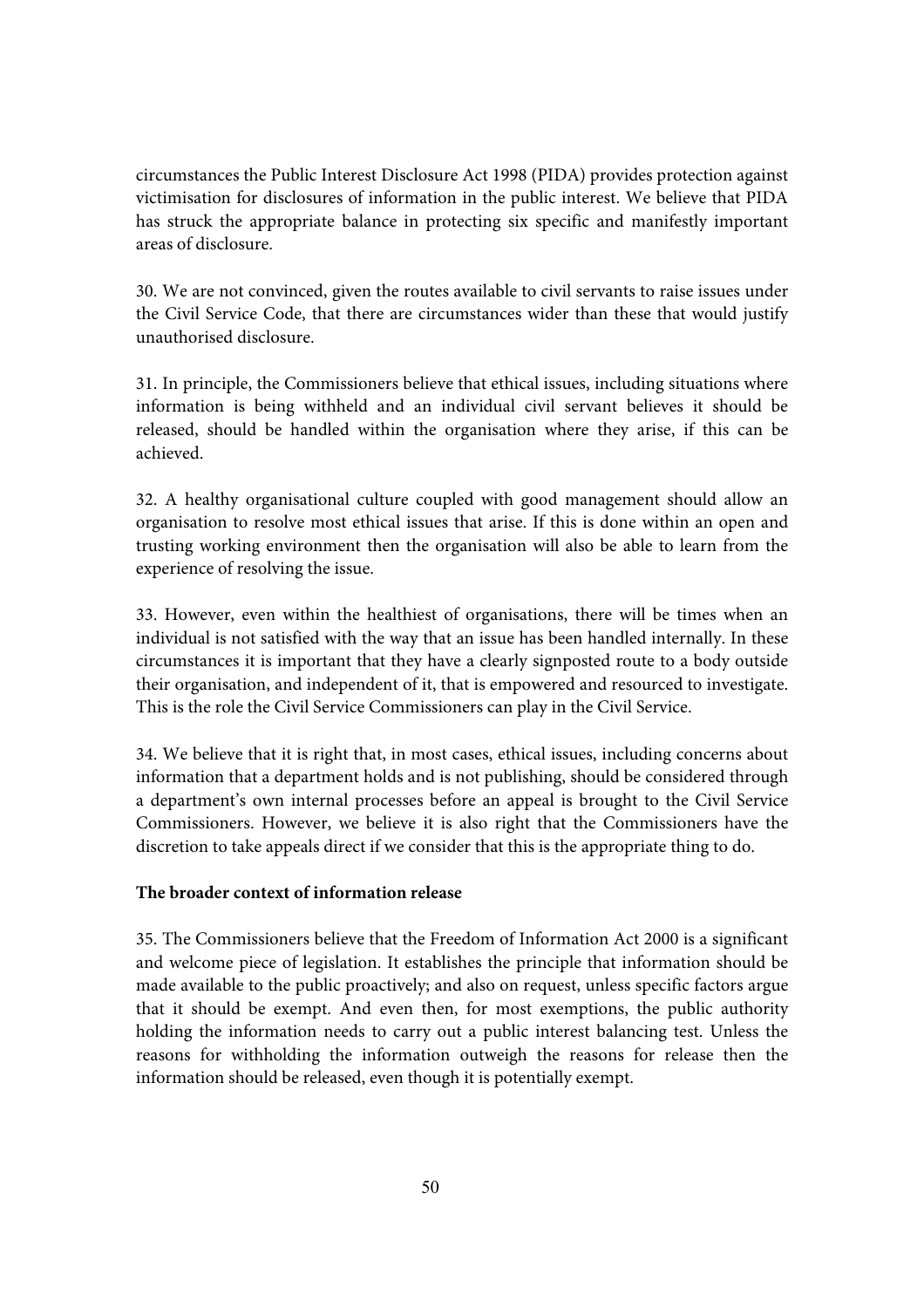circumstances the Public Interest Disclosure Act 1998 (PIDA) provides protection against victimisation for disclosures of information in the public interest. We believe that PIDA has struck the appropriate balance in protecting six specific and manifestly important areas of disclosure.

30. We are not convinced, given the routes available to civil servants to raise issues under the Civil Service Code, that there are circumstances wider than these that would justify unauthorised disclosure.

31. In principle, the Commissioners believe that ethical issues, including situations where information is being withheld and an individual civil servant believes it should be released, should be handled within the organisation where they arise, if this can be achieved.

32. A healthy organisational culture coupled with good management should allow an organisation to resolve most ethical issues that arise. If this is done within an open and trusting working environment then the organisation will also be able to learn from the experience of resolving the issue.

33. However, even within the healthiest of organisations, there will be times when an individual is not satisfied with the way that an issue has been handled internally. In these circumstances it is important that they have a clearly signposted route to a body outside their organisation, and independent of it, that is empowered and resourced to investigate. This is the role the Civil Service Commissioners can play in the Civil Service.

34. We believe that it is right that, in most cases, ethical issues, including concerns about information that a department holds and is not publishing, should be considered through a department's own internal processes before an appeal is brought to the Civil Service Commissioners. However, we believe it is also right that the Commissioners have the discretion to take appeals direct if we consider that this is the appropriate thing to do.

**The broader context of information release**

35. The Commissioners believe that the Freedom of Information Act 2000 is a significant and welcome piece of legislation. It establishes the principle that information should be made available to the public proactively; and also on request, unless specific factors argue that it should be exempt. And even then, for most exemptions, the public authority holding the information needs to carry out a public interest balancing test. Unless the reasons for withholding the information outweigh the reasons for release then the information should be released, even though it is potentially exempt.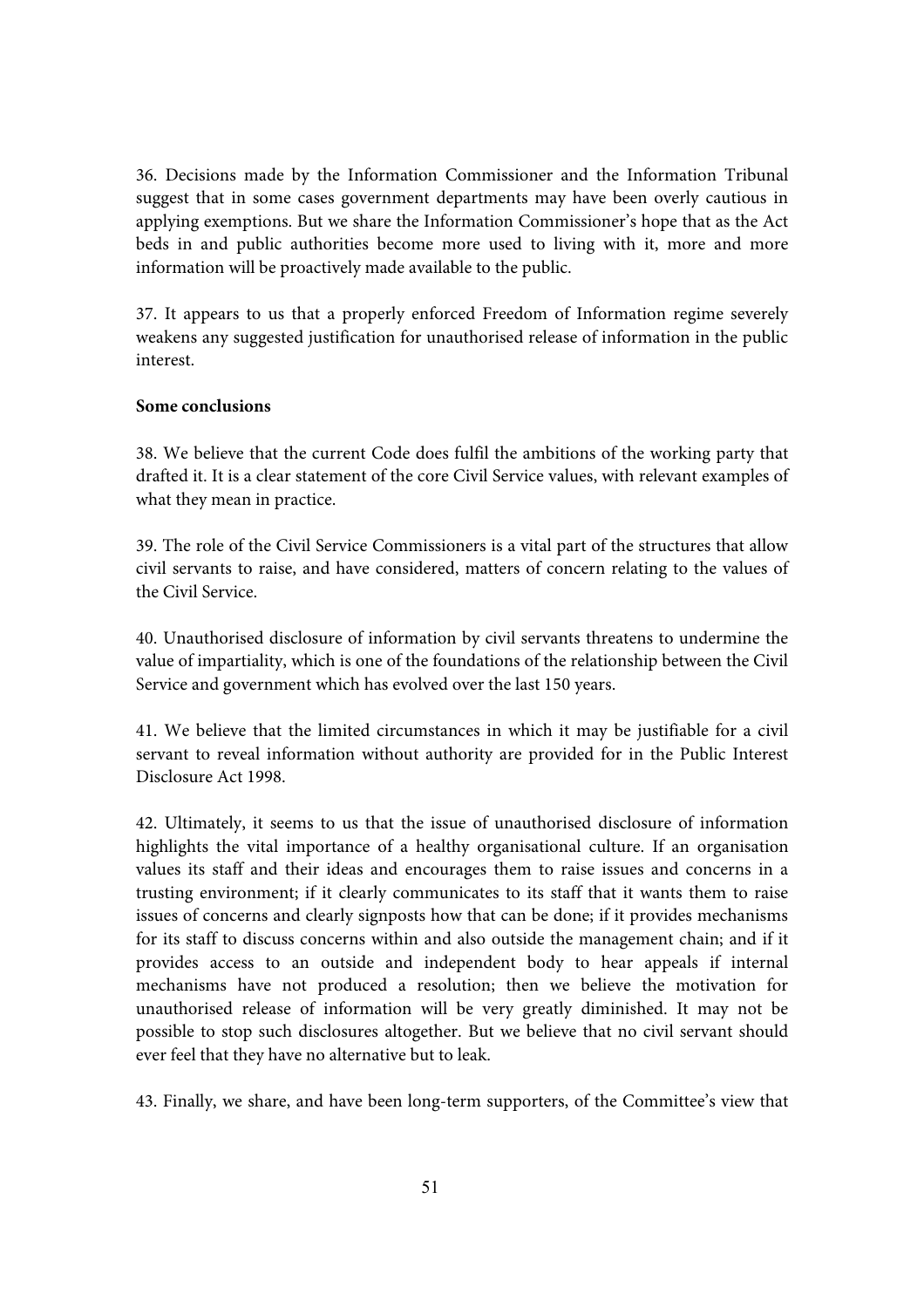36. Decisions made by the Information Commissioner and the Information Tribunal suggest that in some cases government departments may have been overly cautious in applying exemptions. But we share the Information Commissioner's hope that as the Act beds in and public authorities become more used to living with it, more and more information will be proactively made available to the public.

37. It appears to us that a properly enforced Freedom of Information regime severely weakens any suggested justification for unauthorised release of information in the public interest.

**Some conclusions**

38. We believe that the current Code does fulfil the ambitions of the working party that drafted it. It is a clear statement of the core Civil Service values, with relevant examples of what they mean in practice.

39. The role of the Civil Service Commissioners is a vital part of the structures that allow civil servants to raise, and have considered, matters of concern relating to the values of the Civil Service.

40. Unauthorised disclosure of information by civil servants threatens to undermine the value of impartiality, which is one of the foundations of the relationship between the Civil Service and government which has evolved over the last 150 years.

41. We believe that the limited circumstances in which it may be justifiable for a civil servant to reveal information without authority are provided for in the Public Interest Disclosure Act 1998.

42. Ultimately, it seems to us that the issue of unauthorised disclosure of information highlights the vital importance of a healthy organisational culture. If an organisation values its staff and their ideas and encourages them to raise issues and concerns in a trusting environment; if it clearly communicates to its staff that it wants them to raise issues of concerns and clearly signposts how that can be done; if it provides mechanisms for its staff to discuss concerns within and also outside the management chain; and if it provides access to an outside and independent body to hear appeals if internal mechanisms have not produced a resolution; then we believe the motivation for unauthorised release of information will be very greatly diminished. It may not be possible to stop such disclosures altogether. But we believe that no civil servant should ever feel that they have no alternative but to leak.

43. Finally, we share, and have been long-term supporters, of the Committee's view that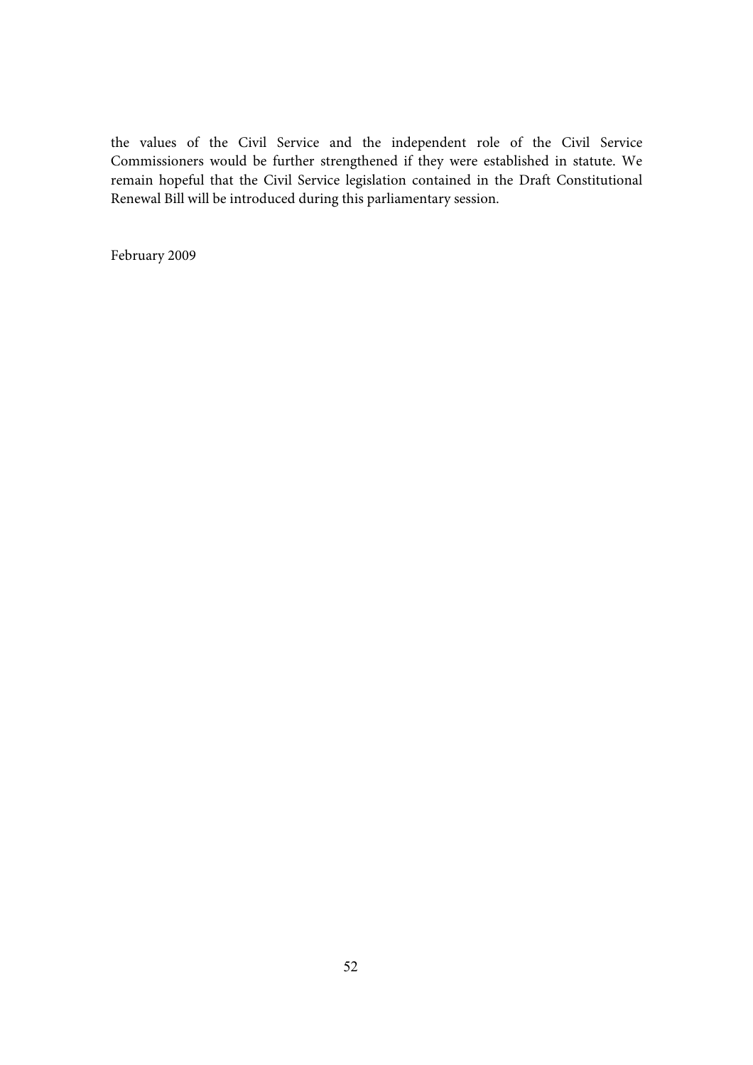the values of the Civil Service and the independent role of the Civil Service Commissioners would be further strengthened if they were established in statute. We remain hopeful that the Civil Service legislation contained in the Draft Constitutional Renewal Bill will be introduced during this parliamentary session.

February 2009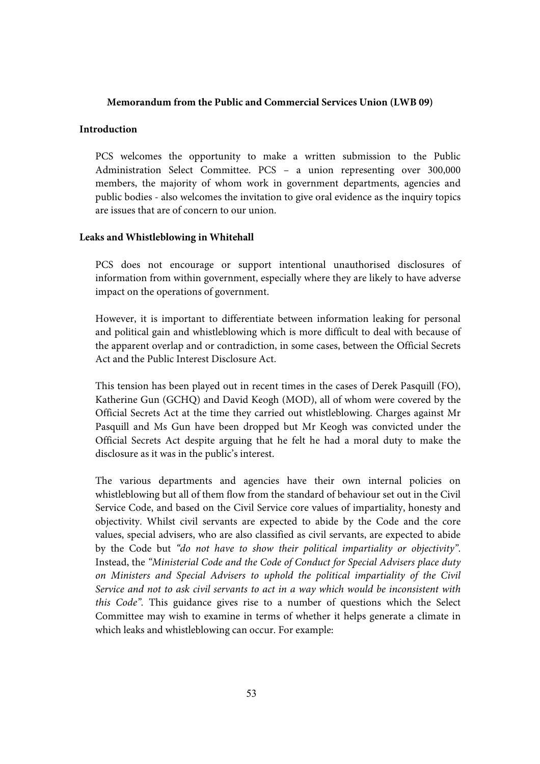**Memorandum from the Public and Commercial Services Union (LWB 09)**

**Introduction**

PCS welcomes the opportunity to make a written submission to the Public Administration Select Committee. PCS – a union representing over 300,000 members, the majority of whom work in government departments, agencies and public bodies - also welcomes the invitation to give oral evidence as the inquiry topics are issues that are of concern to our union.

**Leaks and Whistleblowing in Whitehall**

PCS does not encourage or support intentional unauthorised disclosures of information from within government, especially where they are likely to have adverse impact on the operations of government.

However, it is important to differentiate between information leaking for personal and political gain and whistleblowing which is more difficult to deal with because of the apparent overlap and or contradiction, in some cases, between the Official Secrets Act and the Public Interest Disclosure Act.

This tension has been played out in recent times in the cases of Derek Pasquill (FO), Katherine Gun (GCHQ) and David Keogh (MOD), all of whom were covered by the Official Secrets Act at the time they carried out whistleblowing. Charges against Mr Pasquill and Ms Gun have been dropped but Mr Keogh was convicted under the Official Secrets Act despite arguing that he felt he had a moral duty to make the disclosure as it was in the public's interest.

The various departments and agencies have their own internal policies on whistleblowing but all of them flow from the standard of behaviour set out in the Civil Service Code, and based on the Civil Service core values of impartiality, honesty and objectivity. Whilst civil servants are expected to abide by the Code and the core values, special advisers, who are also classified as civil servants, are expected to abide by the Code but *"do not have to show their political impartiality or objectivity"*. Instead, the *"Ministerial Code and the Code of Conduct for Special Advisers place duty on Ministers and Special Advisers to uphold the political impartiality of the Civil Service and not to ask civil servants to act in a way which would be inconsistent with this Code"*. This guidance gives rise to a number of questions which the Select Committee may wish to examine in terms of whether it helps generate a climate in which leaks and whistleblowing can occur. For example: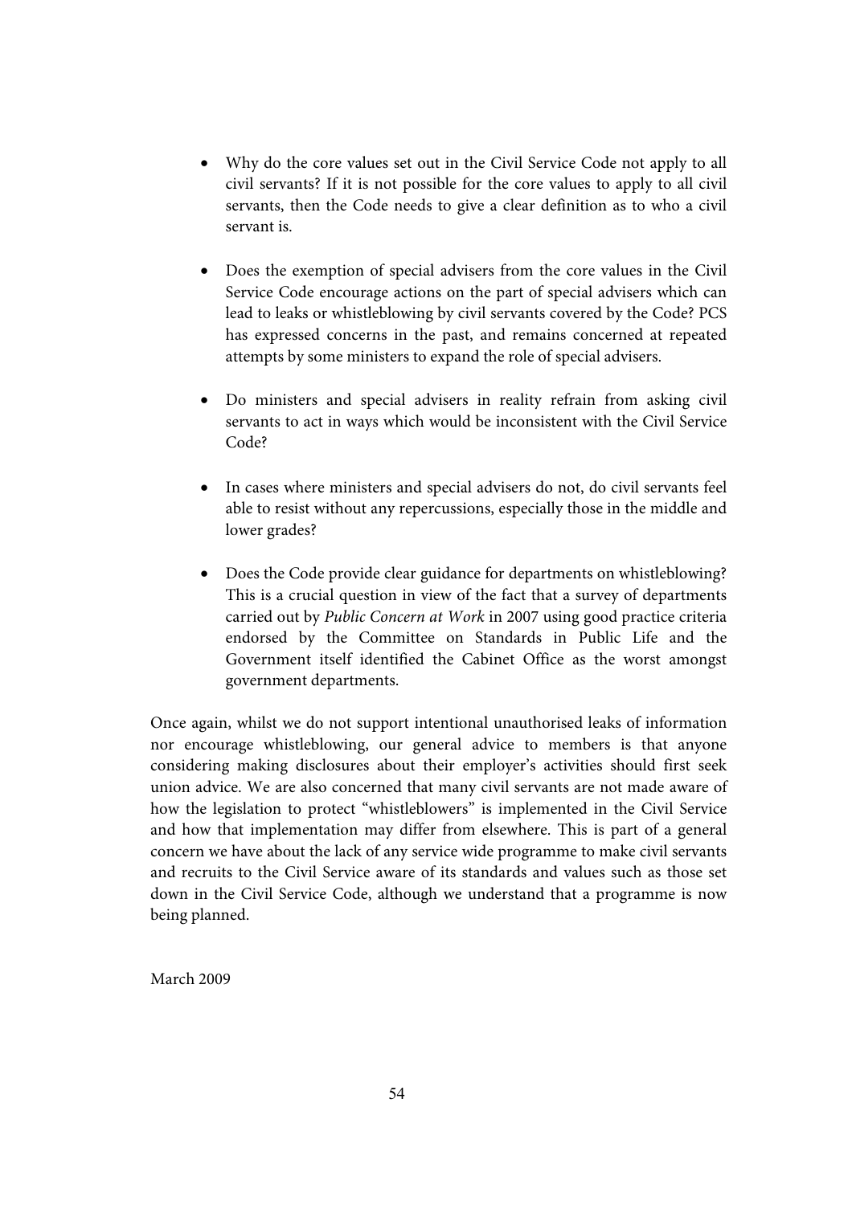- Why do the core values set out in the Civil Service Code not apply to all civil servants? If it is not possible for the core values to apply to all civil servants, then the Code needs to give a clear definition as to who a civil servant is.

- Does the exemption of special advisers from the core values in the Civil Service Code encourage actions on the part of special advisers which can lead to leaks or whistleblowing by civil servants covered by the Code? PCS has expressed concerns in the past, and remains concerned at repeated attempts by some ministers to expand the role of special advisers.

- Do ministers and special advisers in reality refrain from asking civil servants to act in ways which would be inconsistent with the Civil Service Code?

- In cases where ministers and special advisers do not, do civil servants feel able to resist without any repercussions, especially those in the middle and lower grades?

- Does the Code provide clear guidance for departments on whistleblowing? This is a crucial question in view of the fact that a survey of departments carried out by *Public Concern at Work* in 2007 using good practice criteria endorsed by the Committee on Standards in Public Life and the Government itself identified the Cabinet Office as the worst amongst government departments.

Once again, whilst we do not support intentional unauthorised leaks of information nor encourage whistleblowing, our general advice to members is that anyone considering making disclosures about their employer's activities should first seek union advice. We are also concerned that many civil servants are not made aware of how the legislation to protect "whistleblowers" is implemented in the Civil Service and how that implementation may differ from elsewhere. This is part of a general concern we have about the lack of any service wide programme to make civil servants and recruits to the Civil Service aware of its standards and values such as those set down in the Civil Service Code, although we understand that a programme is now being planned.

March 2009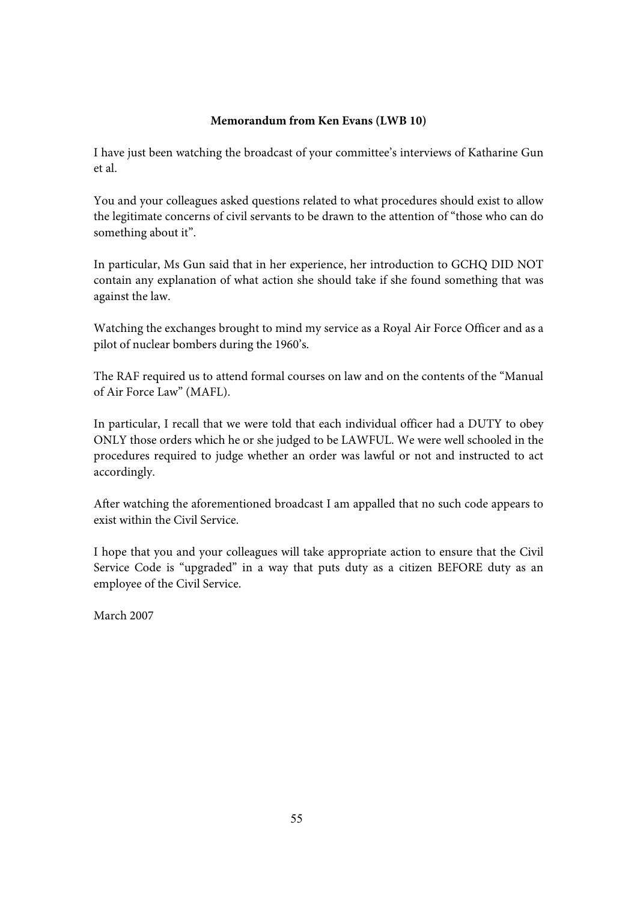**Memorandum from Ken Evans (LWB 10)**

I have just been watching the broadcast of your committee's interviews of Katharine Gun et al.

You and your colleagues asked questions related to what procedures should exist to allow the legitimate concerns of civil servants to be drawn to the attention of "those who can do something about it".

In particular, Ms Gun said that in her experience, her introduction to GCHQ DID NOT contain any explanation of what action she should take if she found something that was against the law.

Watching the exchanges brought to mind my service as a Royal Air Force Officer and as a pilot of nuclear bombers during the 1960's.

The RAF required us to attend formal courses on law and on the contents of the "Manual of Air Force Law" (MAFL).

In particular, I recall that we were told that each individual officer had a DUTY to obey ONLY those orders which he or she judged to be LAWFUL. We were well schooled in the procedures required to judge whether an order was lawful or not and instructed to act accordingly.

After watching the aforementioned broadcast I am appalled that no such code appears to exist within the Civil Service.

I hope that you and your colleagues will take appropriate action to ensure that the Civil Service Code is "upgraded" in a way that puts duty as a citizen BEFORE duty as an employee of the Civil Service.

March 2007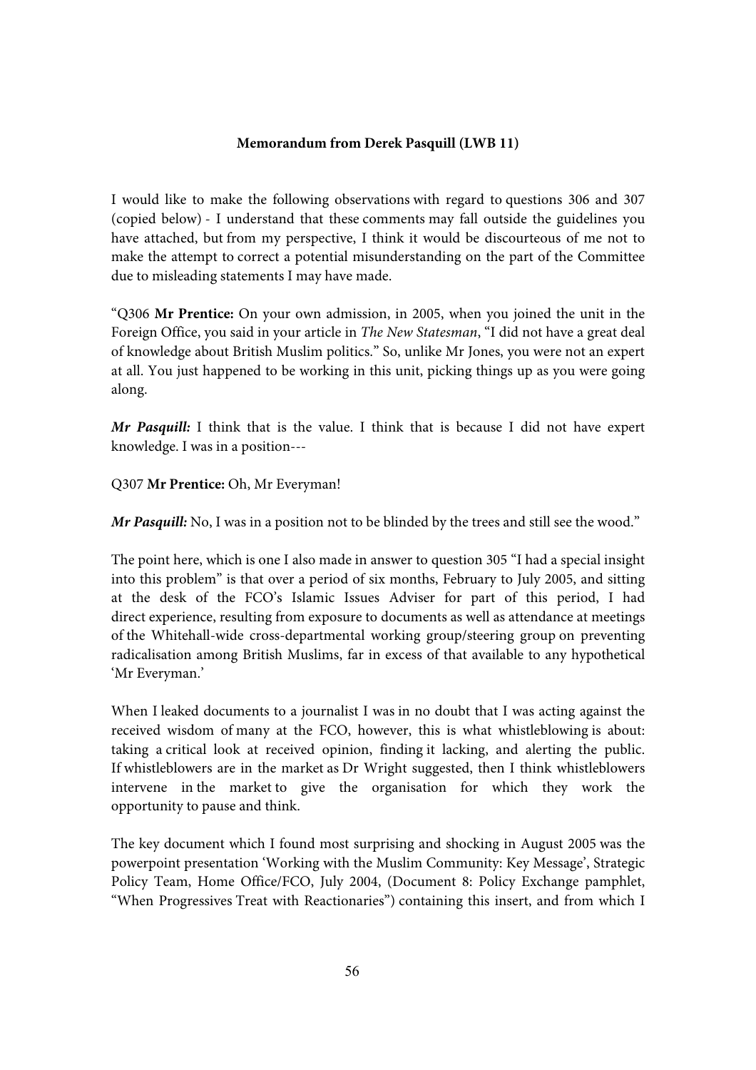**Memorandum from Derek Pasquill (LWB 11)**

I would like to make the following observations with regard to questions 306 and 307 (copied below) - I understand that these comments may fall outside the guidelines you have attached, but from my perspective, I think it would be discourteous of me not to make the attempt to correct a potential misunderstanding on the part of the Committee due to misleading statements I may have made.

"Q306 **Mr Prentice:** On your own admission, in 2005, when you joined the unit in the Foreign Office, you said in your article in *The New Statesman*, "I did not have a great deal of knowledge about British Muslim politics." So, unlike Mr Jones, you were not an expert at all. You just happened to be working in this unit, picking things up as you were going along.

***Mr Pasquill:*** I think that is the value. I think that is because I did not have expert knowledge. I was in a position---

Q307 **Mr Prentice:** Oh, Mr Everyman!

***Mr Pasquill:*** No, I was in a position not to be blinded by the trees and still see the wood."

The point here, which is one I also made in answer to question 305 "I had a special insight into this problem" is that over a period of six months, February to July 2005, and sitting at the desk of the FCO's Islamic Issues Adviser for part of this period, I had direct experience, resulting from exposure to documents as well as attendance at meetings of the Whitehall-wide cross-departmental working group/steering group on preventing radicalisation among British Muslims, far in excess of that available to any hypothetical 'Mr Everyman.'

When I leaked documents to a journalist I was in no doubt that I was acting against the received wisdom of many at the FCO, however, this is what whistleblowing is about: taking a critical look at received opinion, finding it lacking, and alerting the public. If whistleblowers are in the market as Dr Wright suggested, then I think whistleblowers intervene in the market to give the organisation for which they work the opportunity to pause and think.

The key document which I found most surprising and shocking in August 2005 was the powerpoint presentation 'Working with the Muslim Community: Key Message', Strategic Policy Team, Home Office/FCO, July 2004, (Document 8: Policy Exchange pamphlet, "When Progressives Treat with Reactionaries") containing this insert, and from which I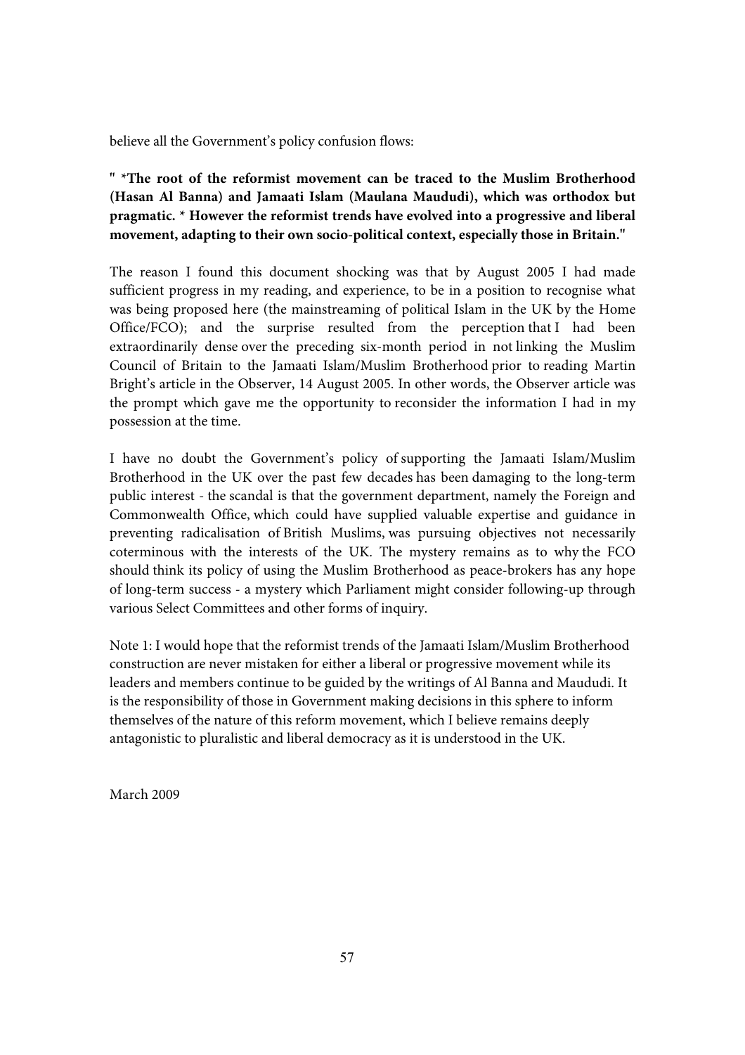believe all the Government's policy confusion flows:

**" *The root of the reformist movement can be traced to the Muslim Brotherhood (Hasan Al Banna) and Jamaati Islam (Maulana Maududi), which was orthodox but pragmatic. * However the reformist trends have evolved into a progressive and liberal movement, adapting to their own socio-political context, especially those in Britain."**

The reason I found this document shocking was that by August 2005 I had made sufficient progress in my reading, and experience, to be in a position to recognise what was being proposed here (the mainstreaming of political Islam in the UK by the Home Office/FCO); and the surprise resulted from the perception that I had been extraordinarily dense over the preceding six-month period in not linking the Muslim Council of Britain to the Jamaati Islam/Muslim Brotherhood prior to reading Martin Bright's article in the Observer, 14 August 2005. In other words, the Observer article was the prompt which gave me the opportunity to reconsider the information I had in my possession at the time.

I have no doubt the Government's policy of supporting the Jamaati Islam/Muslim Brotherhood in the UK over the past few decades has been damaging to the long-term public interest - the scandal is that the government department, namely the Foreign and Commonwealth Office, which could have supplied valuable expertise and guidance in preventing radicalisation of British Muslims, was pursuing objectives not necessarily coterminous with the interests of the UK. The mystery remains as to why the FCO should think its policy of using the Muslim Brotherhood as peace-brokers has any hope of long-term success - a mystery which Parliament might consider following-up through various Select Committees and other forms of inquiry.

Note 1: I would hope that the reformist trends of the Jamaati Islam/Muslim Brotherhood construction are never mistaken for either a liberal or progressive movement while its leaders and members continue to be guided by the writings of Al Banna and Maududi. It is the responsibility of those in Government making decisions in this sphere to inform themselves of the nature of this reform movement, which I believe remains deeply antagonistic to pluralistic and liberal democracy as it is understood in the UK.

March 2009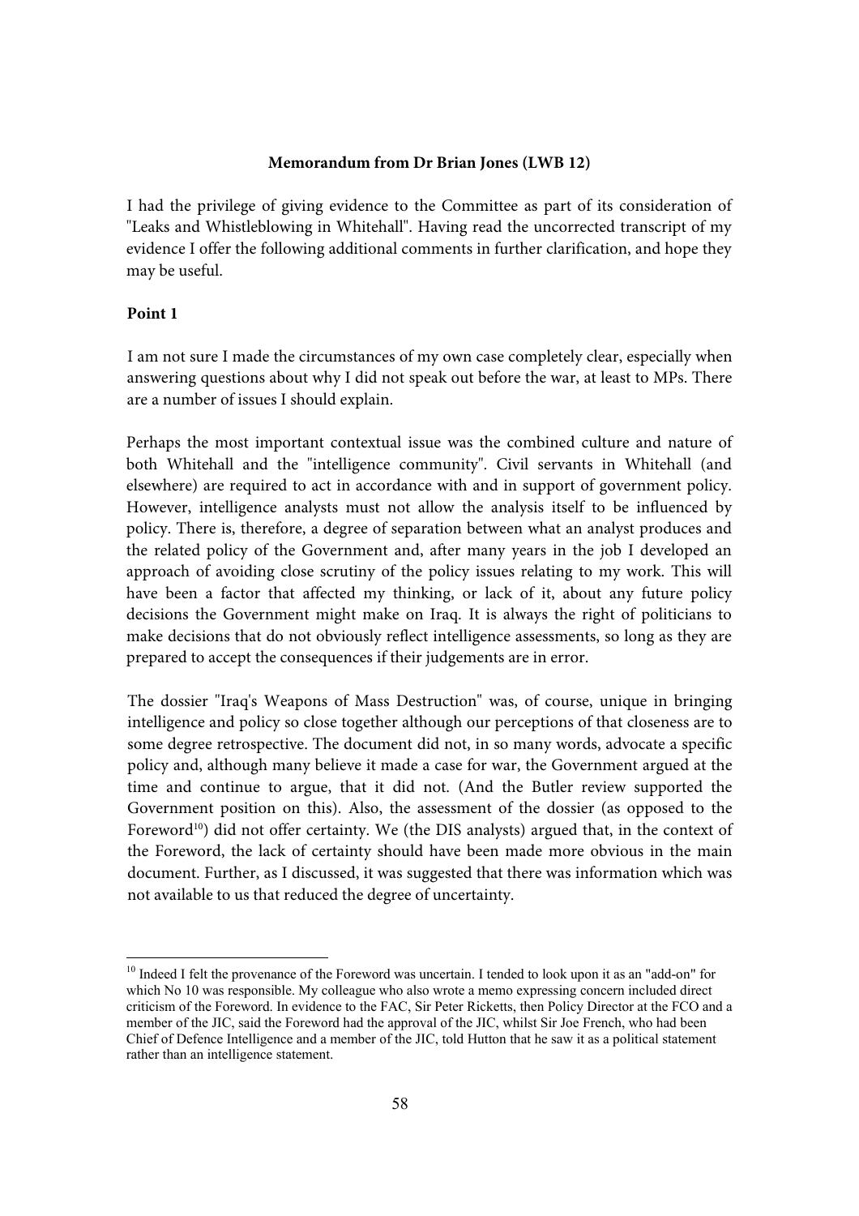**Memorandum from Dr Brian Jones (LWB 12)**

I had the privilege of giving evidence to the Committee as part of its consideration of "Leaks and Whistleblowing in Whitehall". Having read the uncorrected transcript of my evidence I offer the following additional comments in further clarification, and hope they may be useful.

**Point 1**

I am not sure I made the circumstances of my own case completely clear, especially when answering questions about why I did not speak out before the war, at least to MPs. There are a number of issues I should explain.

Perhaps the most important contextual issue was the combined culture and nature of both Whitehall and the "intelligence community". Civil servants in Whitehall (and elsewhere) are required to act in accordance with and in support of government policy. However, intelligence analysts must not allow the analysis itself to be influenced by policy. There is, therefore, a degree of separation between what an analyst produces and the related policy of the Government and, after many years in the job I developed an approach of avoiding close scrutiny of the policy issues relating to my work. This will have been a factor that affected my thinking, or lack of it, about any future policy decisions the Government might make on Iraq. It is always the right of politicians to make decisions that do not obviously reflect intelligence assessments, so long as they are prepared to accept the consequences if their judgements are in error.

The dossier "Iraq's Weapons of Mass Destruction" was, of course, unique in bringing intelligence and policy so close together although our perceptions of that closeness are to some degree retrospective. The document did not, in so many words, advocate a specific policy and, although many believe it made a case for war, the Government argued at the time and continue to argue, that it did not. (And the Butler review supported the Government position on this). Also, the assessment of the dossier (as opposed to the Foreword[10]) did not offer certainty. We (the DIS analysts) argued that, in the context of the Foreword, the lack of certainty should have been made more obvious in the main document. Further, as I discussed, it was suggested that there was information which was not available to us that reduced the degree of uncertainty.

---

[10] Indeed I felt the provenance of the Foreword was uncertain. I tended to look upon it as an "add-on" for which No 10 was responsible. My colleague who also wrote a memo expressing concern included direct criticism of the Foreword. In evidence to the FAC, Sir Peter Ricketts, then Policy Director at the FCO and a member of the JIC, said the Foreword had the approval of the JIC, whilst Sir Joe French, who had been Chief of Defence Intelligence and a member of the JIC, told Hutton that he saw it as a political statement rather than an intelligence statement.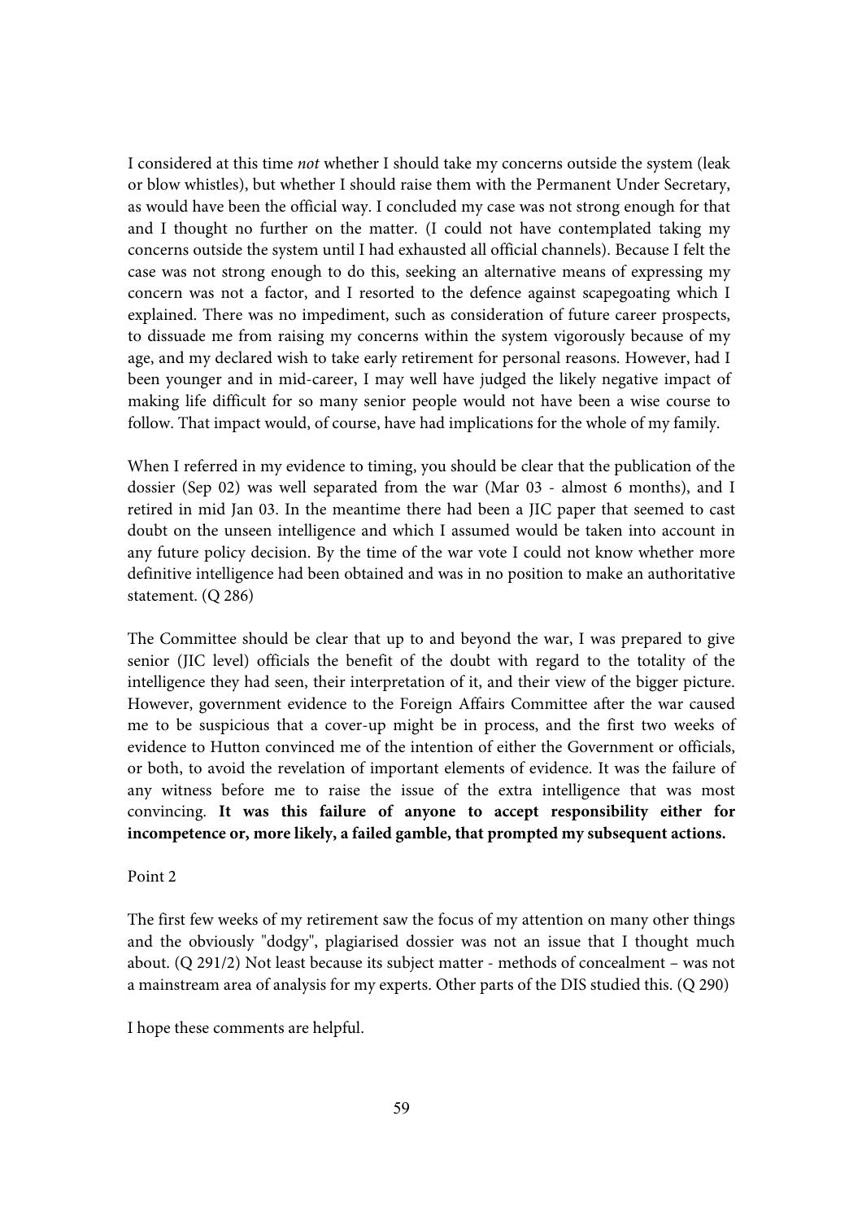I considered at this time *not* whether I should take my concerns outside the system (leak or blow whistles), but whether I should raise them with the Permanent Under Secretary, as would have been the official way. I concluded my case was not strong enough for that and I thought no further on the matter. (I could not have contemplated taking my concerns outside the system until I had exhausted all official channels). Because I felt the case was not strong enough to do this, seeking an alternative means of expressing my concern was not a factor, and I resorted to the defence against scapegoating which I explained. There was no impediment, such as consideration of future career prospects, to dissuade me from raising my concerns within the system vigorously because of my age, and my declared wish to take early retirement for personal reasons. However, had I been younger and in mid-career, I may well have judged the likely negative impact of making life difficult for so many senior people would not have been a wise course to follow. That impact would, of course, have had implications for the whole of my family.

When I referred in my evidence to timing, you should be clear that the publication of the dossier (Sep 02) was well separated from the war (Mar 03 - almost 6 months), and I retired in mid Jan 03. In the meantime there had been a JIC paper that seemed to cast doubt on the unseen intelligence and which I assumed would be taken into account in any future policy decision. By the time of the war vote I could not know whether more definitive intelligence had been obtained and was in no position to make an authoritative statement. (Q 286)

The Committee should be clear that up to and beyond the war, I was prepared to give senior (JIC level) officials the benefit of the doubt with regard to the totality of the intelligence they had seen, their interpretation of it, and their view of the bigger picture. However, government evidence to the Foreign Affairs Committee after the war caused me to be suspicious that a cover-up might be in process, and the first two weeks of evidence to Hutton convinced me of the intention of either the Government or officials, or both, to avoid the revelation of important elements of evidence. It was the failure of any witness before me to raise the issue of the extra intelligence that was most convincing. **It was this failure of anyone to accept responsibility either for incompetence or, more likely, a failed gamble, that prompted my subsequent actions.**

Point 2

The first few weeks of my retirement saw the focus of my attention on many other things and the obviously "dodgy", plagiarised dossier was not an issue that I thought much about. (Q 291/2) Not least because its subject matter - methods of concealment – was not a mainstream area of analysis for my experts. Other parts of the DIS studied this. (Q 290)

I hope these comments are helpful.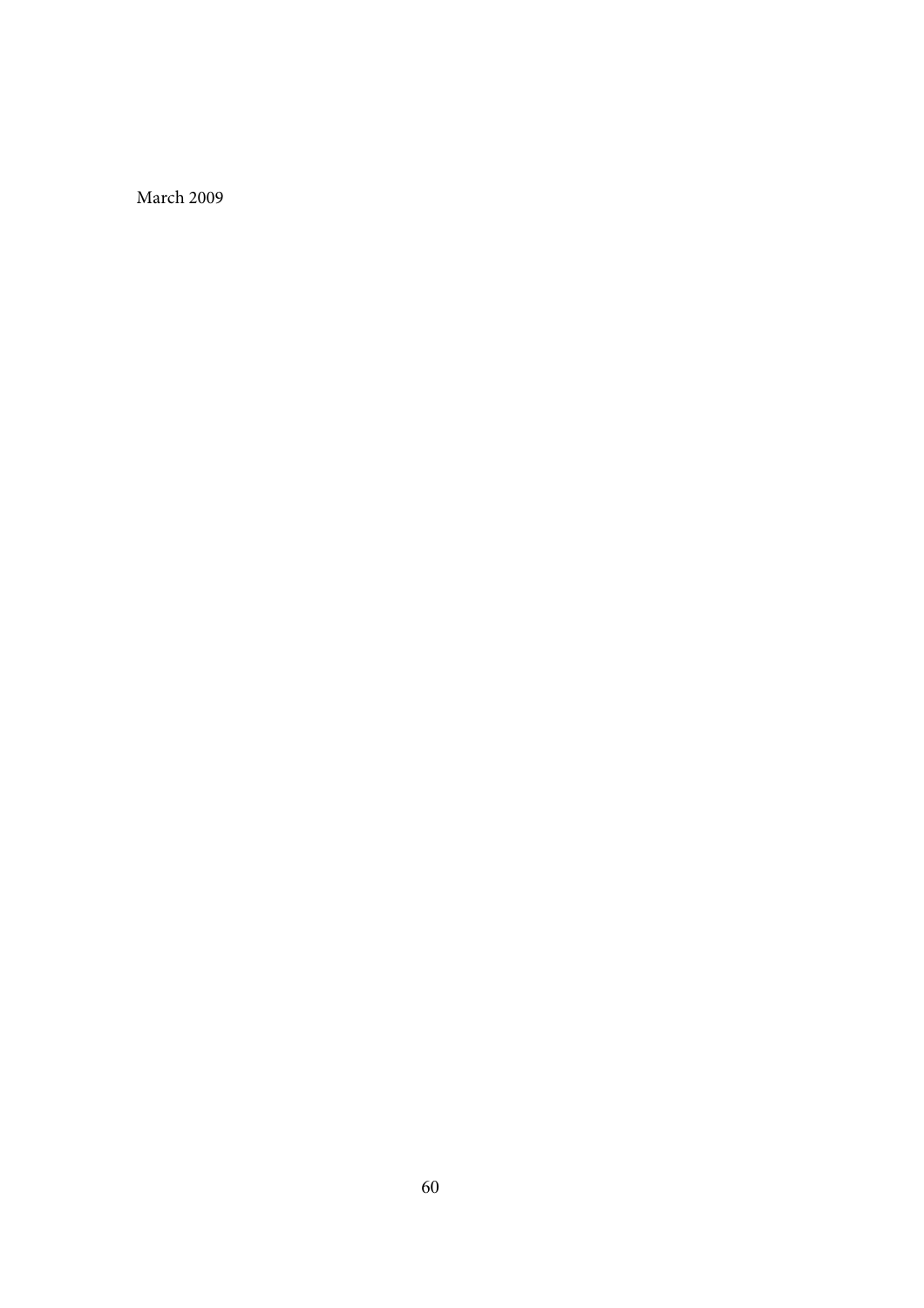March 2009